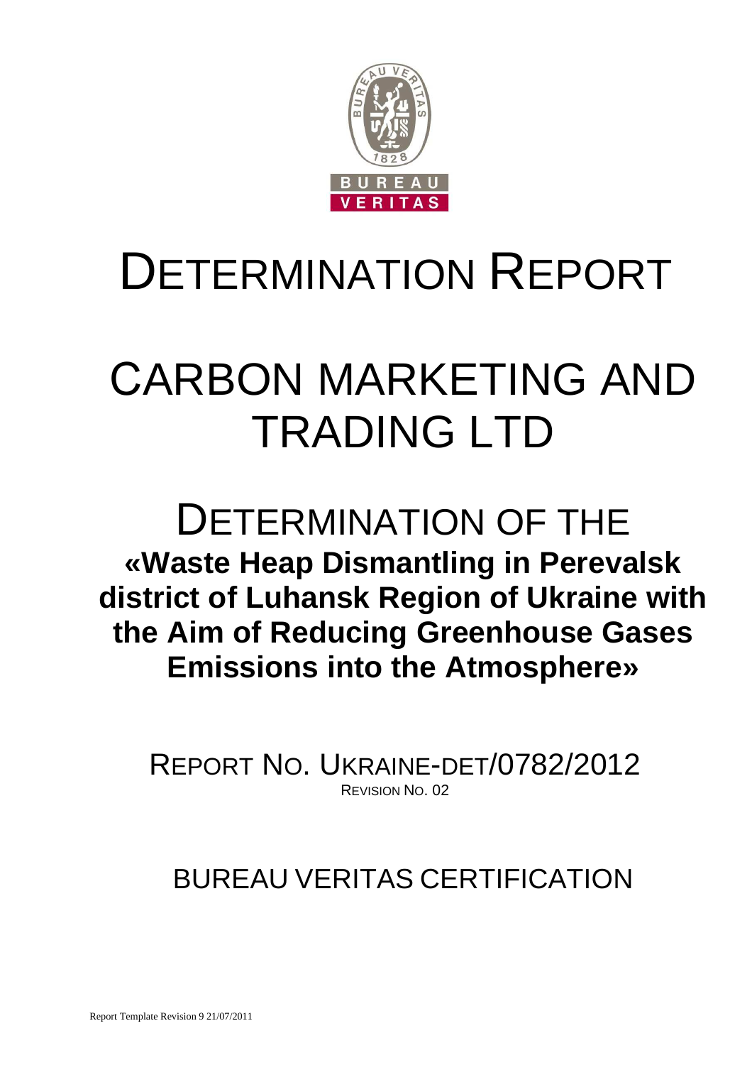# DETERMINATION REPORT

# CARBON MARKETING AND TRADING LTD

# DETERMINATION OF THE

**«Waste Heap Dismantling in Perevalsk district of Luhansk Region of Ukraine with the Aim of Reducing Greenhouse Gases Emissions into the Atmosphere»**

REPORT NO. UKRAINE-DET/0782/2012

REVISION NO. 02

BUREAU VERITAS CERTIFICATION

Report Template Revision 9 21/07/2011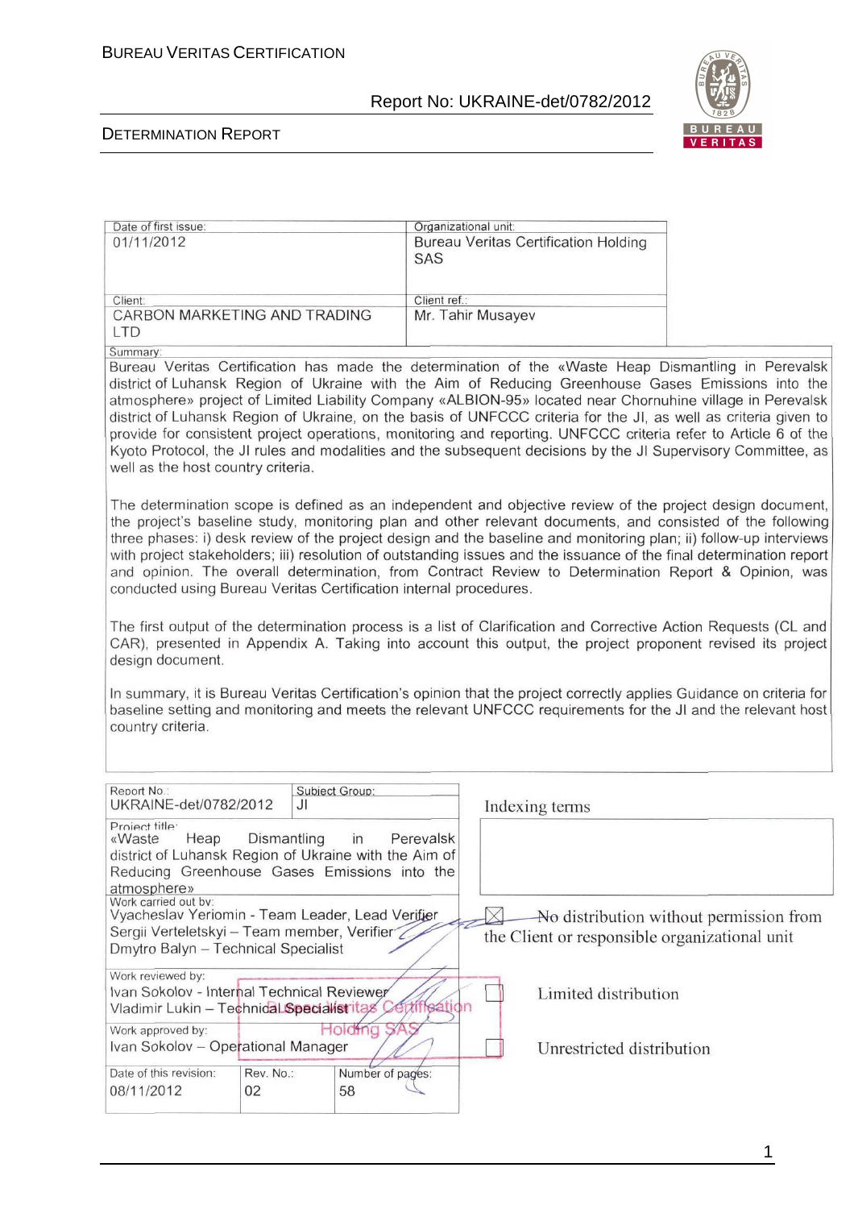| Date of first issue: | Organizational unit: |
|---|---|
| 01/11/2012 | Bureau Veritas Certification Holding SAS |
| Client: | Client ref.: |
| CARBON MARKETING AND TRADING LTD | Mr. Tahir Musayev |

Summary:

Bureau Veritas Certification has made the determination of the «Waste Heap Dismantling in Perevalsk district of Luhansk Region of Ukraine with the Aim of Reducing Greenhouse Gases Emissions into the atmosphere» project of Limited Liability Company «ALBION-95» located near Chornuhine village in Perevalsk district of Luhansk Region of Ukraine, on the basis of UNFCCC criteria for the JI, as well as criteria given to provide for consistent project operations, monitoring and reporting. UNFCCC criteria refer to Article 6 of the Kyoto Protocol, the JI rules and modalities and the subsequent decisions by the JI Supervisory Committee, as well as the host country criteria.

The determination scope is defined as an independent and objective review of the project design document, the project's baseline study, monitoring plan and other relevant documents, and consisted of the following three phases: i) desk review of the project design and the baseline and monitoring plan; ii) follow-up interviews with project stakeholders; iii) resolution of outstanding issues and the issuance of the final determination report and opinion. The overall determination, from Contract Review to Determination Report & Opinion, was conducted using Bureau Veritas Certification internal procedures.

The first output of the determination process is a list of Clarification and Corrective Action Requests (CL and CAR), presented in Appendix A. Taking into account this output, the project proponent revised its project design document.

In summary, it is Bureau Veritas Certification's opinion that the project correctly applies Guidance on criteria for baseline setting and monitoring and meets the relevant UNFCCC requirements for the JI and the relevant host country criteria.

| Report No.: | Subject Group: |
|---|---|
| UKRAINE-det/0782/2012 | JI |

Project title:
«Waste Heap Dismantling in Perevalsk district of Luhansk Region of Ukraine with the Aim of Reducing Greenhouse Gases Emissions into the atmosphere»

Indexing terms

Work carried out by:
Vyacheslav Yeriomin - Team Leader, Lead Verifier
Sergii Verteletskyi – Team member, Verifier
Dmytro Balyn – Technical Specialist

☒ No distribution without permission from the Client or responsible organizational unit

Work reviewed by:
Ivan Sokolov - Internal Technical Reviewer
Vladimir Lukin – Technical Specialist

☐ Limited distribution

Work approved by:
Ivan Sokolov – Operational Manager

☐ Unrestricted distribution

| Date of this revision: | Rev. No.: | Number of pages: |
|---|---|---|
| 08/11/2012 | 02 | 58 |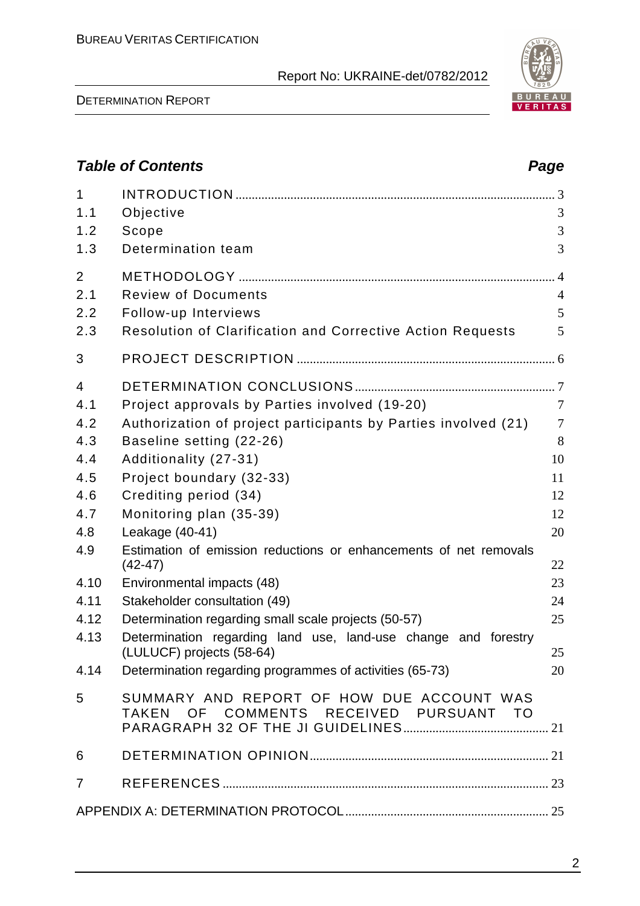## *Table of Contents* *Page*

| | | |
|---|---|---|
| 1 | INTRODUCTION | 3 |
| 1.1 | Objective | 3 |
| 1.2 | Scope | 3 |
| 1.3 | Determination team | 3 |
| 2 | METHODOLOGY | 4 |
| 2.1 | Review of Documents | 4 |
| 2.2 | Follow-up Interviews | 5 |
| 2.3 | Resolution of Clarification and Corrective Action Requests | 5 |
| 3 | PROJECT DESCRIPTION | 6 |
| 4 | DETERMINATION CONCLUSIONS | 7 |
| 4.1 | Project approvals by Parties involved (19-20) | 7 |
| 4.2 | Authorization of project participants by Parties involved (21) | 7 |
| 4.3 | Baseline setting (22-26) | 8 |
| 4.4 | Additionality (27-31) | 10 |
| 4.5 | Project boundary (32-33) | 11 |
| 4.6 | Crediting period (34) | 12 |
| 4.7 | Monitoring plan (35-39) | 12 |
| 4.8 | Leakage (40-41) | 20 |
| 4.9 | Estimation of emission reductions or enhancements of net removals (42-47) | 22 |
| 4.10 | Environmental impacts (48) | 23 |
| 4.11 | Stakeholder consultation (49) | 24 |
| 4.12 | Determination regarding small scale projects (50-57) | 25 |
| 4.13 | Determination regarding land use, land-use change and forestry (LULUCF) projects (58-64) | 25 |
| 4.14 | Determination regarding programmes of activities (65-73) | 20 |
| 5 | SUMMARY AND REPORT OF HOW DUE ACCOUNT WAS TAKEN OF COMMENTS RECEIVED PURSUANT TO PARAGRAPH 32 OF THE JI GUIDELINES | 21 |
| 6 | DETERMINATION OPINION | 21 |
| 7 | REFERENCES | 23 |
| | APPENDIX A: DETERMINATION PROTOCOL | 25 |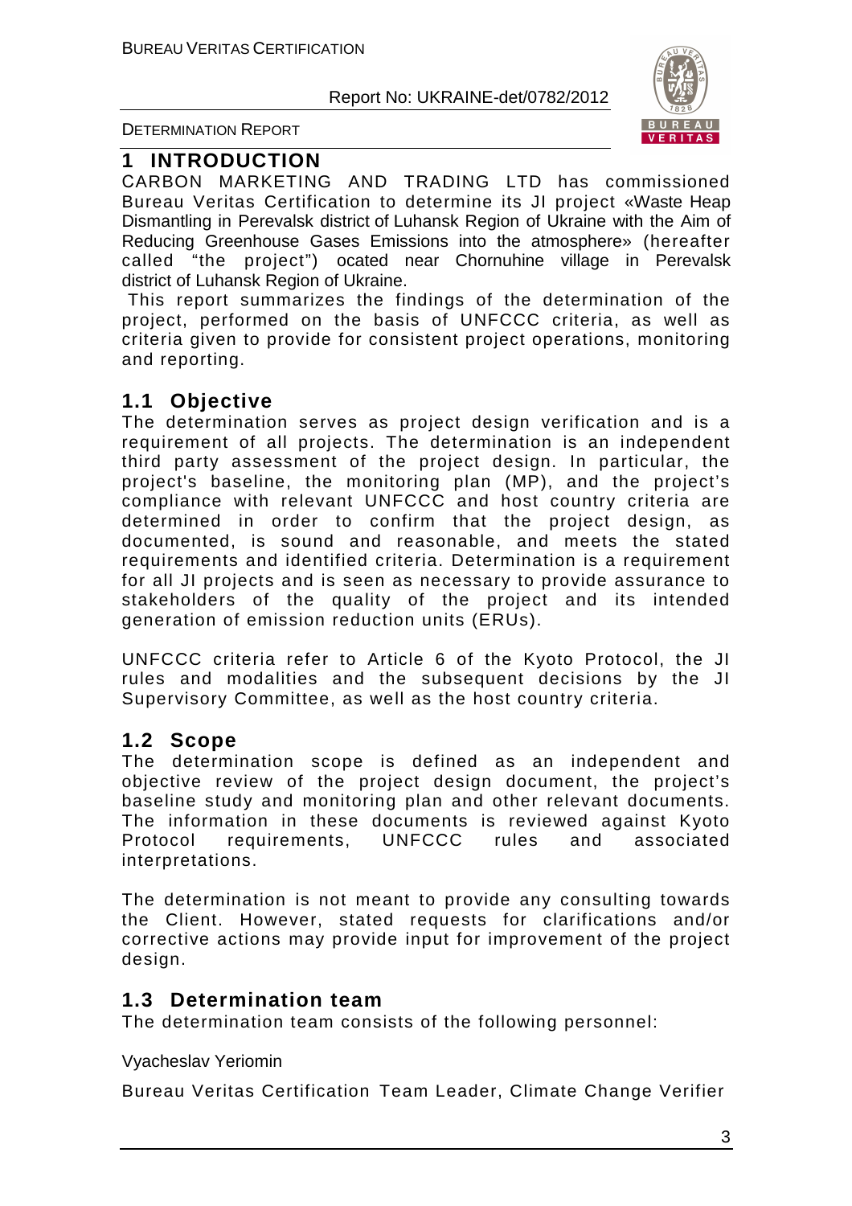# 1 INTRODUCTION

CARBON MARKETING AND TRADING LTD has commissioned Bureau Veritas Certification to determine its JI project «Waste Heap Dismantling in Perevalsk district of Luhansk Region of Ukraine with the Aim of Reducing Greenhouse Gases Emissions into the atmosphere» (hereafter called "the project") ocated near Chornuhine village in Perevalsk district of Luhansk Region of Ukraine.

This report summarizes the findings of the determination of the project, performed on the basis of UNFCCC criteria, as well as criteria given to provide for consistent project operations, monitoring and reporting.

## 1.1 Objective

The determination serves as project design verification and is a requirement of all projects. The determination is an independent third party assessment of the project design. In particular, the project's baseline, the monitoring plan (MP), and the project's compliance with relevant UNFCCC and host country criteria are determined in order to confirm that the project design, as documented, is sound and reasonable, and meets the stated requirements and identified criteria. Determination is a requirement for all JI projects and is seen as necessary to provide assurance to stakeholders of the quality of the project and its intended generation of emission reduction units (ERUs).

UNFCCC criteria refer to Article 6 of the Kyoto Protocol, the JI rules and modalities and the subsequent decisions by the JI Supervisory Committee, as well as the host country criteria.

## 1.2 Scope

The determination scope is defined as an independent and objective review of the project design document, the project's baseline study and monitoring plan and other relevant documents. The information in these documents is reviewed against Kyoto Protocol requirements, UNFCCC rules and associated interpretations.

The determination is not meant to provide any consulting towards the Client. However, stated requests for clarifications and/or corrective actions may provide input for improvement of the project design.

## 1.3 Determination team

The determination team consists of the following personnel:

Vyacheslav Yeriomin

Bureau Veritas Certification Team Leader, Climate Change Verifier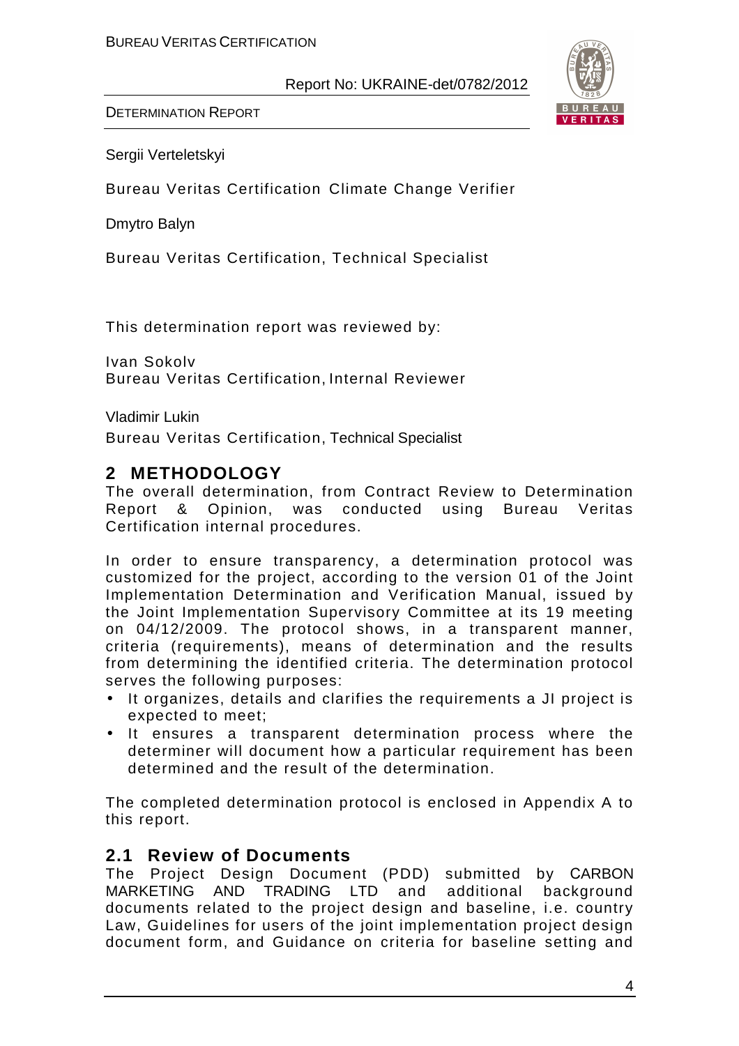Sergii Verteletskyi

Bureau Veritas Certification Climate Change Verifier

Dmytro Balyn

Bureau Veritas Certification, Technical Specialist

This determination report was reviewed by:

Ivan Sokolv
Bureau Veritas Certification, Internal Reviewer

Vladimir Lukin
Bureau Veritas Certification, Technical Specialist

## 2 METHODOLOGY

The overall determination, from Contract Review to Determination Report & Opinion, was conducted using Bureau Veritas Certification internal procedures.

In order to ensure transparency, a determination protocol was customized for the project, according to the version 01 of the Joint Implementation Determination and Verification Manual, issued by the Joint Implementation Supervisory Committee at its 19 meeting on 04/12/2009. The protocol shows, in a transparent manner, criteria (requirements), means of determination and the results from determining the identified criteria. The determination protocol serves the following purposes:

- It organizes, details and clarifies the requirements a JI project is expected to meet;
- It ensures a transparent determination process where the determiner will document how a particular requirement has been determined and the result of the determination.

The completed determination protocol is enclosed in Appendix A to this report.

### 2.1 Review of Documents

The Project Design Document (PDD) submitted by CARBON MARKETING AND TRADING LTD and additional background documents related to the project design and baseline, i.e. country Law, Guidelines for users of the joint implementation project design document form, and Guidance on criteria for baseline setting and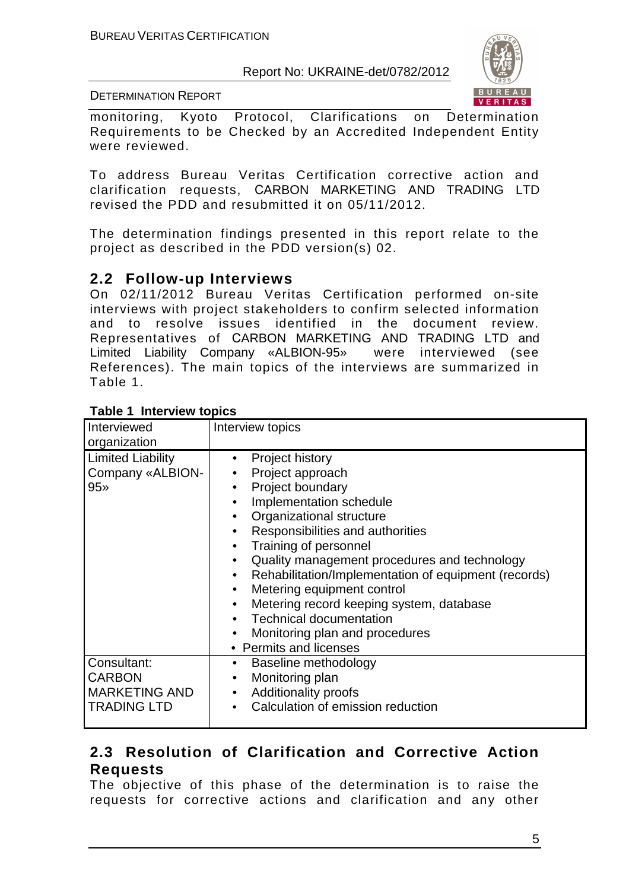monitoring, Kyoto Protocol, Clarifications on Determination Requirements to be Checked by an Accredited Independent Entity were reviewed.

To address Bureau Veritas Certification corrective action and clarification requests, CARBON MARKETING AND TRADING LTD revised the PDD and resubmitted it on 05/11/2012.

The determination findings presented in this report relate to the project as described in the PDD version(s) 02.

## 2.2 Follow-up Interviews

On 02/11/2012 Bureau Veritas Certification performed on-site interviews with project stakeholders to confirm selected information and to resolve issues identified in the document review. Representatives of CARBON MARKETING AND TRADING LTD and Limited Liability Company «ALBION-95» were interviewed (see References). The main topics of the interviews are summarized in Table 1.

**Table 1 Interview topics**

| Interviewed organization | Interview topics |
|---|---|
| Limited Liability Company «ALBION-95» | • Project history<br>• Project approach<br>• Project boundary<br>• Implementation schedule<br>• Organizational structure<br>• Responsibilities and authorities<br>• Training of personnel<br>• Quality management procedures and technology<br>• Rehabilitation/Implementation of equipment (records)<br>• Metering equipment control<br>• Metering record keeping system, database<br>• Technical documentation<br>• Monitoring plan and procedures<br>• Permits and licenses |
| Consultant: CARBON MARKETING AND TRADING LTD | • Baseline methodology<br>• Monitoring plan<br>• Additionality proofs<br>• Calculation of emission reduction |

## 2.3 Resolution of Clarification and Corrective Action Requests

The objective of this phase of the determination is to raise the requests for corrective actions and clarification and any other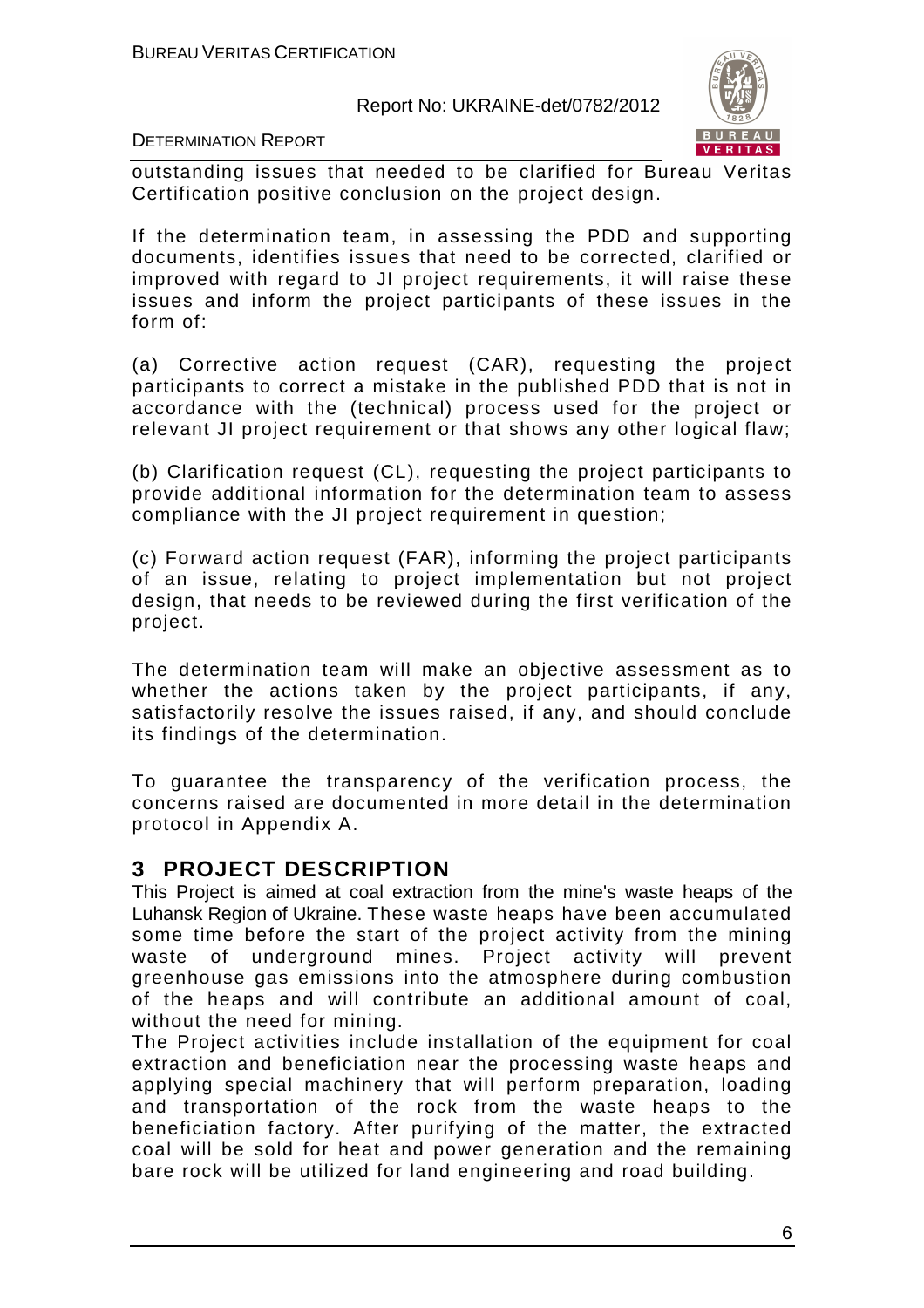outstanding issues that needed to be clarified for Bureau Veritas Certification positive conclusion on the project design.

If the determination team, in assessing the PDD and supporting documents, identifies issues that need to be corrected, clarified or improved with regard to JI project requirements, it will raise these issues and inform the project participants of these issues in the form of:

(a) Corrective action request (CAR), requesting the project participants to correct a mistake in the published PDD that is not in accordance with the (technical) process used for the project or relevant JI project requirement or that shows any other logical flaw;

(b) Clarification request (CL), requesting the project participants to provide additional information for the determination team to assess compliance with the JI project requirement in question;

(c) Forward action request (FAR), informing the project participants of an issue, relating to project implementation but not project design, that needs to be reviewed during the first verification of the project.

The determination team will make an objective assessment as to whether the actions taken by the project participants, if any, satisfactorily resolve the issues raised, if any, and should conclude its findings of the determination.

To guarantee the transparency of the verification process, the concerns raised are documented in more detail in the determination protocol in Appendix A.

## 3 PROJECT DESCRIPTION

This Project is aimed at coal extraction from the mine's waste heaps of the Luhansk Region of Ukraine. These waste heaps have been accumulated some time before the start of the project activity from the mining waste of underground mines. Project activity will prevent greenhouse gas emissions into the atmosphere during combustion of the heaps and will contribute an additional amount of coal, without the need for mining.
The Project activities include installation of the equipment for coal extraction and beneficiation near the processing waste heaps and applying special machinery that will perform preparation, loading and transportation of the rock from the waste heaps to the beneficiation factory. After purifying of the matter, the extracted coal will be sold for heat and power generation and the remaining bare rock will be utilized for land engineering and road building.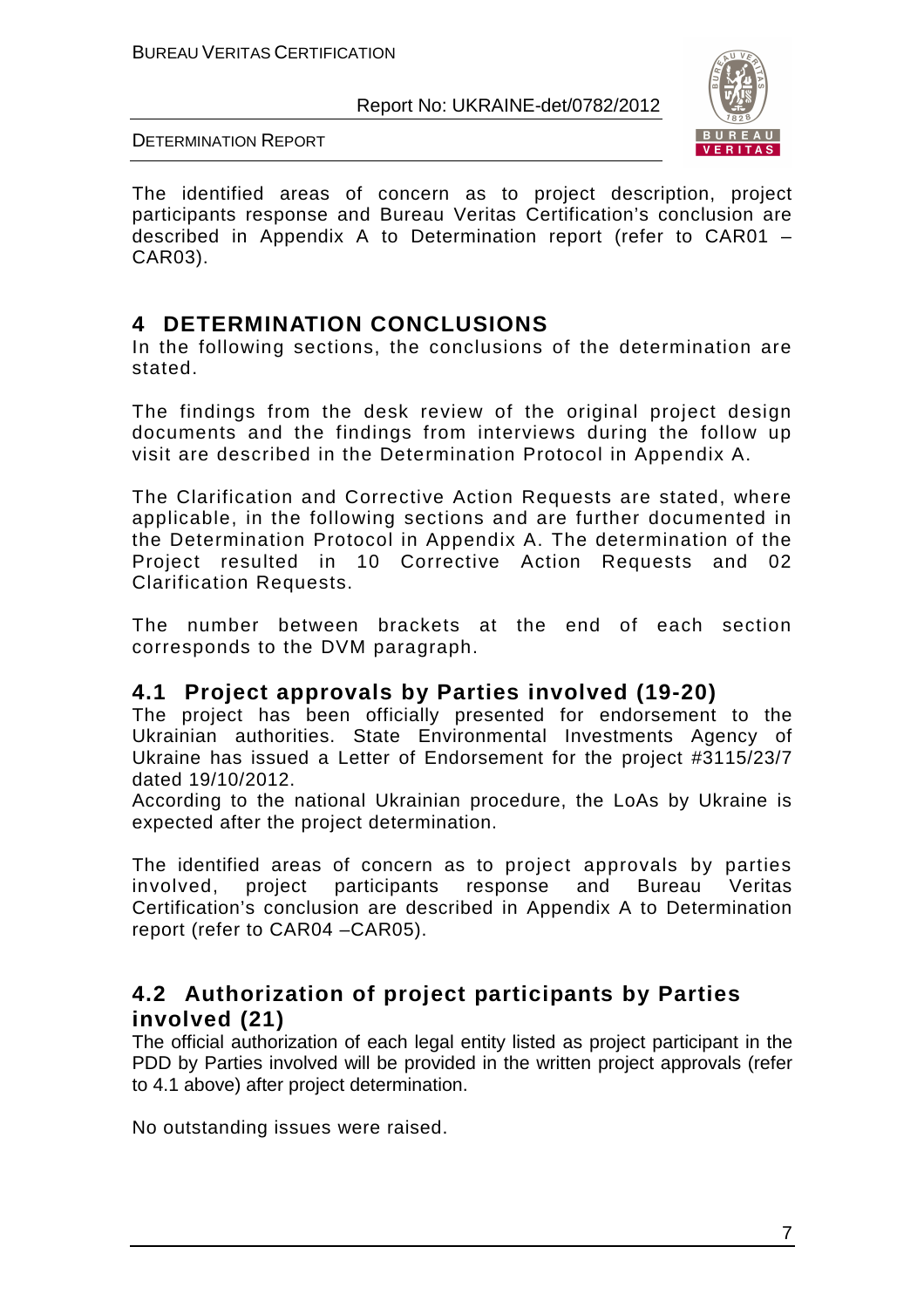The identified areas of concern as to project description, project participants response and Bureau Veritas Certification's conclusion are described in Appendix A to Determination report (refer to CAR01 – CAR03).

# 4 DETERMINATION CONCLUSIONS

In the following sections, the conclusions of the determination are stated.

The findings from the desk review of the original project design documents and the findings from interviews during the follow up visit are described in the Determination Protocol in Appendix A.

The Clarification and Corrective Action Requests are stated, where applicable, in the following sections and are further documented in the Determination Protocol in Appendix A. The determination of the Project resulted in 10 Corrective Action Requests and 02 Clarification Requests.

The number between brackets at the end of each section corresponds to the DVM paragraph.

## 4.1 Project approvals by Parties involved (19-20)

The project has been officially presented for endorsement to the Ukrainian authorities. State Environmental Investments Agency of Ukraine has issued a Letter of Endorsement for the project #3115/23/7 dated 19/10/2012.

According to the national Ukrainian procedure, the LoAs by Ukraine is expected after the project determination.

The identified areas of concern as to project approvals by parties involved, project participants response and Bureau Veritas Certification's conclusion are described in Appendix A to Determination report (refer to CAR04 –CAR05).

## 4.2 Authorization of project participants by Parties involved (21)

The official authorization of each legal entity listed as project participant in the PDD by Parties involved will be provided in the written project approvals (refer to 4.1 above) after project determination.

No outstanding issues were raised.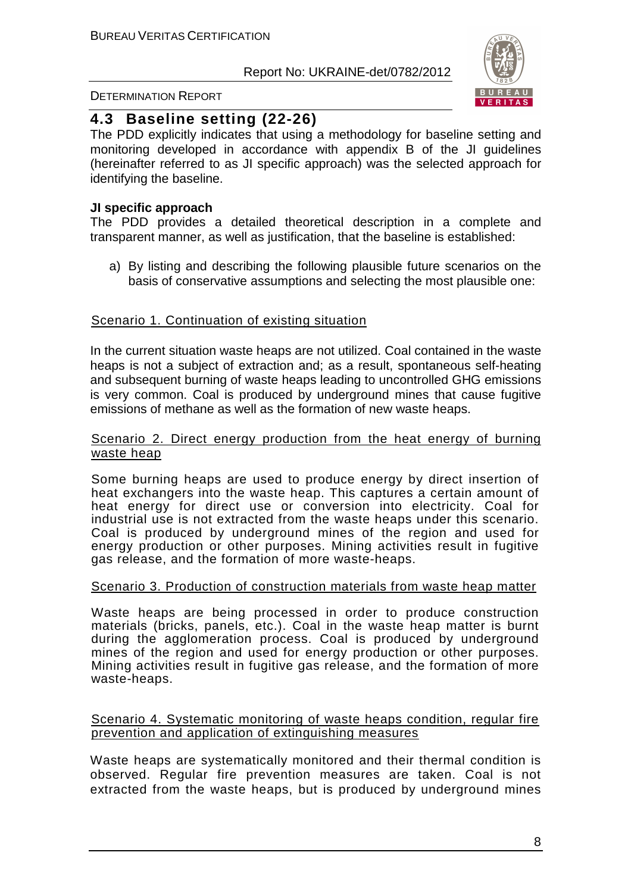## 4.3 Baseline setting (22-26)

The PDD explicitly indicates that using a methodology for baseline setting and monitoring developed in accordance with appendix B of the JI guidelines (hereinafter referred to as JI specific approach) was the selected approach for identifying the baseline.

**JI specific approach**

The PDD provides a detailed theoretical description in a complete and transparent manner, as well as justification, that the baseline is established:

a) By listing and describing the following plausible future scenarios on the basis of conservative assumptions and selecting the most plausible one:

Scenario 1. Continuation of existing situation

In the current situation waste heaps are not utilized. Coal contained in the waste heaps is not a subject of extraction and; as a result, spontaneous self-heating and subsequent burning of waste heaps leading to uncontrolled GHG emissions is very common. Coal is produced by underground mines that cause fugitive emissions of methane as well as the formation of new waste heaps.

Scenario 2. Direct energy production from the heat energy of burning waste heap

Some burning heaps are used to produce energy by direct insertion of heat exchangers into the waste heap. This captures a certain amount of heat energy for direct use or conversion into electricity. Coal for industrial use is not extracted from the waste heaps under this scenario. Coal is produced by underground mines of the region and used for energy production or other purposes. Mining activities result in fugitive gas release, and the formation of more waste-heaps.

Scenario 3. Production of construction materials from waste heap matter

Waste heaps are being processed in order to produce construction materials (bricks, panels, etc.). Coal in the waste heap matter is burnt during the agglomeration process. Coal is produced by underground mines of the region and used for energy production or other purposes. Mining activities result in fugitive gas release, and the formation of more waste-heaps.

Scenario 4. Systematic monitoring of waste heaps condition, regular fire prevention and application of extinguishing measures

Waste heaps are systematically monitored and their thermal condition is observed. Regular fire prevention measures are taken. Coal is not extracted from the waste heaps, but is produced by underground mines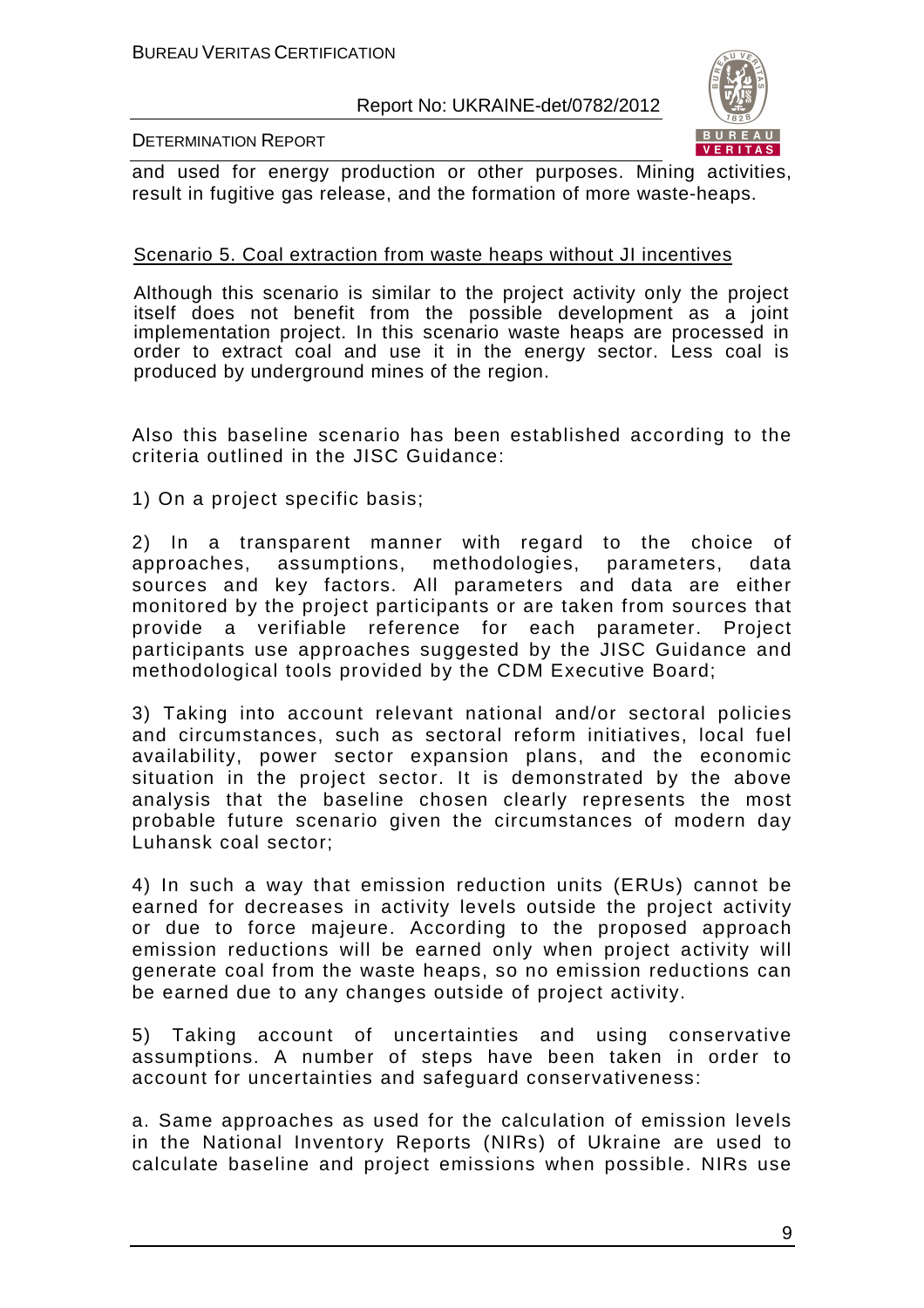and used for energy production or other purposes. Mining activities, result in fugitive gas release, and the formation of more waste-heaps.

Scenario 5. Coal extraction from waste heaps without JI incentives

Although this scenario is similar to the project activity only the project itself does not benefit from the possible development as a joint implementation project. In this scenario waste heaps are processed in order to extract coal and use it in the energy sector. Less coal is produced by underground mines of the region.

Also this baseline scenario has been established according to the criteria outlined in the JISC Guidance:

1) On a project specific basis;

2) In a transparent manner with regard to the choice of approaches, assumptions, methodologies, parameters, data sources and key factors. All parameters and data are either monitored by the project participants or are taken from sources that provide a verifiable reference for each parameter. Project participants use approaches suggested by the JISC Guidance and methodological tools provided by the CDM Executive Board;

3) Taking into account relevant national and/or sectoral policies and circumstances, such as sectoral reform initiatives, local fuel availability, power sector expansion plans, and the economic situation in the project sector. It is demonstrated by the above analysis that the baseline chosen clearly represents the most probable future scenario given the circumstances of modern day Luhansk coal sector;

4) In such a way that emission reduction units (ERUs) cannot be earned for decreases in activity levels outside the project activity or due to force majeure. According to the proposed approach emission reductions will be earned only when project activity will generate coal from the waste heaps, so no emission reductions can be earned due to any changes outside of project activity.

5) Taking account of uncertainties and using conservative assumptions. A number of steps have been taken in order to account for uncertainties and safeguard conservativeness:

a. Same approaches as used for the calculation of emission levels in the National Inventory Reports (NIRs) of Ukraine are used to calculate baseline and project emissions when possible. NIRs use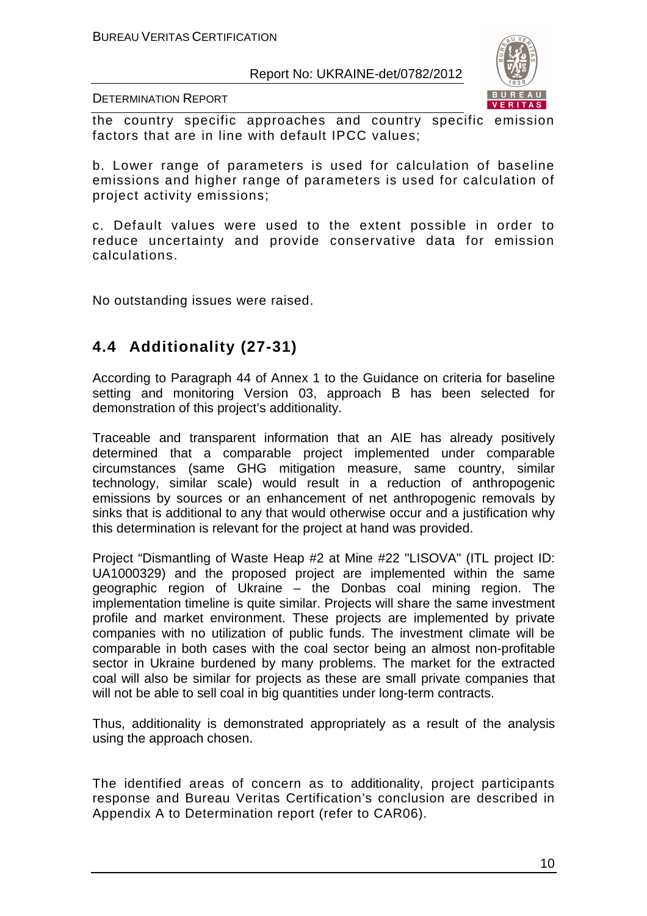the country specific approaches and country specific emission factors that are in line with default IPCC values;

b. Lower range of parameters is used for calculation of baseline emissions and higher range of parameters is used for calculation of project activity emissions;

c. Default values were used to the extent possible in order to reduce uncertainty and provide conservative data for emission calculations.

No outstanding issues were raised.

## 4.4 Additionality (27-31)

According to Paragraph 44 of Annex 1 to the Guidance on criteria for baseline setting and monitoring Version 03, approach B has been selected for demonstration of this project's additionality.

Traceable and transparent information that an AIE has already positively determined that a comparable project implemented under comparable circumstances (same GHG mitigation measure, same country, similar technology, similar scale) would result in a reduction of anthropogenic emissions by sources or an enhancement of net anthropogenic removals by sinks that is additional to any that would otherwise occur and a justification why this determination is relevant for the project at hand was provided.

Project "Dismantling of Waste Heap #2 at Mine #22 "LISOVA" (ITL project ID: UA1000329) and the proposed project are implemented within the same geographic region of Ukraine – the Donbas coal mining region. The implementation timeline is quite similar. Projects will share the same investment profile and market environment. These projects are implemented by private companies with no utilization of public funds. The investment climate will be comparable in both cases with the coal sector being an almost non-profitable sector in Ukraine burdened by many problems. The market for the extracted coal will also be similar for projects as these are small private companies that will not be able to sell coal in big quantities under long-term contracts.

Thus, additionality is demonstrated appropriately as a result of the analysis using the approach chosen.

The identified areas of concern as to additionality, project participants response and Bureau Veritas Certification's conclusion are described in Appendix A to Determination report (refer to CAR06).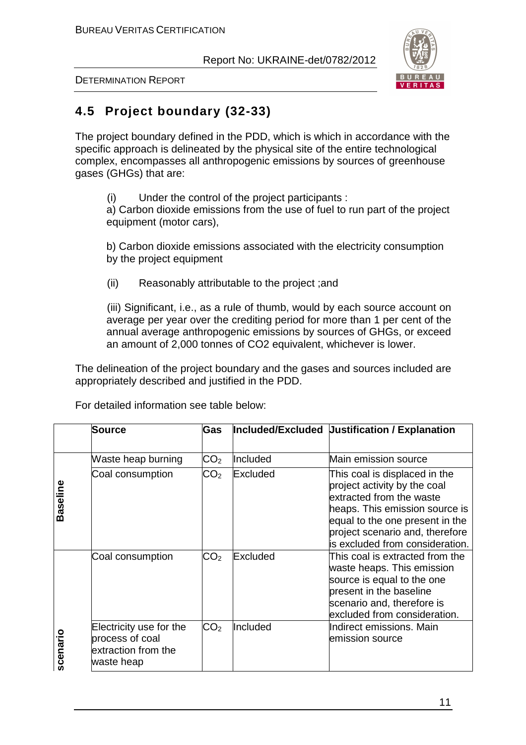## 4.5 Project boundary (32-33)

The project boundary defined in the PDD, which is which in accordance with the specific approach is delineated by the physical site of the entire technological complex, encompasses all anthropogenic emissions by sources of greenhouse gases (GHGs) that are:

(i) Under the control of the project participants :

a) Carbon dioxide emissions from the use of fuel to run part of the project equipment (motor cars),

b) Carbon dioxide emissions associated with the electricity consumption by the project equipment

(ii) Reasonably attributable to the project ;and

(iii) Significant, i.e., as a rule of thumb, would by each source account on average per year over the crediting period for more than 1 per cent of the annual average anthropogenic emissions by sources of GHGs, or exceed an amount of 2,000 tonnes of CO2 equivalent, whichever is lower.

The delineation of the project boundary and the gases and sources included are appropriately described and justified in the PDD.

For detailed information see table below:

| | Source | Gas | Included/Excluded | Justification / Explanation |
|---|---|---|---|---|
| Baseline | Waste heap burning | $CO_2$ | Included | Main emission source |
| | Coal consumption | $CO_2$ | Excluded | This coal is displaced in the project activity by the coal extracted from the waste heaps. This emission source is equal to the one present in the project scenario and, therefore is excluded from consideration. |
| scenario | Coal consumption | $CO_2$ | Excluded | This coal is extracted from the waste heaps. This emission source is equal to the one present in the baseline scenario and, therefore is excluded from consideration. |
| | Electricity use for the process of coal extraction from the waste heap | $CO_2$ | Included | Indirect emissions. Main emission source |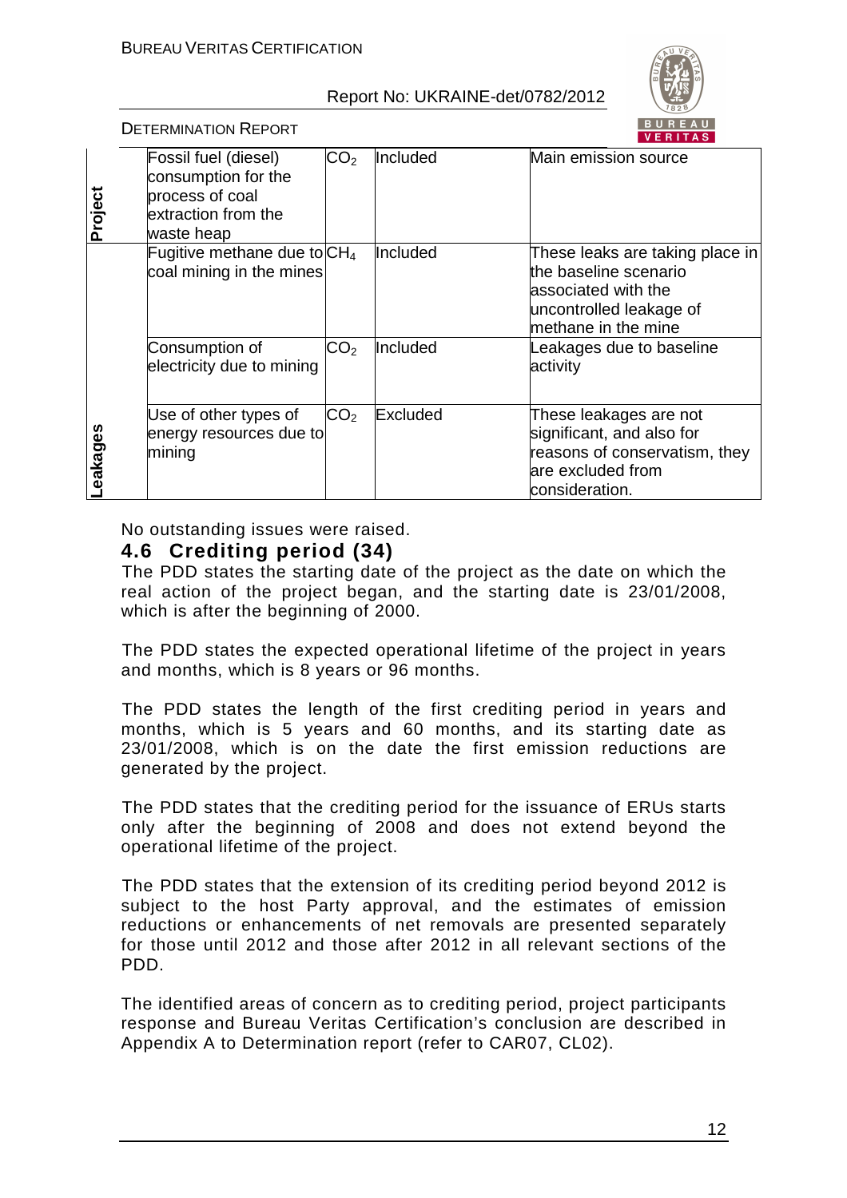| | | | | |
|---|---|---|---|---|
| Project | Fossil fuel (diesel) consumption for the process of coal extraction from the waste heap | $CO_2$ | Included | Main emission source |
| Leakages | Fugitive methane due to coal mining in the mines | $CH_4$ | Included | These leaks are taking place in the baseline scenario associated with the uncontrolled leakage of methane in the mine |
| | Consumption of electricity due to mining | $CO_2$ | Included | Leakages due to baseline activity |
| | Use of other types of energy resources due to mining | $CO_2$ | Excluded | These leakages are not significant, and also for reasons of conservatism, they are excluded from consideration. |

No outstanding issues were raised.

### 4.6 Crediting period (34)

The PDD states the starting date of the project as the date on which the real action of the project began, and the starting date is 23/01/2008, which is after the beginning of 2000.

The PDD states the expected operational lifetime of the project in years and months, which is 8 years or 96 months.

The PDD states the length of the first crediting period in years and months, which is 5 years and 60 months, and its starting date as 23/01/2008, which is on the date the first emission reductions are generated by the project.

The PDD states that the crediting period for the issuance of ERUs starts only after the beginning of 2008 and does not extend beyond the operational lifetime of the project.

The PDD states that the extension of its crediting period beyond 2012 is subject to the host Party approval, and the estimates of emission reductions or enhancements of net removals are presented separately for those until 2012 and those after 2012 in all relevant sections of the PDD.

The identified areas of concern as to crediting period, project participants response and Bureau Veritas Certification's conclusion are described in Appendix A to Determination report (refer to CAR07, CL02).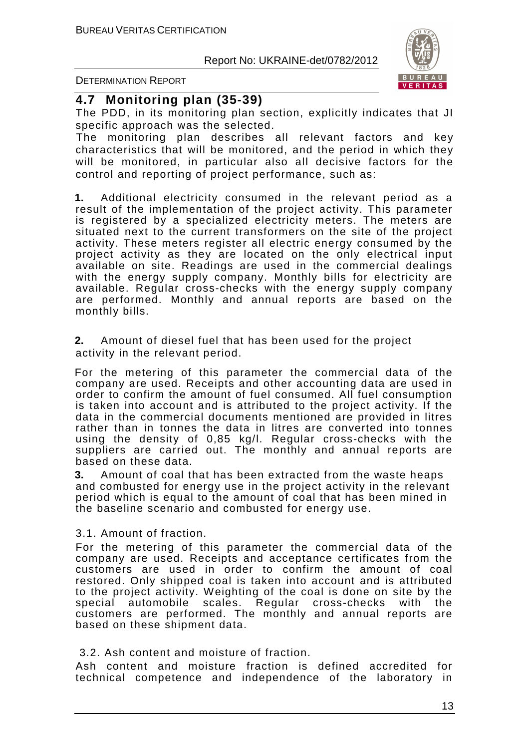## 4.7 Monitoring plan (35-39)

The PDD, in its monitoring plan section, explicitly indicates that JI specific approach was the selected.

The monitoring plan describes all relevant factors and key characteristics that will be monitored, and the period in which they will be monitored, in particular also all decisive factors for the control and reporting of project performance, such as:

**1.** Additional electricity consumed in the relevant period as a result of the implementation of the project activity. This parameter is registered by a specialized electricity meters. The meters are situated next to the current transformers on the site of the project activity. These meters register all electric energy consumed by the project activity as they are located on the only electrical input available on site. Readings are used in the commercial dealings with the energy supply company. Monthly bills for electricity are available. Regular cross-checks with the energy supply company are performed. Monthly and annual reports are based on the monthly bills.

**2.** Amount of diesel fuel that has been used for the project activity in the relevant period.

For the metering of this parameter the commercial data of the company are used. Receipts and other accounting data are used in order to confirm the amount of fuel consumed. All fuel consumption is taken into account and is attributed to the project activity. If the data in the commercial documents mentioned are provided in litres rather than in tonnes the data in litres are converted into tonnes using the density of 0,85 kg/l. Regular cross-checks with the suppliers are carried out. The monthly and annual reports are based on these data.

**3.** Amount of coal that has been extracted from the waste heaps and combusted for energy use in the project activity in the relevant period which is equal to the amount of coal that has been mined in the baseline scenario and combusted for energy use.

3.1. Amount of fraction.

For the metering of this parameter the commercial data of the company are used. Receipts and acceptance certificates from the customers are used in order to confirm the amount of coal restored. Only shipped coal is taken into account and is attributed to the project activity. Weighting of the coal is done on site by the special automobile scales. Regular cross-checks with the customers are performed. The monthly and annual reports are based on these shipment data.

3.2. Ash content and moisture of fraction.

Ash content and moisture fraction is defined accredited for technical competence and independence of the laboratory in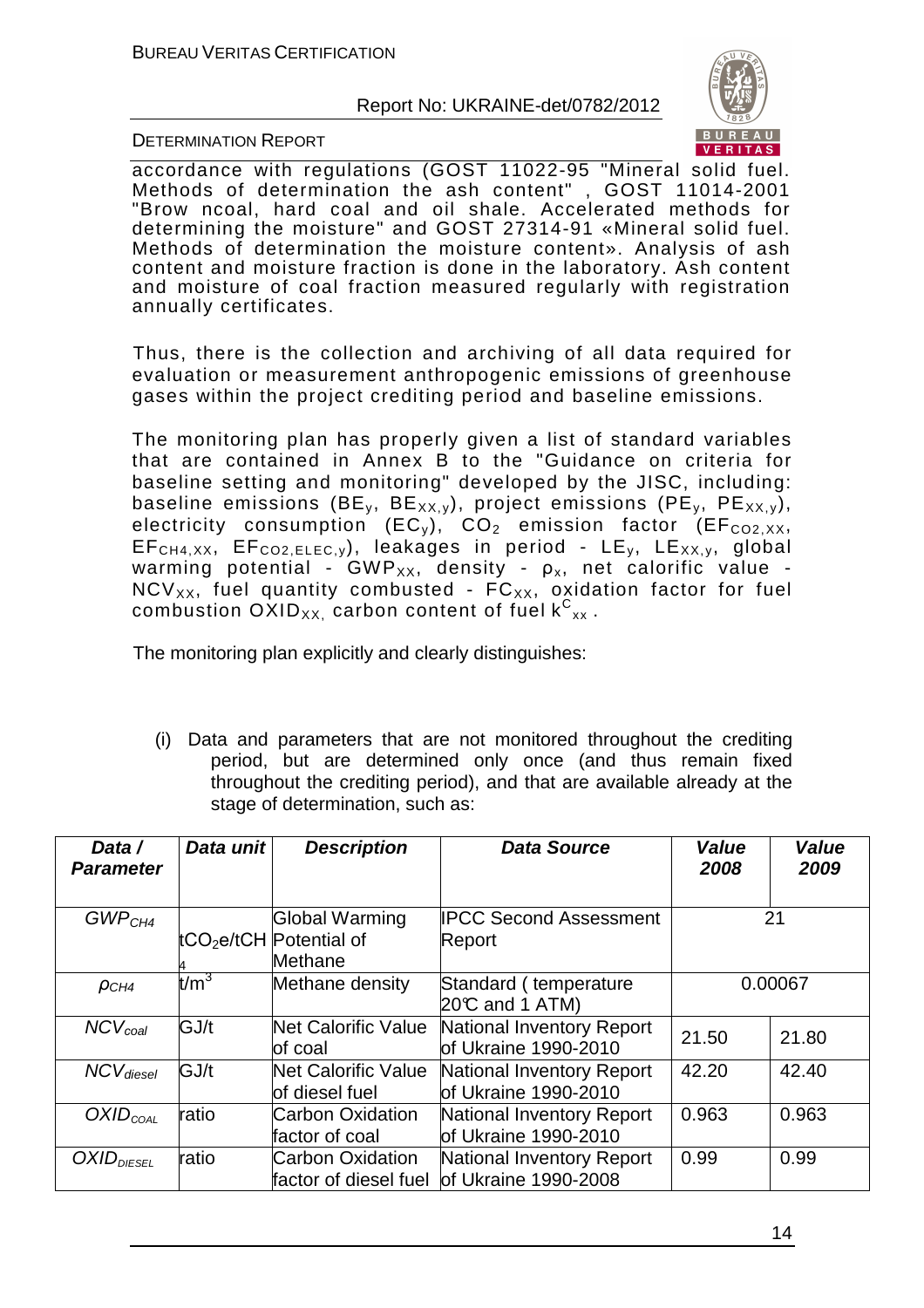accordance with regulations (GOST 11022-95 "Mineral solid fuel. Methods of determination the ash content" , GOST 11014-2001 "Brow ncoal, hard coal and oil shale. Accelerated methods for determining the moisture" and GOST 27314-91 «Mineral solid fuel. Methods of determination the moisture content». Analysis of ash content and moisture fraction is done in the laboratory. Ash content and moisture of coal fraction measured regularly with registration annually certificates.

Thus, there is the collection and archiving of all data required for evaluation or measurement anthropogenic emissions of greenhouse gases within the project crediting period and baseline emissions.

The monitoring plan has properly given a list of standard variables that are contained in Annex B to the "Guidance on criteria for baseline setting and monitoring" developed by the JISC, including: baseline emissions ($BE_y$, $BE_{XX,y}$), project emissions ($PE_y$, $PE_{XX,y}$), electricity consumption ($EC_y$), $CO_2$ emission factor ($EF_{CO2,XX}$, $EF_{CH4,XX}$, $EF_{CO2,ELEC,y}$), leakages in period - $LE_y$, $LE_{XX,y}$, global warming potential - $GWP_{XX}$, density - $\rho_x$, net calorific value - $NCV_{XX}$, fuel quantity combusted - $FC_{XX}$, oxidation factor for fuel combustion $OXID_{XX,}$ carbon content of fuel $k^C_{xx}$ .

The monitoring plan explicitly and clearly distinguishes:

(i) Data and parameters that are not monitored throughout the crediting period, but are determined only once (and thus remain fixed throughout the crediting period), and that are available already at the stage of determination, such as:

| *Data / Parameter* | *Data unit* | *Description* | *Data Source* | *Value 2008* | *Value 2009* |
|---|---|---|---|---|---|
| $GWP_{CH4}$ | $tCO_2e/tCH_4$ | Global Warming Potential of Methane | IPCC Second Assessment Report | 21 | |
| $\rho_{CH4}$ | $t/m^3$ | Methane density | Standard ( temperature 20℃ and 1 ATM) | 0.00067 | |
| $NCV_{coal}$ | GJ/t | Net Calorific Value of coal | National Inventory Report of Ukraine 1990-2010 | 21.50 | 21.80 |
| $NCV_{diesel}$ | GJ/t | Net Calorific Value of diesel fuel | National Inventory Report of Ukraine 1990-2010 | 42.20 | 42.40 |
| $OXID_{COAL}$ | ratio | Carbon Oxidation factor of coal | National Inventory Report of Ukraine 1990-2010 | 0.963 | 0.963 |
| $OXID_{DIESEL}$ | ratio | Carbon Oxidation factor of diesel fuel | National Inventory Report of Ukraine 1990-2008 | 0.99 | 0.99 |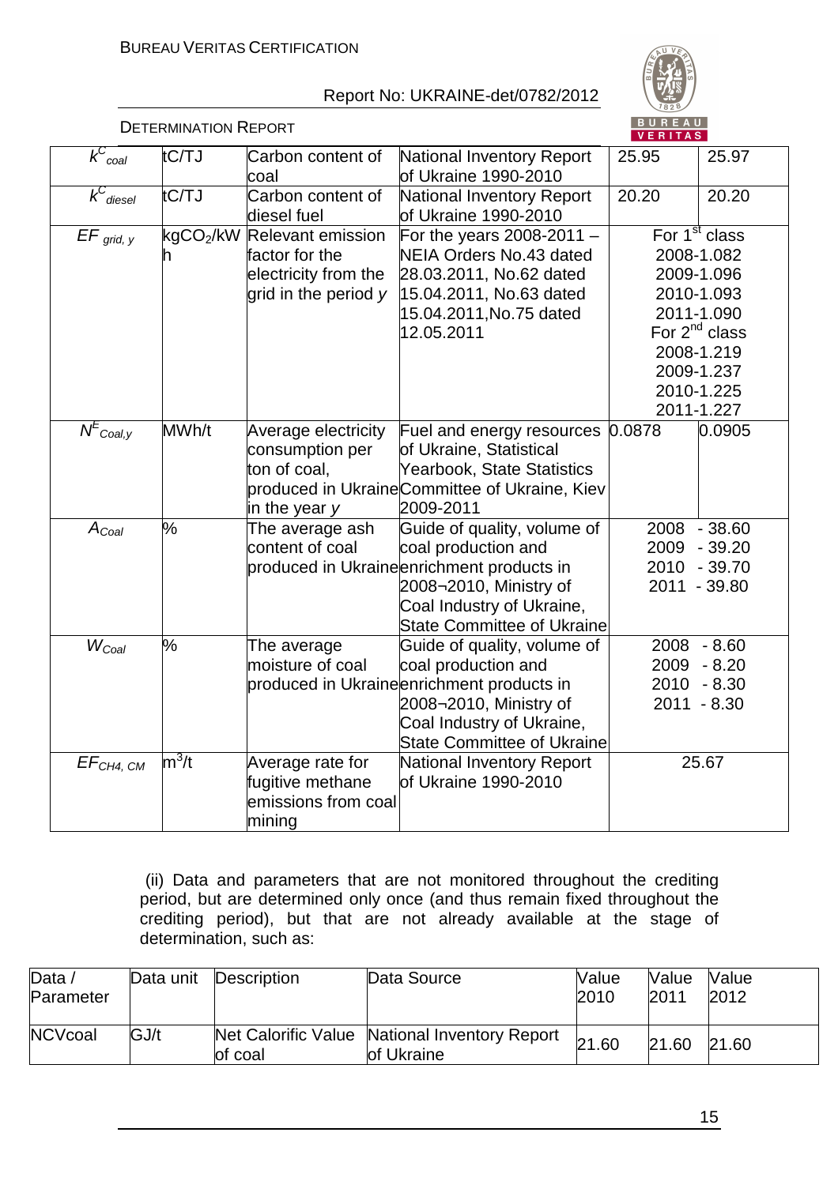| $k^C_{coal}$ | tC/TJ | Carbon content of coal | National Inventory Report of Ukraine 1990-2010 | 25.95 | 25.97 |
|---|---|---|---|---|---|
| $k^C_{diesel}$ | tC/TJ | Carbon content of diesel fuel | National Inventory Report of Ukraine 1990-2010 | 20.20 | 20.20 |
| $EF_{grid,y}$ | $kgCO_2/kWh$ | Relevant emission factor for the electricity from the grid in the period $y$ | For the years 2008-2011 – NEIA Orders No.43 dated 28.03.2011, No.62 dated 15.04.2011, No.63 dated 15.04.2011,No.75 dated 12.05.2011 | For 1[st] class 2008-1.082 2009-1.096 2010-1.093 2011-1.090 For 2[nd] class 2008-1.219 2009-1.237 2010-1.225 2011-1.227 | |
| $N^E_{Coal,y}$ | MWh/t | Average electricity consumption per ton of coal, produced in Ukraine in the year $y$ | Fuel and energy resources of Ukraine, Statistical Yearbook, State Statistics Committee of Ukraine, Kiev 2009-2011 | 0.0878 | 0.0905 |
| $A_{Coal}$ | % | The average ash content of coal produced in Ukraine | Guide of quality, volume of coal production and enrichment products in 2008¬2010, Ministry of Coal Industry of Ukraine, State Committee of Ukraine | 2008 - 38.60 2009 - 39.20 2010 - 39.70 2011 - 39.80 | |
| $W_{Coal}$ | % | The average moisture of coal produced in Ukraine | Guide of quality, volume of coal production and enrichment products in 2008¬2010, Ministry of Coal Industry of Ukraine, State Committee of Ukraine | 2008 - 8.60 2009 - 8.20 2010 - 8.30 2011 - 8.30 | |
| $EF_{CH4,CM}$ | $m^3/t$ | Average rate for fugitive methane emissions from coal mining | National Inventory Report of Ukraine 1990-2010 | 25.67 | |

(ii) Data and parameters that are not monitored throughout the crediting period, but are determined only once (and thus remain fixed throughout the crediting period), but that are not already available at the stage of determination, such as:

| Data / Parameter | Data unit | Description | Data Source | Value 2010 | Value 2011 | Value 2012 |
|---|---|---|---|---|---|---|
| NCVcoal | GJ/t | Net Calorific Value of coal | National Inventory Report of Ukraine | 21.60 | 21.60 | 21.60 |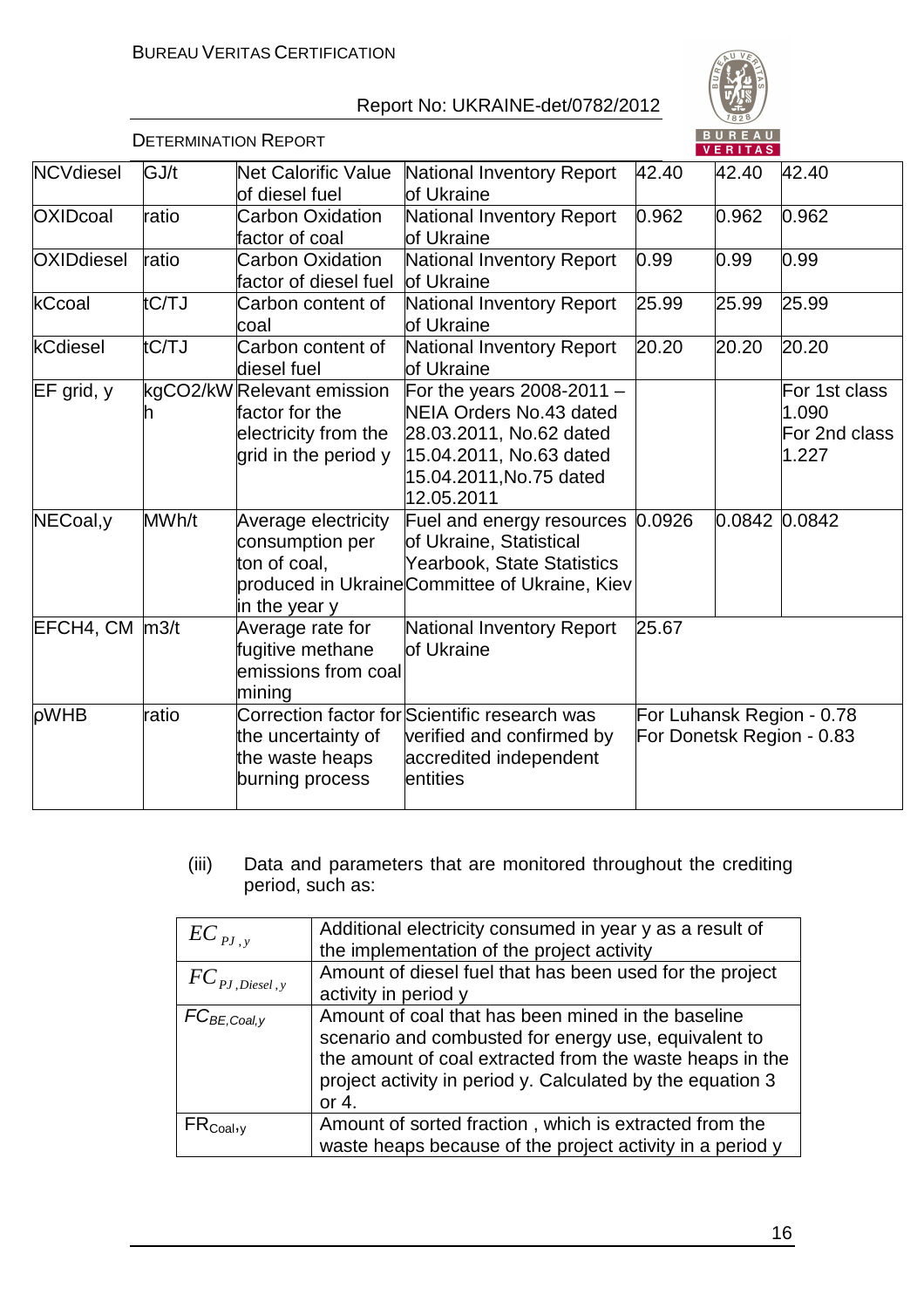| NCVdiesel | GJ/t | Net Calorific Value of diesel fuel | National Inventory Report of Ukraine | 42.40 | 42.40 | 42.40 |
|---|---|---|---|---|---|---|
| OXIDcoal | ratio | Carbon Oxidation factor of coal | National Inventory Report of Ukraine | 0.962 | 0.962 | 0.962 |
| OXIDdiesel | ratio | Carbon Oxidation factor of diesel fuel | National Inventory Report of Ukraine | 0.99 | 0.99 | 0.99 |
| kCcoal | tC/TJ | Carbon content of coal | National Inventory Report of Ukraine | 25.99 | 25.99 | 25.99 |
| kCdiesel | tC/TJ | Carbon content of diesel fuel | National Inventory Report of Ukraine | 20.20 | 20.20 | 20.20 |
| EF grid, y | kgCO2/kWh | Relevant emission factor for the electricity from the grid in the period y | For the years 2008-2011 – NEIA Orders No.43 dated 28.03.2011, No.62 dated 15.04.2011, No.63 dated 15.04.2011,No.75 dated 12.05.2011 | | | For 1st class 1.090 For 2nd class 1.227 |
| NECoal,y | MWh/t | Average electricity consumption per ton of coal, produced in Ukraine in the year y | Fuel and energy resources of Ukraine, Statistical Yearbook, State Statistics Committee of Ukraine, Kiev | 0.0926 | 0.0842 | 0.0842 |
| EFCH4, CM | m3/t | Average rate for fugitive methane emissions from coal mining | National Inventory Report of Ukraine | 25.67 | | |
| pWHB | ratio | Correction factor for the uncertainty of the waste heaps burning process | Scientific research was verified and confirmed by accredited independent entities | For Luhansk Region - 0.78 For Donetsk Region - 0.83 | | |

(iii) Data and parameters that are monitored throughout the crediting period, such as:

| | |
|---|---|
| $EC_{PJ,y}$ | Additional electricity consumed in year y as a result of the implementation of the project activity |
| $FC_{PJ,Diesel,y}$ | Amount of diesel fuel that has been used for the project activity in period y |
| $FC_{BE,Coal,y}$ | Amount of coal that has been mined in the baseline scenario and combusted for energy use, equivalent to the amount of coal extracted from the waste heaps in the project activity in period y. Calculated by the equation 3 or 4. |
| $FR_{Coal,y}$ | Amount of sorted fraction , which is extracted from the waste heaps because of the project activity in a period y |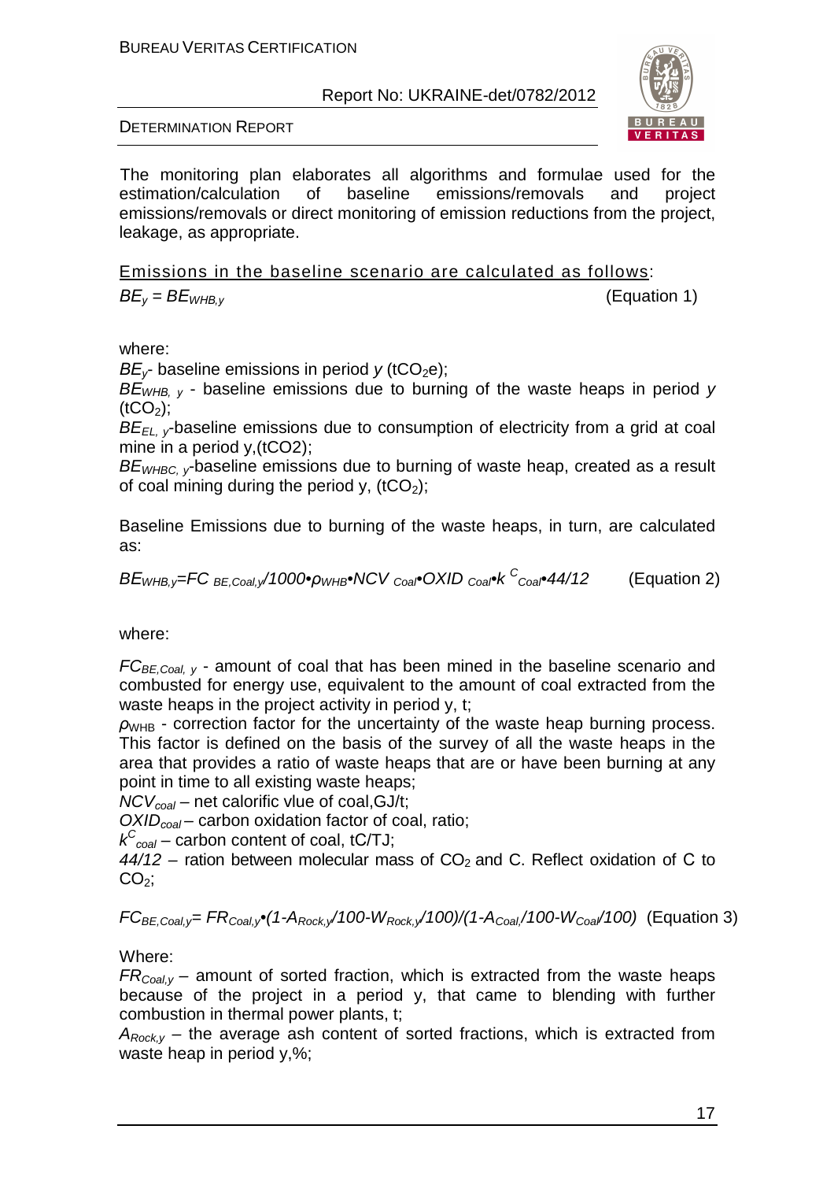The monitoring plan elaborates all algorithms and formulae used for the estimation/calculation of baseline emissions/removals and project emissions/removals or direct monitoring of emission reductions from the project, leakage, as appropriate.

<u>Emissions in the baseline scenario are calculated as follows</u>:

$$BE_y = BE_{WHB,y} \qquad \text{(Equation 1)}$$

where:

$BE_y$- baseline emissions in period $y$ ($tCO_2e$);

$BE_{WHB,\ y}$ - baseline emissions due to burning of the waste heaps in period $y$ ($tCO_2$);

$BE_{EL,\ y}$-baseline emissions due to consumption of electricity from a grid at coal mine in a period y,(tCO2);

$BE_{WHBC,\ y}$-baseline emissions due to burning of waste heap, created as a result of coal mining during the period y, ($tCO_2$);

Baseline Emissions due to burning of the waste heaps, in turn, are calculated as:

$$BE_{WHB,y}=FC_{BE,Coal,y}/1000 \bullet \rho_{WHB} \bullet NCV_{Coal} \bullet OXID_{Coal} \bullet k^{C}_{Coal} \bullet 44/12 \qquad \text{(Equation 2)}$$

where:

$FC_{BE,Coal,\ y}$ - amount of coal that has been mined in the baseline scenario and combusted for energy use, equivalent to the amount of coal extracted from the waste heaps in the project activity in period y, t;

$\rho_{WHB}$ - correction factor for the uncertainty of the waste heap burning process. This factor is defined on the basis of the survey of all the waste heaps in the area that provides a ratio of waste heaps that are or have been burning at any point in time to all existing waste heaps;

$NCV_{coal}$ – net calorific vlue of coal,GJ/t;

$OXID_{coal}$ – carbon oxidation factor of coal, ratio;

$k^{C}_{coal}$ – carbon content of coal, tC/TJ;

$44/12$ – ration between molecular mass of $CO_2$ and C. Reflect oxidation of C to $CO_2$;

$$FC_{BE,Coal,y}= FR_{Coal,y} \bullet (1-A_{Rock,y}/100-W_{Rock,y}/100)/(1-A_{Coal,}/100-W_{Coal}/100) \qquad \text{(Equation 3)}$$

Where:

$FR_{Coal,y}$ – amount of sorted fraction, which is extracted from the waste heaps because of the project in a period y, that came to blending with further combustion in thermal power plants, t;

$A_{Rock,y}$ – the average ash content of sorted fractions, which is extracted from waste heap in period y,%;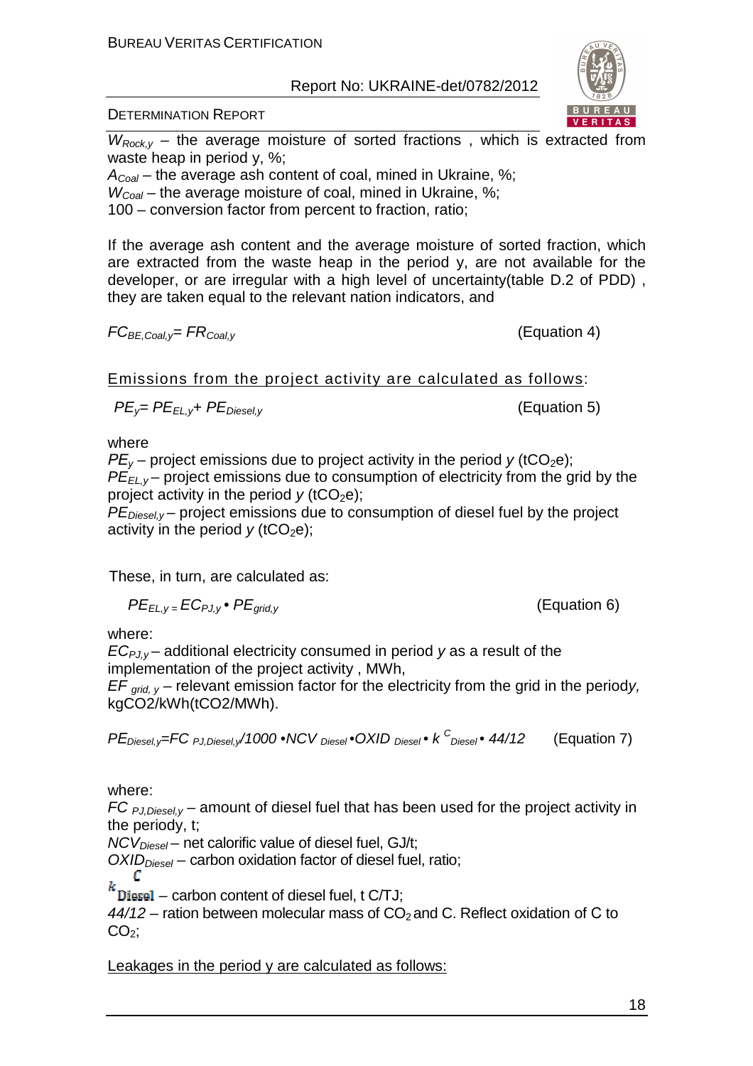$W_{Rock,y}$ – the average moisture of sorted fractions , which is extracted from waste heap in period y, %;

$A_{Coal}$ – the average ash content of coal, mined in Ukraine, %;

$W_{Coal}$ – the average moisture of coal, mined in Ukraine, %;

100 – conversion factor from percent to fraction, ratio;

If the average ash content and the average moisture of sorted fraction, which are extracted from the waste heap in the period y, are not available for the developer, or are irregular with a high level of uncertainty(table D.2 of PDD) , they are taken equal to the relevant nation indicators, and

$$FC_{BE,Coal,y}= FR_{Coal,y} \qquad \text{(Equation 4)}$$

Emissions from the project activity are calculated as follows:

$$PE_y= PE_{EL,y}+ PE_{Diesel,y} \qquad \text{(Equation 5)}$$

where

$PE_y$ – project emissions due to project activity in the period $y$ ($tCO_2e$);

$PE_{EL,y}$ – project emissions due to consumption of electricity from the grid by the project activity in the period $y$ ($tCO_2e$);

$PE_{Diesel,y}$ – project emissions due to consumption of diesel fuel by the project activity in the period $y$ ($tCO_2e$);

These, in turn, are calculated as:

$$PE_{EL,y} = EC_{PJ,y} \bullet PE_{grid,y} \qquad \text{(Equation 6)}$$

where:

$EC_{PJ,y}$ – additional electricity consumed in period $y$ as a result of the implementation of the project activity , MWh,

$EF_{grid,\,y}$ – relevant emission factor for the electricity from the grid in the period$y$, kgCO2/kWh(tCO2/MWh).

$$PE_{Diesel,y}=FC_{PJ,Diesel,y}/1000 \bullet NCV_{Diesel} \bullet OXID_{Diesel} \bullet k^{C}_{Diesel} \bullet 44/12 \qquad \text{(Equation 7)}$$

where:

$FC_{PJ,Diesel,y}$ – amount of diesel fuel that has been used for the project activity in the periody, t;

$NCV_{Diesel}$ – net calorific value of diesel fuel, GJ/t;

$OXID_{Diesel}$ – carbon oxidation factor of diesel fuel, ratio;

$k^{C}_{Diesel}$ – carbon content of diesel fuel, t C/TJ;

44/12 – ration between molecular mass of $CO_2$ and C. Reflect oxidation of C to $CO_2$;

Leakages in the period y are calculated as follows: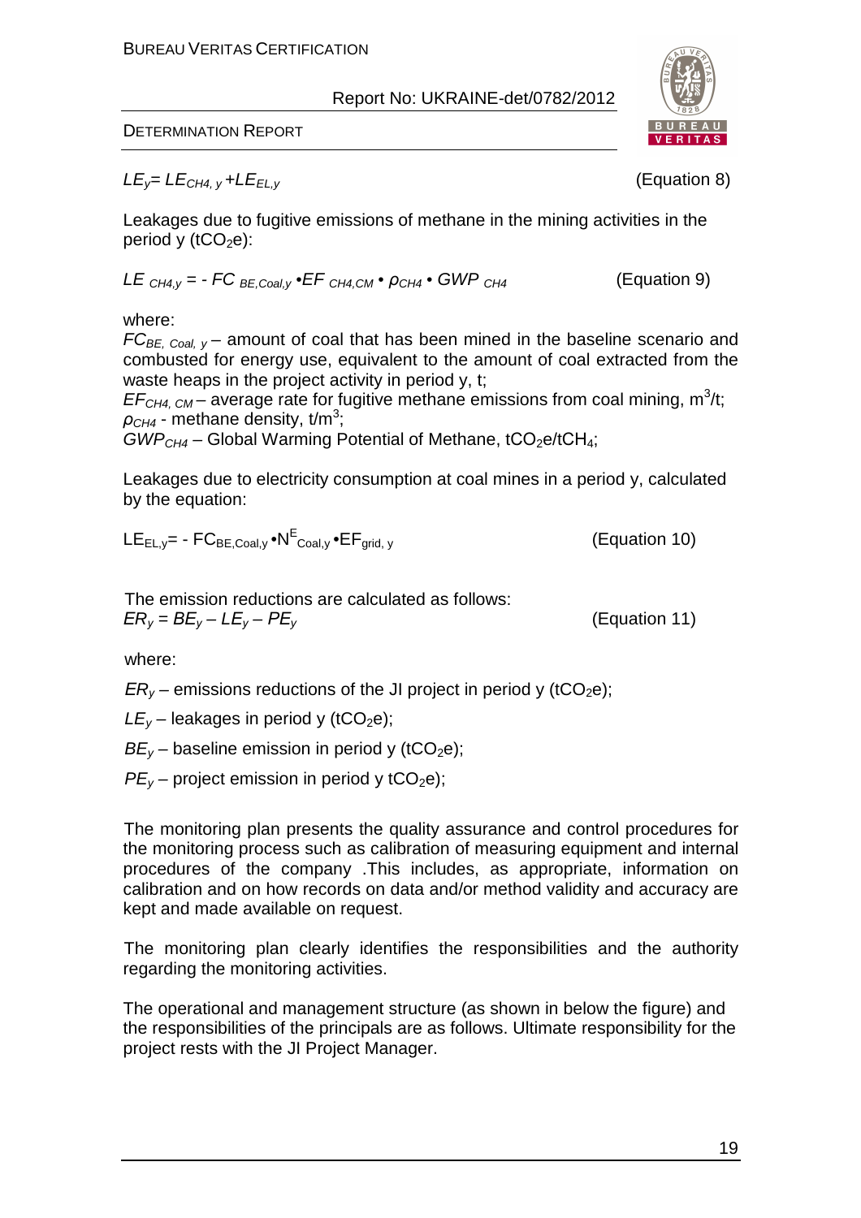$$LE_y = LE_{CH4,y} + LE_{EL,y} \quad \text{(Equation 8)}$$

Leakages due to fugitive emissions of methane in the mining activities in the period y ($tCO_2e$):

$$LE_{CH4,y} = - FC_{BE,Coal,y} \cdot EF_{CH4,CM} \cdot \rho_{CH4} \cdot GWP_{CH4} \quad \text{(Equation 9)}$$

where:

$FC_{BE,\ Coal,\ y}$ – amount of coal that has been mined in the baseline scenario and combusted for energy use, equivalent to the amount of coal extracted from the waste heaps in the project activity in period y, t;
$EF_{CH4,\ CM}$ – average rate for fugitive methane emissions from coal mining, $m^3/t$;
$\rho_{CH4}$ - methane density, $t/m^3$;
$GWP_{CH4}$ – Global Warming Potential of Methane, $tCO_2e/tCH_4$;

Leakages due to electricity consumption at coal mines in a period y, calculated by the equation:

$$LE_{EL,y} = - FC_{BE,Coal,y} \cdot N^{E}_{Coal,y} \cdot EF_{grid,\ y} \quad \text{(Equation 10)}$$

The emission reductions are calculated as follows:

$$ER_y = BE_y - LE_y - PE_y \quad \text{(Equation 11)}$$

where:

$ER_y$ – emissions reductions of the JI project in period y ($tCO_2e$);

$LE_y$ – leakages in period y ($tCO_2e$);

$BE_y$ – baseline emission in period y ($tCO_2e$);

$PE_y$ – project emission in period y $tCO_2e$);

The monitoring plan presents the quality assurance and control procedures for the monitoring process such as calibration of measuring equipment and internal procedures of the company .This includes, as appropriate, information on calibration and on how records on data and/or method validity and accuracy are kept and made available on request.

The monitoring plan clearly identifies the responsibilities and the authority regarding the monitoring activities.

The operational and management structure (as shown in below the figure) and the responsibilities of the principals are as follows. Ultimate responsibility for the project rests with the JI Project Manager.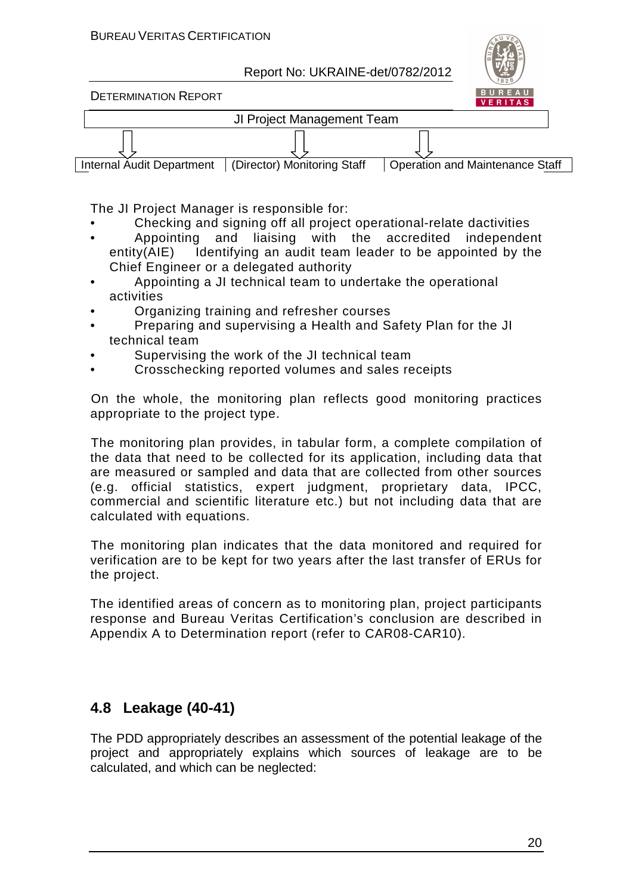JI Project Management Team

| Internal Audit Department | (Director) Monitoring Staff | Operation and Maintenance Staff |
|---|---|---|

The JI Project Manager is responsible for:

- Checking and signing off all project operational-relate dactivities
- Appointing and liaising with the accredited independent entity(AIE) Identifying an audit team leader to be appointed by the Chief Engineer or a delegated authority
- Appointing a JI technical team to undertake the operational activities
- Organizing training and refresher courses
- Preparing and supervising a Health and Safety Plan for the JI technical team
- Supervising the work of the JI technical team
- Crosschecking reported volumes and sales receipts

On the whole, the monitoring plan reflects good monitoring practices appropriate to the project type.

The monitoring plan provides, in tabular form, a complete compilation of the data that need to be collected for its application, including data that are measured or sampled and data that are collected from other sources (e.g. official statistics, expert judgment, proprietary data, IPCC, commercial and scientific literature etc.) but not including data that are calculated with equations.

The monitoring plan indicates that the data monitored and required for verification are to be kept for two years after the last transfer of ERUs for the project.

The identified areas of concern as to monitoring plan, project participants response and Bureau Veritas Certification's conclusion are described in Appendix A to Determination report (refer to CAR08-CAR10).

## 4.8 Leakage (40-41)

The PDD appropriately describes an assessment of the potential leakage of the project and appropriately explains which sources of leakage are to be calculated, and which can be neglected: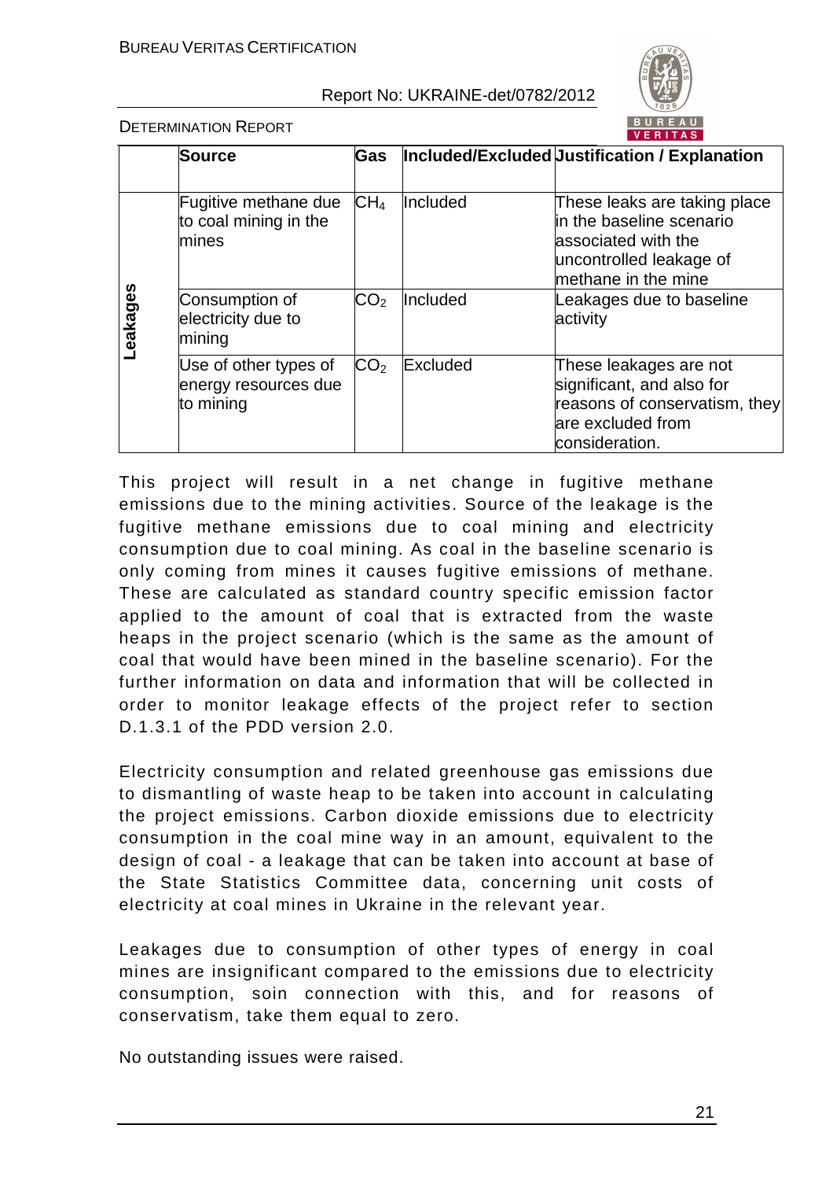|  | Source | Gas | Included/Excluded | Justification / Explanation |
|---|---|---|---|---|
| Leakages | Fugitive methane due to coal mining in the mines | $CH_4$ | Included | These leaks are taking place in the baseline scenario associated with the uncontrolled leakage of methane in the mine |
|  | Consumption of electricity due to mining | $CO_2$ | Included | Leakages due to baseline activity |
|  | Use of other types of energy resources due to mining | $CO_2$ | Excluded | These leakages are not significant, and also for reasons of conservatism, they are excluded from consideration. |

This project will result in a net change in fugitive methane emissions due to the mining activities. Source of the leakage is the fugitive methane emissions due to coal mining and electricity consumption due to coal mining. As coal in the baseline scenario is only coming from mines it causes fugitive emissions of methane. These are calculated as standard country specific emission factor applied to the amount of coal that is extracted from the waste heaps in the project scenario (which is the same as the amount of coal that would have been mined in the baseline scenario). For the further information on data and information that will be collected in order to monitor leakage effects of the project refer to section D.1.3.1 of the PDD version 2.0.

Electricity consumption and related greenhouse gas emissions due to dismantling of waste heap to be taken into account in calculating the project emissions. Carbon dioxide emissions due to electricity consumption in the coal mine way in an amount, equivalent to the design of coal - a leakage that can be taken into account at base of the State Statistics Committee data, concerning unit costs of electricity at coal mines in Ukraine in the relevant year.

Leakages due to consumption of other types of energy in coal mines are insignificant compared to the emissions due to electricity consumption, soin connection with this, and for reasons of conservatism, take them equal to zero.

No outstanding issues were raised.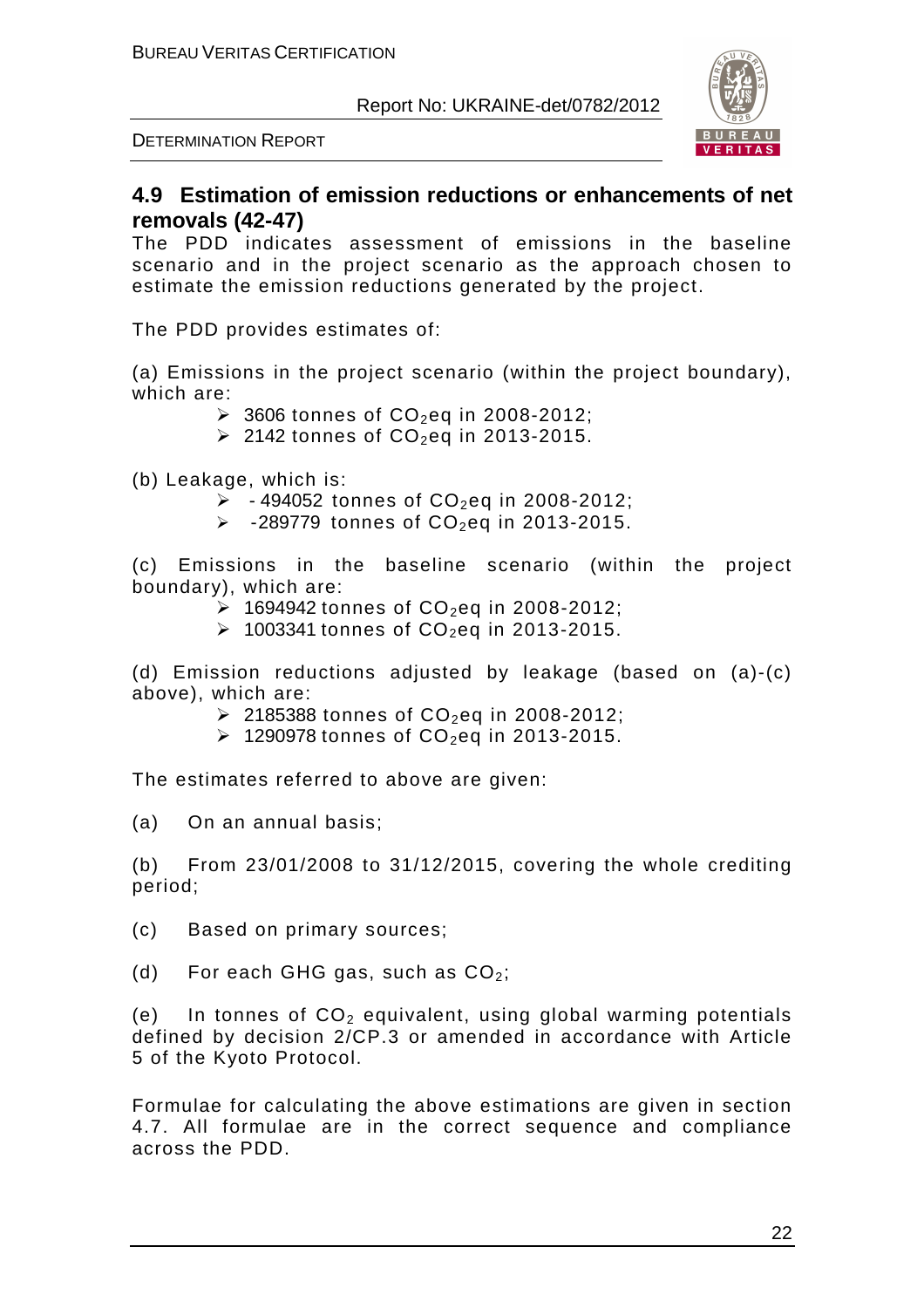## 4.9 Estimation of emission reductions or enhancements of net removals (42-47)

The PDD indicates assessment of emissions in the baseline scenario and in the project scenario as the approach chosen to estimate the emission reductions generated by the project.

The PDD provides estimates of:

(a) Emissions in the project scenario (within the project boundary), which are:

- 3606 tonnes of $CO_2$eq in 2008-2012;
- 2142 tonnes of $CO_2$eq in 2013-2015.

(b) Leakage, which is:

- \- 494052 tonnes of $CO_2$eq in 2008-2012;
- -289779 tonnes of $CO_2$eq in 2013-2015.

(c) Emissions in the baseline scenario (within the project boundary), which are:

- 1694942 tonnes of $CO_2$eq in 2008-2012;
- 1003341 tonnes of $CO_2$eq in 2013-2015.

(d) Emission reductions adjusted by leakage (based on (a)-(c) above), which are:

- 2185388 tonnes of $CO_2$eq in 2008-2012;
- 1290978 tonnes of $CO_2$eq in 2013-2015.

The estimates referred to above are given:

(a) On an annual basis;

(b) From 23/01/2008 to 31/12/2015, covering the whole crediting period;

(c) Based on primary sources;

(d) For each GHG gas, such as $CO_2$;

(e) In tonnes of $CO_2$ equivalent, using global warming potentials defined by decision 2/CP.3 or amended in accordance with Article 5 of the Kyoto Protocol.

Formulae for calculating the above estimations are given in section 4.7. All formulae are in the correct sequence and compliance across the PDD.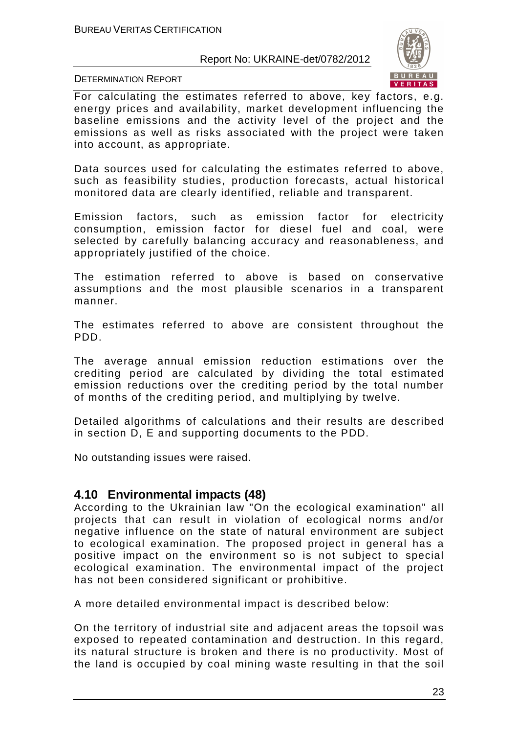For calculating the estimates referred to above, key factors, e.g. energy prices and availability, market development influencing the baseline emissions and the activity level of the project and the emissions as well as risks associated with the project were taken into account, as appropriate.

Data sources used for calculating the estimates referred to above, such as feasibility studies, production forecasts, actual historical monitored data are clearly identified, reliable and transparent.

Emission factors, such as emission factor for electricity consumption, emission factor for diesel fuel and coal, were selected by carefully balancing accuracy and reasonableness, and appropriately justified of the choice.

The estimation referred to above is based on conservative assumptions and the most plausible scenarios in a transparent manner.

The estimates referred to above are consistent throughout the PDD.

The average annual emission reduction estimations over the crediting period are calculated by dividing the total estimated emission reductions over the crediting period by the total number of months of the crediting period, and multiplying by twelve.

Detailed algorithms of calculations and their results are described in section D, E and supporting documents to the PDD.

No outstanding issues were raised.

## 4.10 Environmental impacts (48)

According to the Ukrainian law "On the ecological examination" all projects that can result in violation of ecological norms and/or negative influence on the state of natural environment are subject to ecological examination. The proposed project in general has a positive impact on the environment so is not subject to special ecological examination. The environmental impact of the project has not been considered significant or prohibitive.

A more detailed environmental impact is described below:

On the territory of industrial site and adjacent areas the topsoil was exposed to repeated contamination and destruction. In this regard, its natural structure is broken and there is no productivity. Most of the land is occupied by coal mining waste resulting in that the soil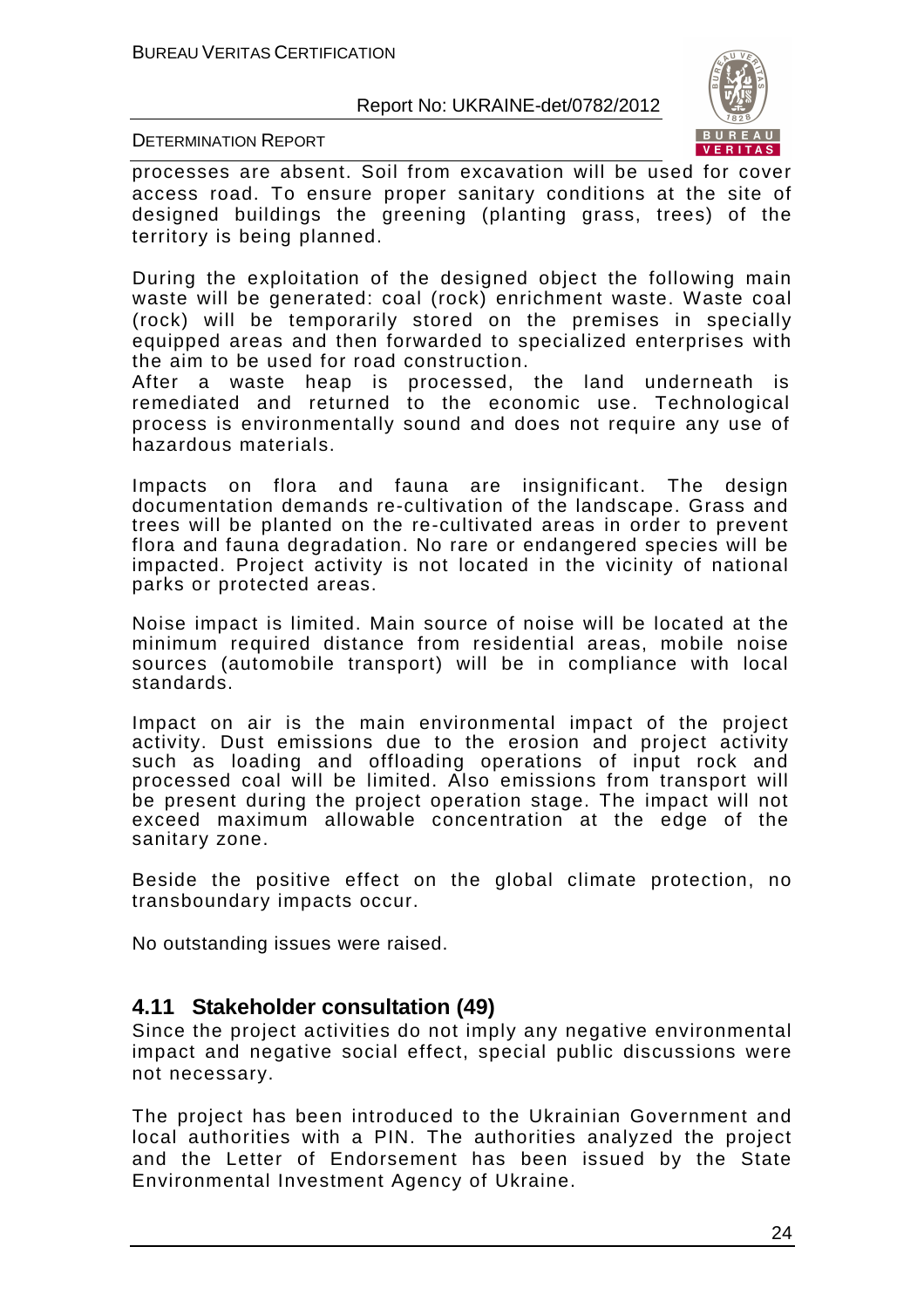processes are absent. Soil from excavation will be used for cover access road. To ensure proper sanitary conditions at the site of designed buildings the greening (planting grass, trees) of the territory is being planned.

During the exploitation of the designed object the following main waste will be generated: coal (rock) enrichment waste. Waste coal (rock) will be temporarily stored on the premises in specially equipped areas and then forwarded to specialized enterprises with the aim to be used for road construction.
After a waste heap is processed, the land underneath is remediated and returned to the economic use. Technological process is environmentally sound and does not require any use of hazardous materials.

Impacts on flora and fauna are insignificant. The design documentation demands re-cultivation of the landscape. Grass and trees will be planted on the re-cultivated areas in order to prevent flora and fauna degradation. No rare or endangered species will be impacted. Project activity is not located in the vicinity of national parks or protected areas.

Noise impact is limited. Main source of noise will be located at the minimum required distance from residential areas, mobile noise sources (automobile transport) will be in compliance with local standards.

Impact on air is the main environmental impact of the project activity. Dust emissions due to the erosion and project activity such as loading and offloading operations of input rock and processed coal will be limited. Also emissions from transport will be present during the project operation stage. The impact will not exceed maximum allowable concentration at the edge of the sanitary zone.

Beside the positive effect on the global climate protection, no transboundary impacts occur.

No outstanding issues were raised.

## 4.11 Stakeholder consultation (49)

Since the project activities do not imply any negative environmental impact and negative social effect, special public discussions were not necessary.

The project has been introduced to the Ukrainian Government and local authorities with a PIN. The authorities analyzed the project and the Letter of Endorsement has been issued by the State Environmental Investment Agency of Ukraine.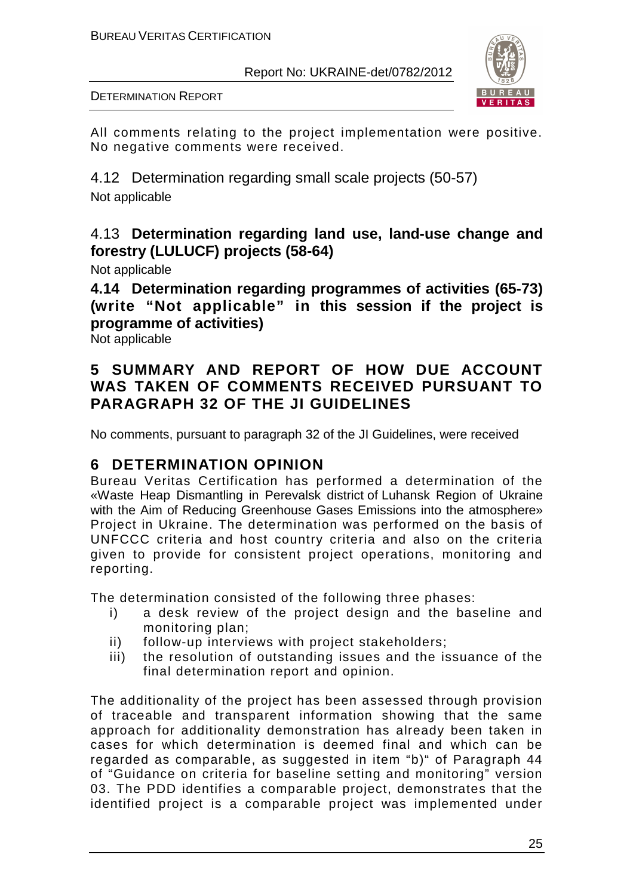All comments relating to the project implementation were positive. No negative comments were received.

### 4.12 Determination regarding small scale projects (50-57)

Not applicable

### 4.13 **Determination regarding land use, land-use change and forestry (LULUCF) projects (58-64)**

Not applicable

### **4.14 Determination regarding programmes of activities (65-73) (write "Not applicable" in this session if the project is programme of activities)**

Not applicable

## **5 SUMMARY AND REPORT OF HOW DUE ACCOUNT WAS TAKEN OF COMMENTS RECEIVED PURSUANT TO PARAGRAPH 32 OF THE JI GUIDELINES**

No comments, pursuant to paragraph 32 of the JI Guidelines, were received

## **6 DETERMINATION OPINION**

Bureau Veritas Certification has performed a determination of the «Waste Heap Dismantling in Perevalsk district of Luhansk Region of Ukraine with the Aim of Reducing Greenhouse Gases Emissions into the atmosphere» Project in Ukraine. The determination was performed on the basis of UNFCCC criteria and host country criteria and also on the criteria given to provide for consistent project operations, monitoring and reporting.

The determination consisted of the following three phases:

i) a desk review of the project design and the baseline and monitoring plan;
ii) follow-up interviews with project stakeholders;
iii) the resolution of outstanding issues and the issuance of the final determination report and opinion.

The additionality of the project has been assessed through provision of traceable and transparent information showing that the same approach for additionality demonstration has already been taken in cases for which determination is deemed final and which can be regarded as comparable, as suggested in item "b)" of Paragraph 44 of "Guidance on criteria for baseline setting and monitoring" version 03. The PDD identifies a comparable project, demonstrates that the identified project is a comparable project was implemented under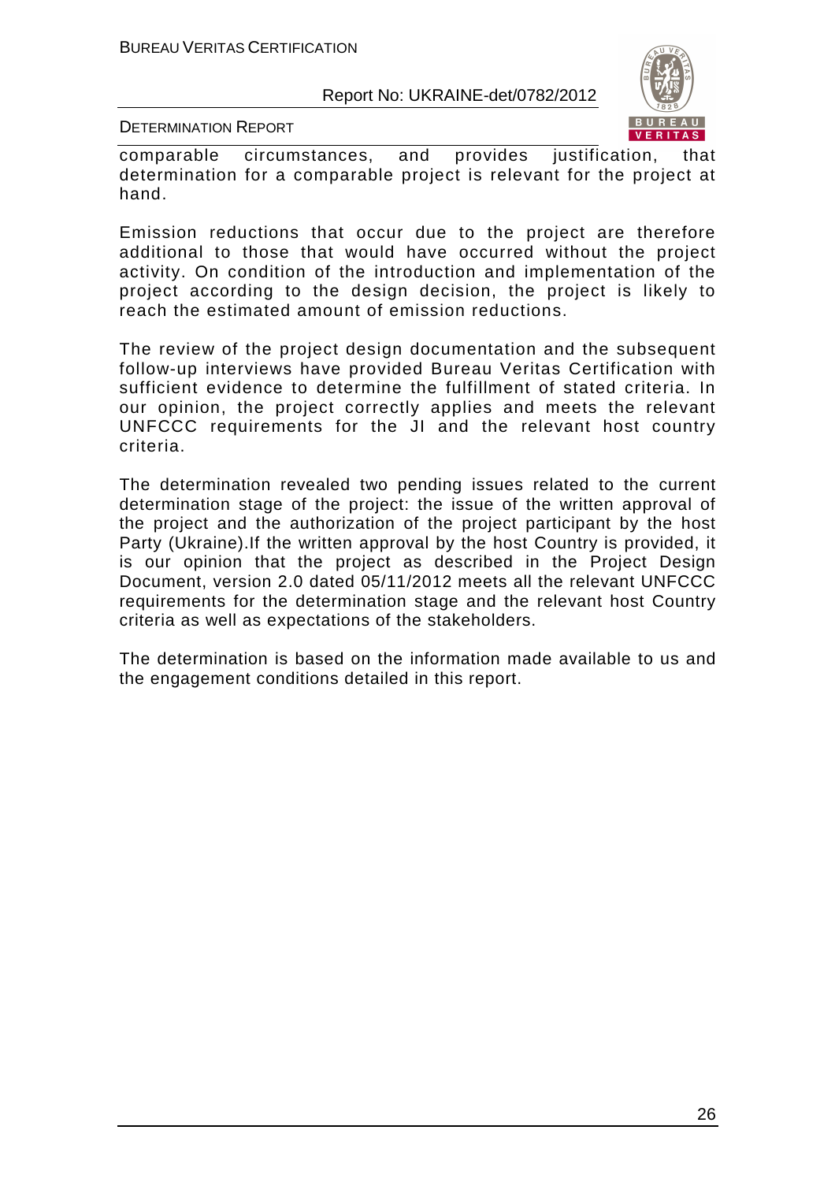comparable circumstances, and provides justification, that determination for a comparable project is relevant for the project at hand.

Emission reductions that occur due to the project are therefore additional to those that would have occurred without the project activity. On condition of the introduction and implementation of the project according to the design decision, the project is likely to reach the estimated amount of emission reductions.

The review of the project design documentation and the subsequent follow-up interviews have provided Bureau Veritas Certification with sufficient evidence to determine the fulfillment of stated criteria. In our opinion, the project correctly applies and meets the relevant UNFCCC requirements for the JI and the relevant host country criteria.

The determination revealed two pending issues related to the current determination stage of the project: the issue of the written approval of the project and the authorization of the project participant by the host Party (Ukraine).If the written approval by the host Country is provided, it is our opinion that the project as described in the Project Design Document, version 2.0 dated 05/11/2012 meets all the relevant UNFCCC requirements for the determination stage and the relevant host Country criteria as well as expectations of the stakeholders.

The determination is based on the information made available to us and the engagement conditions detailed in this report.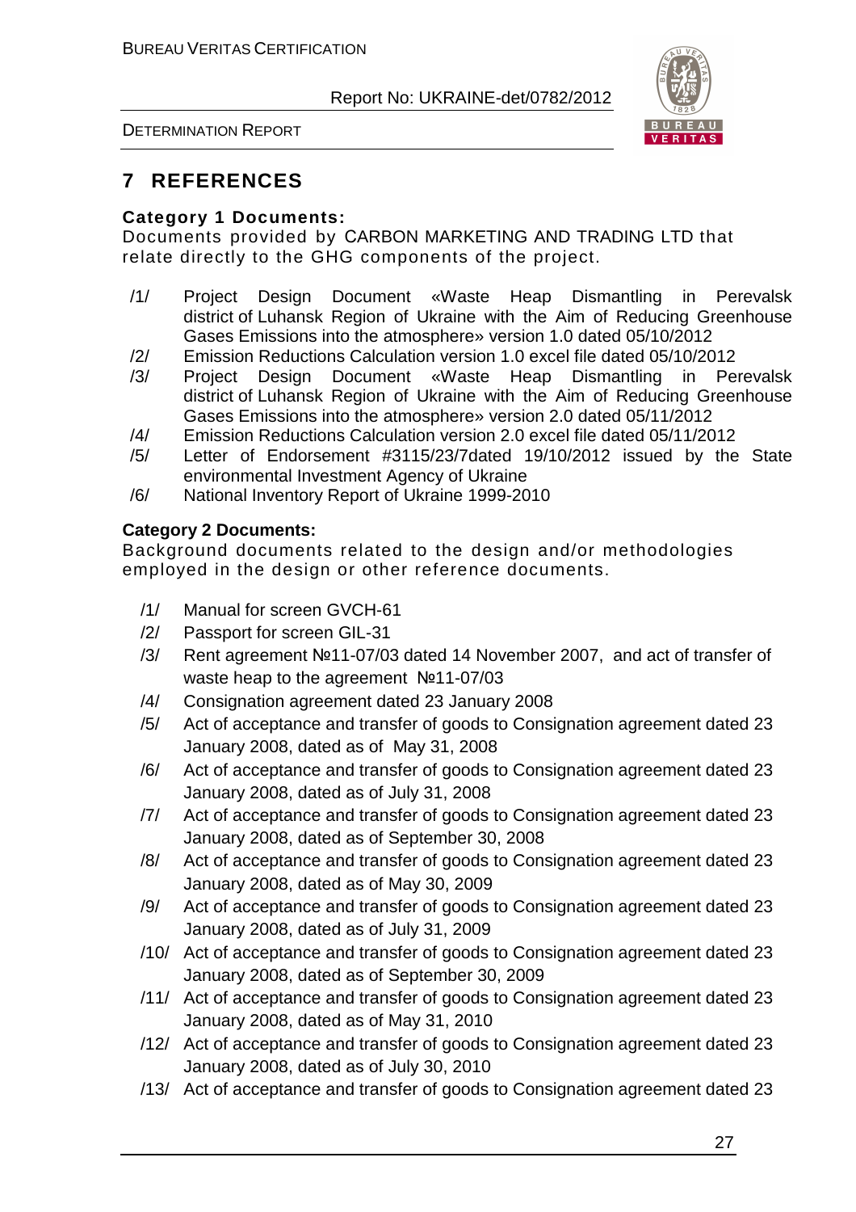# 7 REFERENCES

**Category 1 Documents:**

Documents provided by CARBON MARKETING AND TRADING LTD that relate directly to the GHG components of the project.

/1/ Project Design Document «Waste Heap Dismantling in Perevalsk district of Luhansk Region of Ukraine with the Aim of Reducing Greenhouse Gases Emissions into the atmosphere» version 1.0 dated 05/10/2012

/2/ Emission Reductions Calculation version 1.0 excel file dated 05/10/2012

/3/ Project Design Document «Waste Heap Dismantling in Perevalsk district of Luhansk Region of Ukraine with the Aim of Reducing Greenhouse Gases Emissions into the atmosphere» version 2.0 dated 05/11/2012

/4/ Emission Reductions Calculation version 2.0 excel file dated 05/11/2012

/5/ Letter of Endorsement #3115/23/7dated 19/10/2012 issued by the State environmental Investment Agency of Ukraine

/6/ National Inventory Report of Ukraine 1999-2010

**Category 2 Documents:**

Background documents related to the design and/or methodologies employed in the design or other reference documents.

/1/ Manual for screen GVCH-61

/2/ Passport for screen GIL-31

/3/ Rent agreement №11-07/03 dated 14 November 2007, and act of transfer of waste heap to the agreement №11-07/03

/4/ Consignation agreement dated 23 January 2008

/5/ Act of acceptance and transfer of goods to Consignation agreement dated 23 January 2008, dated as of May 31, 2008

/6/ Act of acceptance and transfer of goods to Consignation agreement dated 23 January 2008, dated as of July 31, 2008

/7/ Act of acceptance and transfer of goods to Consignation agreement dated 23 January 2008, dated as of September 30, 2008

/8/ Act of acceptance and transfer of goods to Consignation agreement dated 23 January 2008, dated as of May 30, 2009

/9/ Act of acceptance and transfer of goods to Consignation agreement dated 23 January 2008, dated as of July 31, 2009

/10/ Act of acceptance and transfer of goods to Consignation agreement dated 23 January 2008, dated as of September 30, 2009

/11/ Act of acceptance and transfer of goods to Consignation agreement dated 23 January 2008, dated as of May 31, 2010

/12/ Act of acceptance and transfer of goods to Consignation agreement dated 23 January 2008, dated as of July 30, 2010

/13/ Act of acceptance and transfer of goods to Consignation agreement dated 23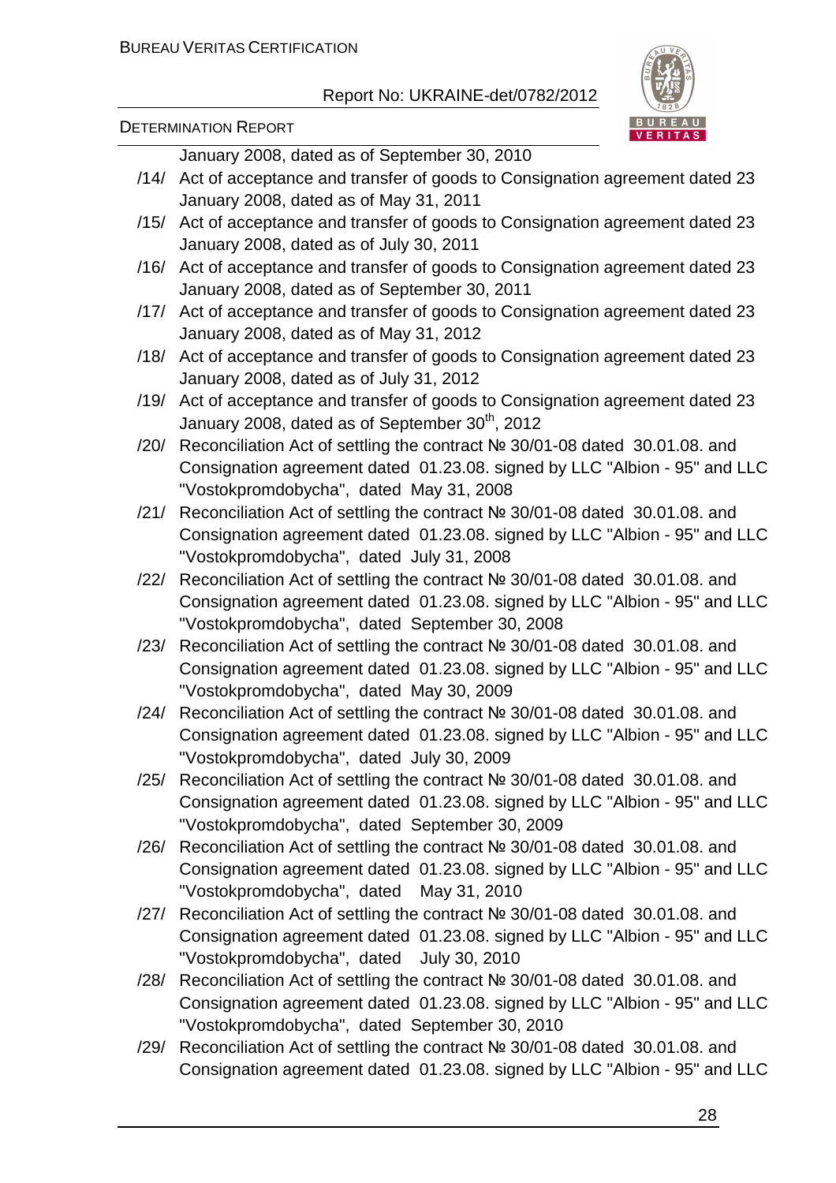January 2008, dated as of September 30, 2010

/14/ Act of acceptance and transfer of goods to Consignation agreement dated 23 January 2008, dated as of May 31, 2011

/15/ Act of acceptance and transfer of goods to Consignation agreement dated 23 January 2008, dated as of July 30, 2011

/16/ Act of acceptance and transfer of goods to Consignation agreement dated 23 January 2008, dated as of September 30, 2011

/17/ Act of acceptance and transfer of goods to Consignation agreement dated 23 January 2008, dated as of May 31, 2012

/18/ Act of acceptance and transfer of goods to Consignation agreement dated 23 January 2008, dated as of July 31, 2012

/19/ Act of acceptance and transfer of goods to Consignation agreement dated 23 January 2008, dated as of September 30th, 2012

/20/ Reconciliation Act of settling the contract № 30/01-08 dated 30.01.08. and Consignation agreement dated 01.23.08. signed by LLC "Albion - 95" and LLC "Vostokpromdobycha", dated May 31, 2008

/21/ Reconciliation Act of settling the contract № 30/01-08 dated 30.01.08. and Consignation agreement dated 01.23.08. signed by LLC "Albion - 95" and LLC "Vostokpromdobycha", dated July 31, 2008

/22/ Reconciliation Act of settling the contract № 30/01-08 dated 30.01.08. and Consignation agreement dated 01.23.08. signed by LLC "Albion - 95" and LLC "Vostokpromdobycha", dated September 30, 2008

/23/ Reconciliation Act of settling the contract № 30/01-08 dated 30.01.08. and Consignation agreement dated 01.23.08. signed by LLC "Albion - 95" and LLC "Vostokpromdobycha", dated May 30, 2009

/24/ Reconciliation Act of settling the contract № 30/01-08 dated 30.01.08. and Consignation agreement dated 01.23.08. signed by LLC "Albion - 95" and LLC "Vostokpromdobycha", dated July 30, 2009

/25/ Reconciliation Act of settling the contract № 30/01-08 dated 30.01.08. and Consignation agreement dated 01.23.08. signed by LLC "Albion - 95" and LLC "Vostokpromdobycha", dated September 30, 2009

/26/ Reconciliation Act of settling the contract № 30/01-08 dated 30.01.08. and Consignation agreement dated 01.23.08. signed by LLC "Albion - 95" and LLC "Vostokpromdobycha", dated May 31, 2010

/27/ Reconciliation Act of settling the contract № 30/01-08 dated 30.01.08. and Consignation agreement dated 01.23.08. signed by LLC "Albion - 95" and LLC "Vostokpromdobycha", dated July 30, 2010

/28/ Reconciliation Act of settling the contract № 30/01-08 dated 30.01.08. and Consignation agreement dated 01.23.08. signed by LLC "Albion - 95" and LLC "Vostokpromdobycha", dated September 30, 2010

/29/ Reconciliation Act of settling the contract № 30/01-08 dated 30.01.08. and Consignation agreement dated 01.23.08. signed by LLC "Albion - 95" and LLC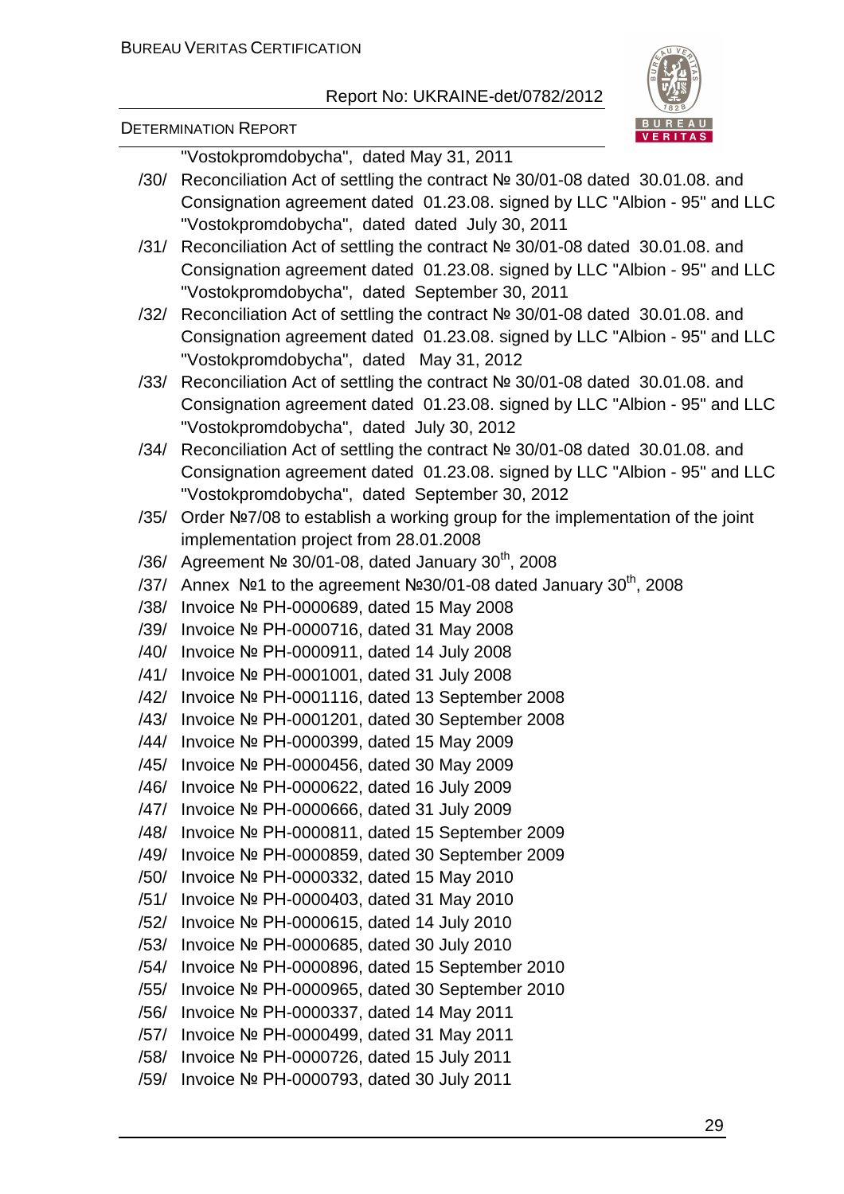"Vostokpromdobycha", dated May 31, 2011

/30/ Reconciliation Act of settling the contract № 30/01-08 dated 30.01.08. and Consignation agreement dated 01.23.08. signed by LLC "Albion - 95" and LLC "Vostokpromdobycha", dated dated July 30, 2011

/31/ Reconciliation Act of settling the contract № 30/01-08 dated 30.01.08. and Consignation agreement dated 01.23.08. signed by LLC "Albion - 95" and LLC "Vostokpromdobycha", dated September 30, 2011

/32/ Reconciliation Act of settling the contract № 30/01-08 dated 30.01.08. and Consignation agreement dated 01.23.08. signed by LLC "Albion - 95" and LLC "Vostokpromdobycha", dated May 31, 2012

/33/ Reconciliation Act of settling the contract № 30/01-08 dated 30.01.08. and Consignation agreement dated 01.23.08. signed by LLC "Albion - 95" and LLC "Vostokpromdobycha", dated July 30, 2012

/34/ Reconciliation Act of settling the contract № 30/01-08 dated 30.01.08. and Consignation agreement dated 01.23.08. signed by LLC "Albion - 95" and LLC "Vostokpromdobycha", dated September 30, 2012

/35/ Order №7/08 to establish a working group for the implementation of the joint implementation project from 28.01.2008

/36/ Agreement № 30/01-08, dated January 30th, 2008

/37/ Annex №1 to the agreement №30/01-08 dated January 30th, 2008

/38/ Invoice № PH-0000689, dated 15 May 2008

/39/ Invoice № PH-0000716, dated 31 May 2008

/40/ Invoice № PH-0000911, dated 14 July 2008

/41/ Invoice № PH-0001001, dated 31 July 2008

/42/ Invoice № PH-0001116, dated 13 September 2008

/43/ Invoice № PH-0001201, dated 30 September 2008

/44/ Invoice № PH-0000399, dated 15 May 2009

/45/ Invoice № PH-0000456, dated 30 May 2009

/46/ Invoice № PH-0000622, dated 16 July 2009

/47/ Invoice № PH-0000666, dated 31 July 2009

/48/ Invoice № PH-0000811, dated 15 September 2009

/49/ Invoice № PH-0000859, dated 30 September 2009

/50/ Invoice № PH-0000332, dated 15 May 2010

/51/ Invoice № PH-0000403, dated 31 May 2010

/52/ Invoice № PH-0000615, dated 14 July 2010

/53/ Invoice № PH-0000685, dated 30 July 2010

/54/ Invoice № PH-0000896, dated 15 September 2010

/55/ Invoice № PH-0000965, dated 30 September 2010

/56/ Invoice № PH-0000337, dated 14 May 2011

/57/ Invoice № PH-0000499, dated 31 May 2011

/58/ Invoice № PH-0000726, dated 15 July 2011

/59/ Invoice № PH-0000793, dated 30 July 2011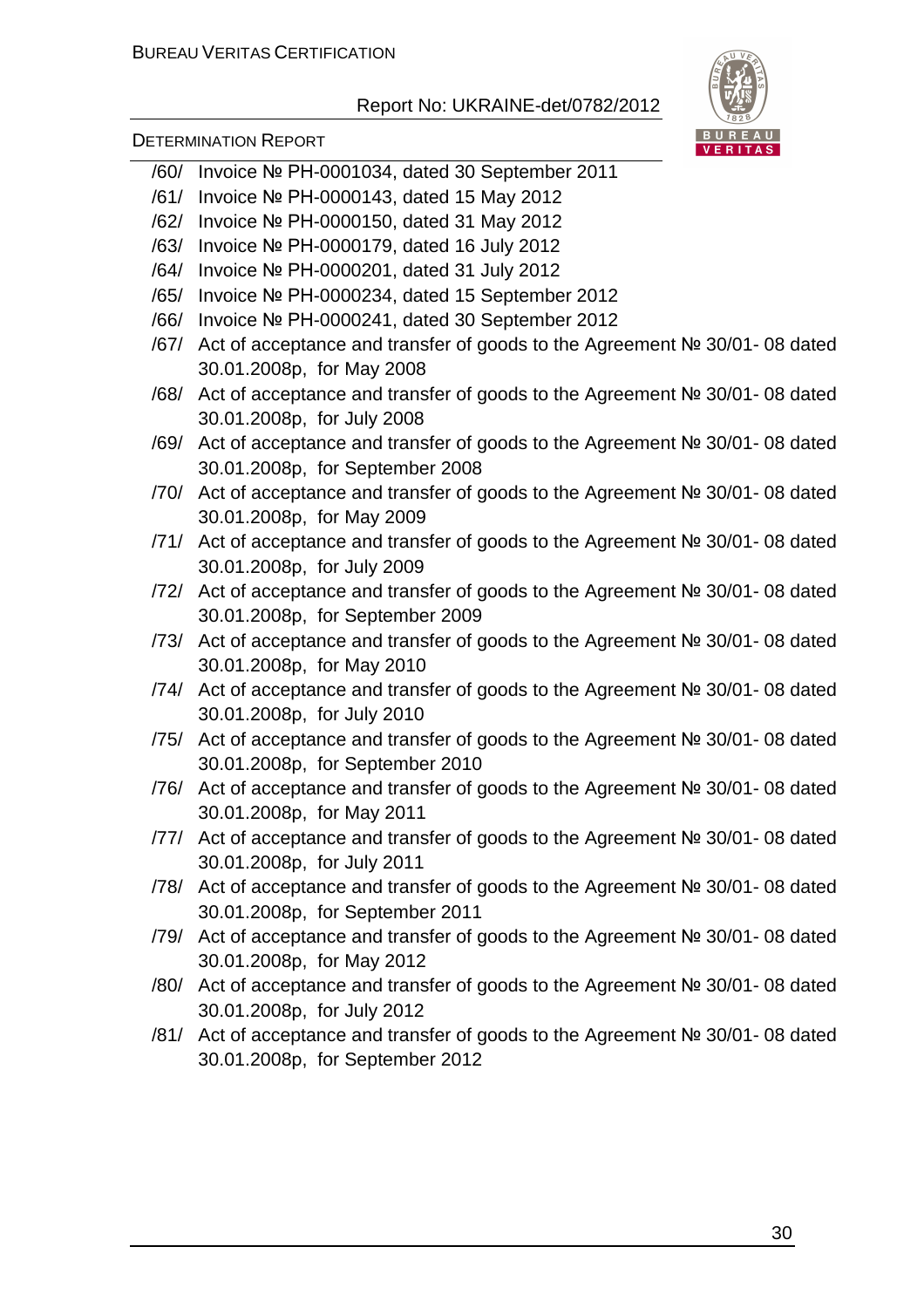/60/ Invoice № PH-0001034, dated 30 September 2011

/61/ Invoice № PH-0000143, dated 15 May 2012

/62/ Invoice № PH-0000150, dated 31 May 2012

/63/ Invoice № PH-0000179, dated 16 July 2012

/64/ Invoice № PH-0000201, dated 31 July 2012

/65/ Invoice № PH-0000234, dated 15 September 2012

/66/ Invoice № PH-0000241, dated 30 September 2012

/67/ Act of acceptance and transfer of goods to the Agreement № 30/01- 08 dated 30.01.2008p, for May 2008

/68/ Act of acceptance and transfer of goods to the Agreement № 30/01- 08 dated 30.01.2008p, for July 2008

/69/ Act of acceptance and transfer of goods to the Agreement № 30/01- 08 dated 30.01.2008p, for September 2008

/70/ Act of acceptance and transfer of goods to the Agreement № 30/01- 08 dated 30.01.2008p, for May 2009

/71/ Act of acceptance and transfer of goods to the Agreement № 30/01- 08 dated 30.01.2008p, for July 2009

/72/ Act of acceptance and transfer of goods to the Agreement № 30/01- 08 dated 30.01.2008p, for September 2009

/73/ Act of acceptance and transfer of goods to the Agreement № 30/01- 08 dated 30.01.2008p, for May 2010

/74/ Act of acceptance and transfer of goods to the Agreement № 30/01- 08 dated 30.01.2008p, for July 2010

/75/ Act of acceptance and transfer of goods to the Agreement № 30/01- 08 dated 30.01.2008p, for September 2010

/76/ Act of acceptance and transfer of goods to the Agreement № 30/01- 08 dated 30.01.2008p, for May 2011

/77/ Act of acceptance and transfer of goods to the Agreement № 30/01- 08 dated 30.01.2008p, for July 2011

/78/ Act of acceptance and transfer of goods to the Agreement № 30/01- 08 dated 30.01.2008p, for September 2011

/79/ Act of acceptance and transfer of goods to the Agreement № 30/01- 08 dated 30.01.2008p, for May 2012

/80/ Act of acceptance and transfer of goods to the Agreement № 30/01- 08 dated 30.01.2008p, for July 2012

/81/ Act of acceptance and transfer of goods to the Agreement № 30/01- 08 dated 30.01.2008p, for September 2012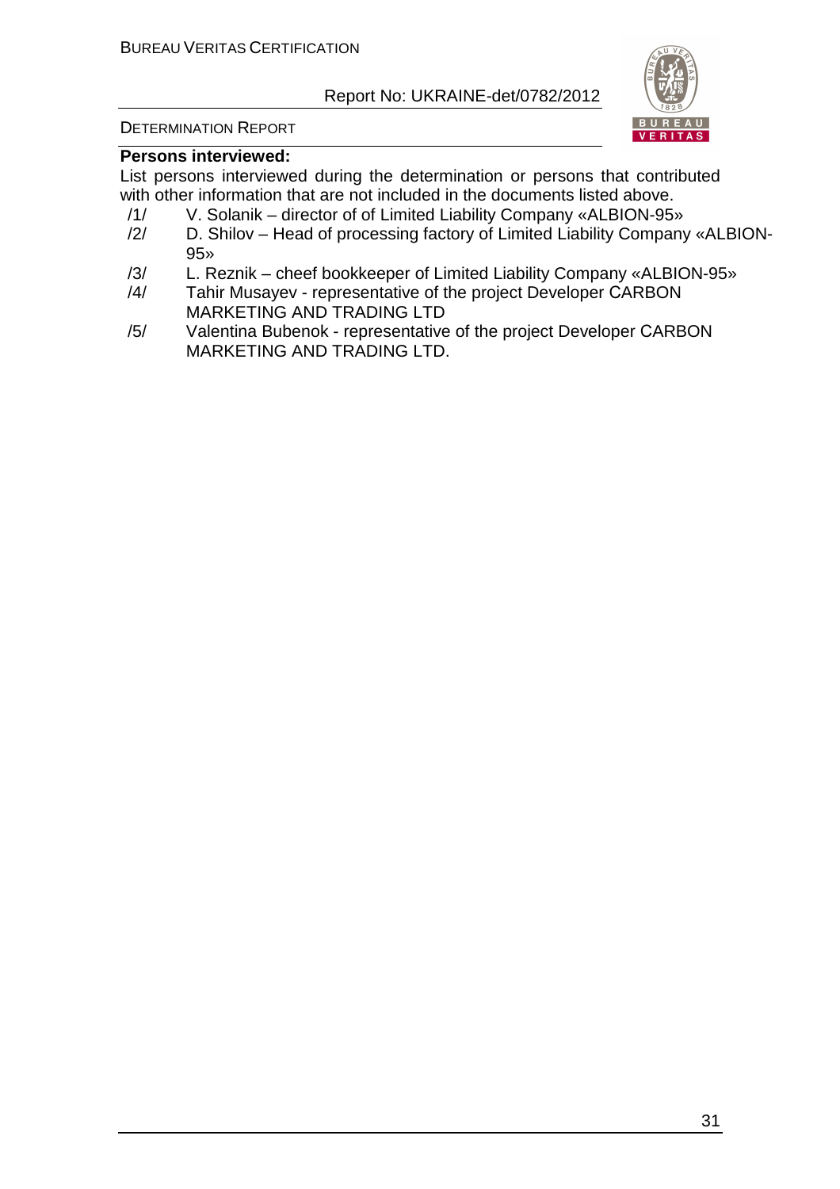**Persons interviewed:**

List persons interviewed during the determination or persons that contributed with other information that are not included in the documents listed above.

/1/ V. Solanik – director of of Limited Liability Company «ALBION-95»

/2/ D. Shilov – Head of processing factory of Limited Liability Company «ALBION-95»

/3/ L. Reznik – cheef bookkeeper of Limited Liability Company «ALBION-95»

/4/ Tahir Musayev - representative of the project Developer CARBON MARKETING AND TRADING LTD

/5/ Valentina Bubenok - representative of the project Developer CARBON MARKETING AND TRADING LTD.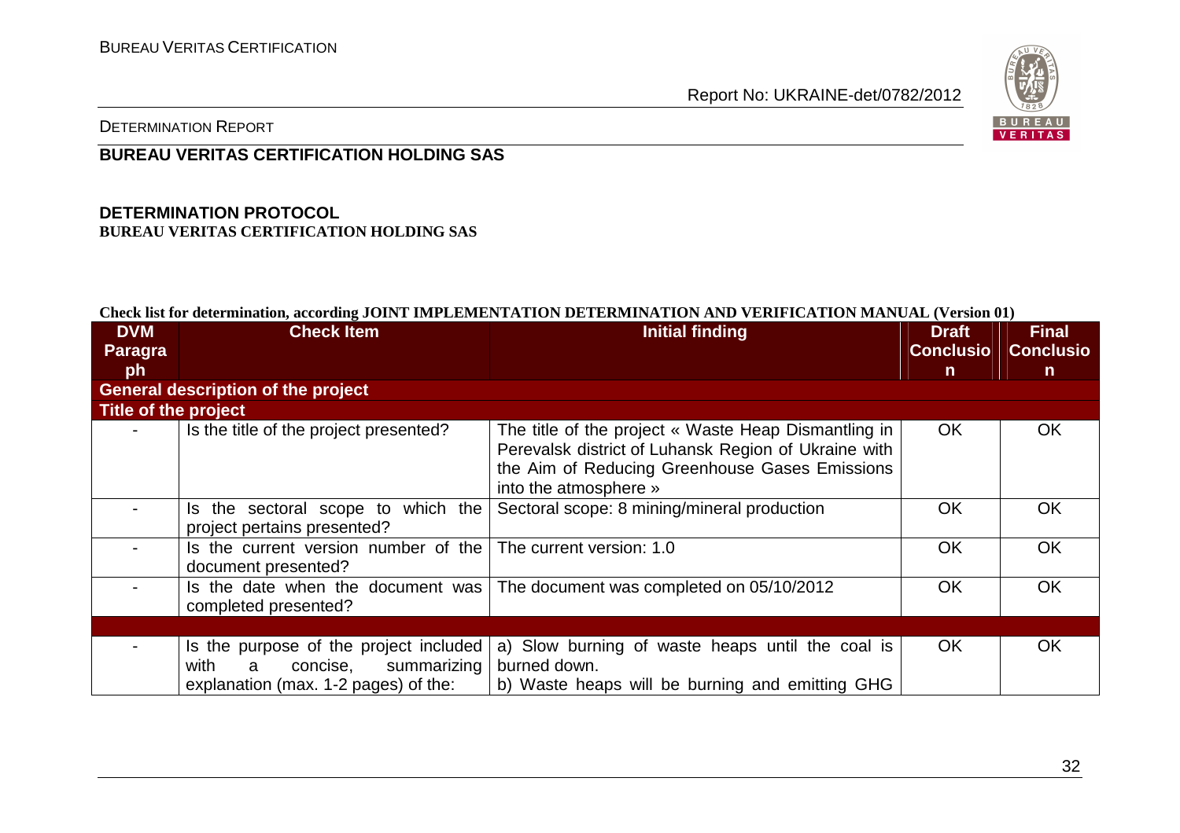DETERMINATION REPORT

## BUREAU VERITAS CERTIFICATION HOLDING SAS

### DETERMINATION PROTOCOL

**BUREAU VERITAS CERTIFICATION HOLDING SAS**

**Check list for determination, according JOINT IMPLEMENTATION DETERMINATION AND VERIFICATION MANUAL (Version 01)**

| DVM Paragraph | Check Item | Initial finding | Draft Conclusion | Final Conclusion |
|---|---|---|---|---|
| **General description of the project** | | | | |
| **Title of the project** | | | | |
| - | Is the title of the project presented? | The title of the project « Waste Heap Dismantling in Perevalsk district of Luhansk Region of Ukraine with the Aim of Reducing Greenhouse Gases Emissions into the atmosphere » | OK | OK |
| - | Is the sectoral scope to which the project pertains presented? | Sectoral scope: 8 mining/mineral production | OK | OK |
| - | Is the current version number of the document presented? | The current version: 1.0 | OK | OK |
| - | Is the date when the document was completed presented? | The document was completed on 05/10/2012 | OK | OK |
| | | | | |
| - | Is the purpose of the project included with a concise, summarizing explanation (max. 1-2 pages) of the: | a) Slow burning of waste heaps until the coal is burned down.<br>b) Waste heaps will be burning and emitting GHG | OK | OK |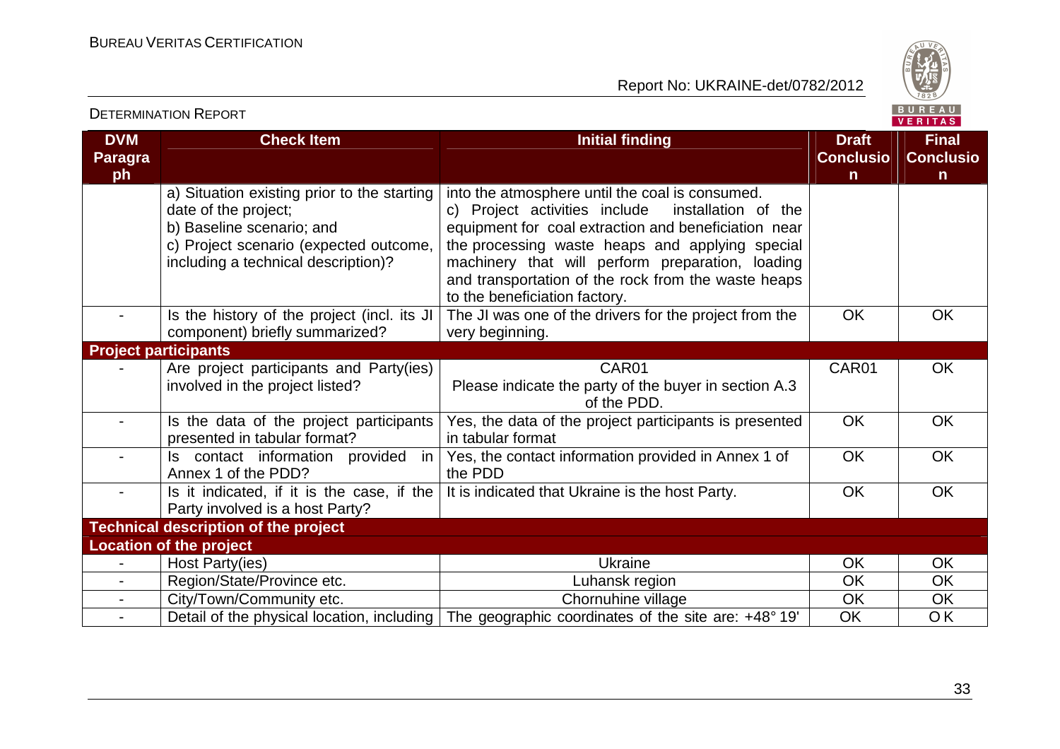| DVM Paragraph | Check Item | Initial finding | Draft Conclusion | Final Conclusion |
|---|---|---|---|---|
| | a) Situation existing prior to the starting date of the project;<br>b) Baseline scenario; and<br>c) Project scenario (expected outcome, including a technical description)? | into the atmosphere until the coal is consumed.<br>c) Project activities include installation of the equipment for coal extraction and beneficiation near the processing waste heaps and applying special machinery that will perform preparation, loading and transportation of the rock from the waste heaps to the beneficiation factory. | | |
| - | Is the history of the project (incl. its JI component) briefly summarized? | The JI was one of the drivers for the project from the very beginning. | OK | OK |
| **Project participants** | | | | |
| - | Are project participants and Party(ies) involved in the project listed? | CAR01<br>Please indicate the party of the buyer in section A.3 of the PDD. | CAR01 | OK |
| - | Is the data of the project participants presented in tabular format? | Yes, the data of the project participants is presented in tabular format | OK | OK |
| - | Is contact information provided in Annex 1 of the PDD? | Yes, the contact information provided in Annex 1 of the PDD | OK | OK |
| - | Is it indicated, if it is the case, if the Party involved is a host Party? | It is indicated that Ukraine is the host Party. | OK | OK |
| **Technical description of the project** | | | | |
| **Location of the project** | | | | |
| - | Host Party(ies) | Ukraine | OK | OK |
| - | Region/State/Province etc. | Luhansk region | OK | OK |
| - | City/Town/Community etc. | Chornuhine village | OK | OK |
| - | Detail of the physical location, including | The geographic coordinates of the site are: +48° 19' | OK | OK |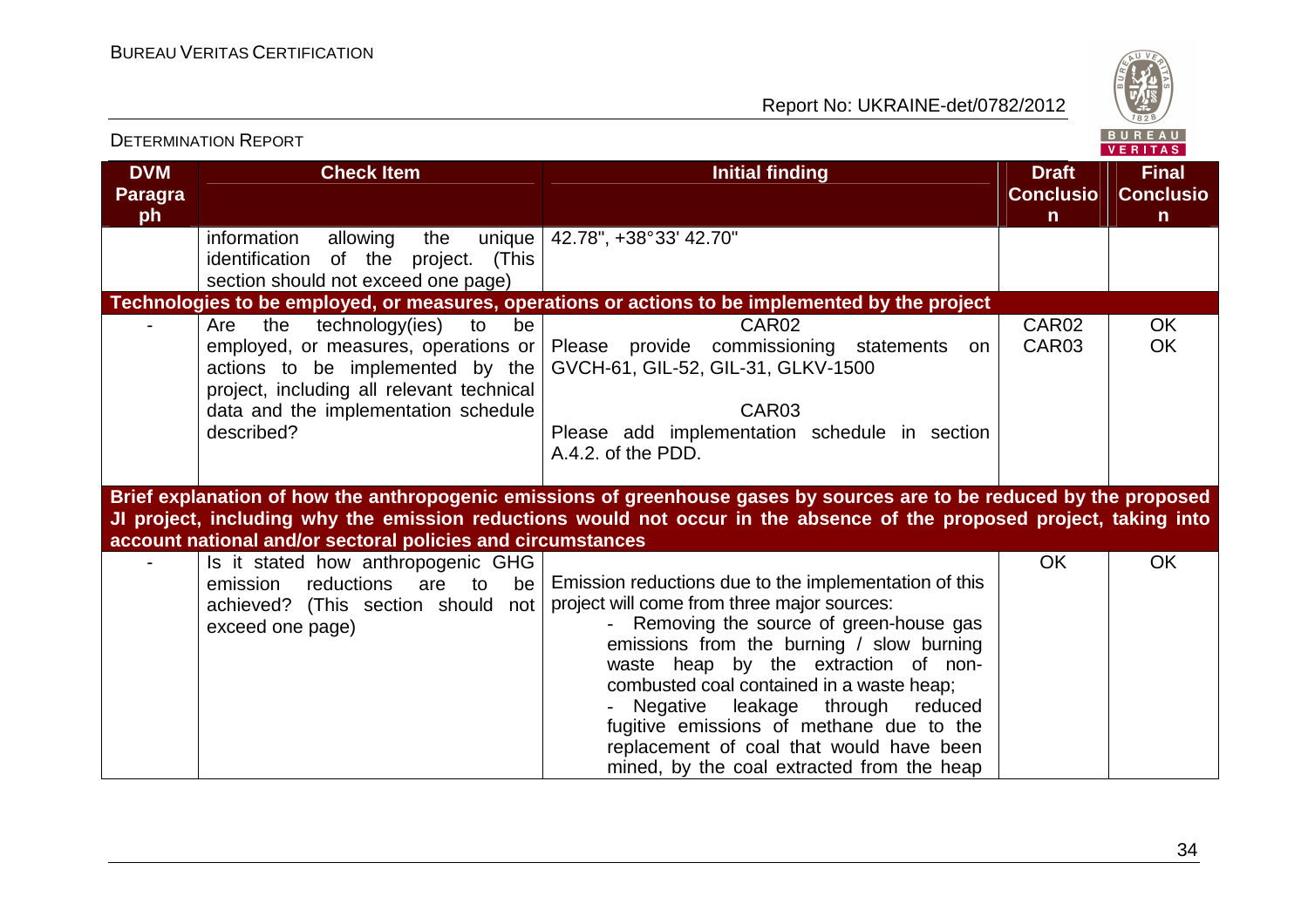| DVM Paragraph | Check Item | Initial finding | Draft Conclusion | Final Conclusion |
|---|---|---|---|---|
| | information allowing the unique identification of the project. (This section should not exceed one page) | 42.78", +38°33' 42.70" | | |
| **Technologies to be employed, or measures, operations or actions to be implemented by the project** | | | | |
| - | Are the technology(ies) to be employed, or measures, operations or actions to be implemented by the project, including all relevant technical data and the implementation schedule described? | CAR02<br>Please provide commissioning statements on GVCH-61, GIL-52, GIL-31, GLKV-1500<br><br>CAR03<br>Please add implementation schedule in section A.4.2. of the PDD. | CAR02<br>CAR03 | OK<br>OK |
| **Brief explanation of how the anthropogenic emissions of greenhouse gases by sources are to be reduced by the proposed JI project, including why the emission reductions would not occur in the absence of the proposed project, taking into account national and/or sectoral policies and circumstances** | | | | |
| - | Is it stated how anthropogenic GHG emission reductions are to be achieved? (This section should not exceed one page) | Emission reductions due to the implementation of this project will come from three major sources:<br>- Removing the source of green-house gas emissions from the burning / slow burning waste heap by the extraction of non-combusted coal contained in a waste heap;<br>- Negative leakage through reduced fugitive emissions of methane due to the replacement of coal that would have been mined, by the coal extracted from the heap | OK | OK |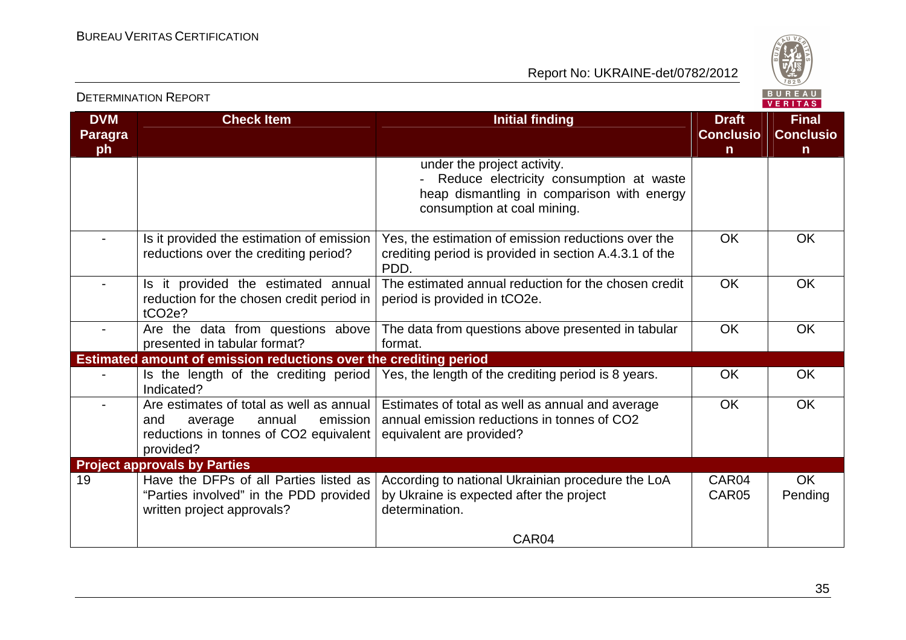| DVM Paragraph | Check Item | Initial finding | Draft Conclusion | Final Conclusion |
|---|---|---|---|---|
| | | under the project activity. <br> - Reduce electricity consumption at waste heap dismantling in comparison with energy consumption at coal mining. | | |
| - | Is it provided the estimation of emission reductions over the crediting period? | Yes, the estimation of emission reductions over the crediting period is provided in section A.4.3.1 of the PDD. | OK | OK |
| - | Is it provided the estimated annual reduction for the chosen credit period in tCO2e? | The estimated annual reduction for the chosen credit period is provided in tCO2e. | OK | OK |
| - | Are the data from questions above presented in tabular format? | The data from questions above presented in tabular format. | OK | OK |
| **Estimated amount of emission reductions over the crediting period** | | | | |
| - | Is the length of the crediting period Indicated? | Yes, the length of the crediting period is 8 years. | OK | OK |
| - | Are estimates of total as well as annual and average annual emission reductions in tonnes of CO2 equivalent provided? | Estimates of total as well as annual and average annual emission reductions in tonnes of CO2 equivalent are provided? | OK | OK |
| **Project approvals by Parties** | | | | |
| 19 | Have the DFPs of all Parties listed as "Parties involved" in the PDD provided written project approvals? | According to national Ukrainian procedure the LoA by Ukraine is expected after the project determination. <br><br> CAR04 | CAR04 <br> CAR05 | OK <br> Pending |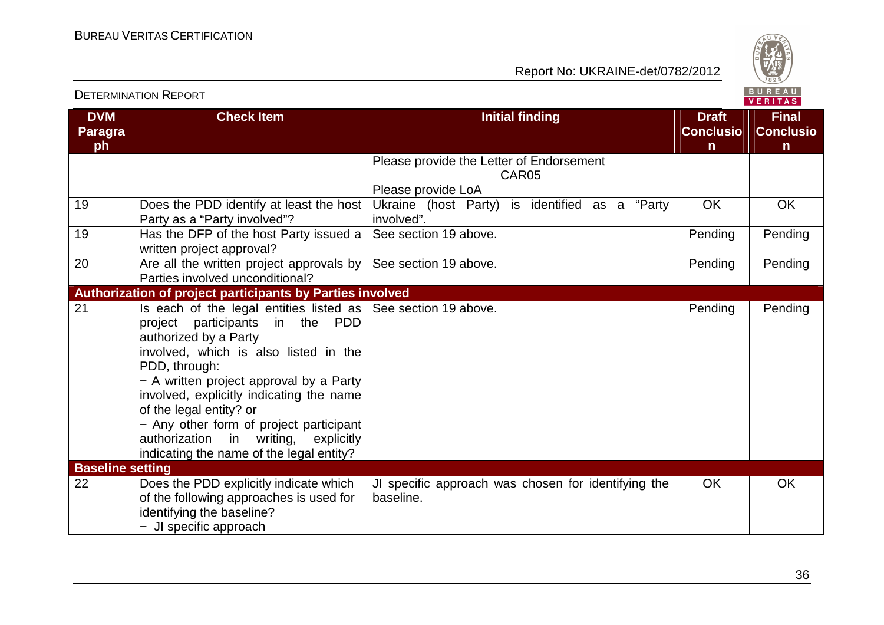| DVM Paragraph | Check Item | Initial finding | Draft Conclusion | Final Conclusion |
|---|---|---|---|---|
| | | Please provide the Letter of Endorsement<br>CAR05<br>Please provide LoA | | |
| 19 | Does the PDD identify at least the host Party as a "Party involved"? | Ukraine (host Party) is identified as a "Party involved". | OK | OK |
| 19 | Has the DFP of the host Party issued a written project approval? | See section 19 above. | Pending | Pending |
| 20 | Are all the written project approvals by Parties involved unconditional? | See section 19 above. | Pending | Pending |
| **Authorization of project participants by Parties involved** | | | | |
| 21 | Is each of the legal entities listed as project participants in the PDD authorized by a Party involved, which is also listed in the PDD, through:<br>− A written project approval by a Party involved, explicitly indicating the name of the legal entity? or<br>− Any other form of project participant authorization in writing, explicitly indicating the name of the legal entity? | See section 19 above. | Pending | Pending |
| **Baseline setting** | | | | |
| 22 | Does the PDD explicitly indicate which of the following approaches is used for identifying the baseline?<br>− JI specific approach | JI specific approach was chosen for identifying the baseline. | OK | OK |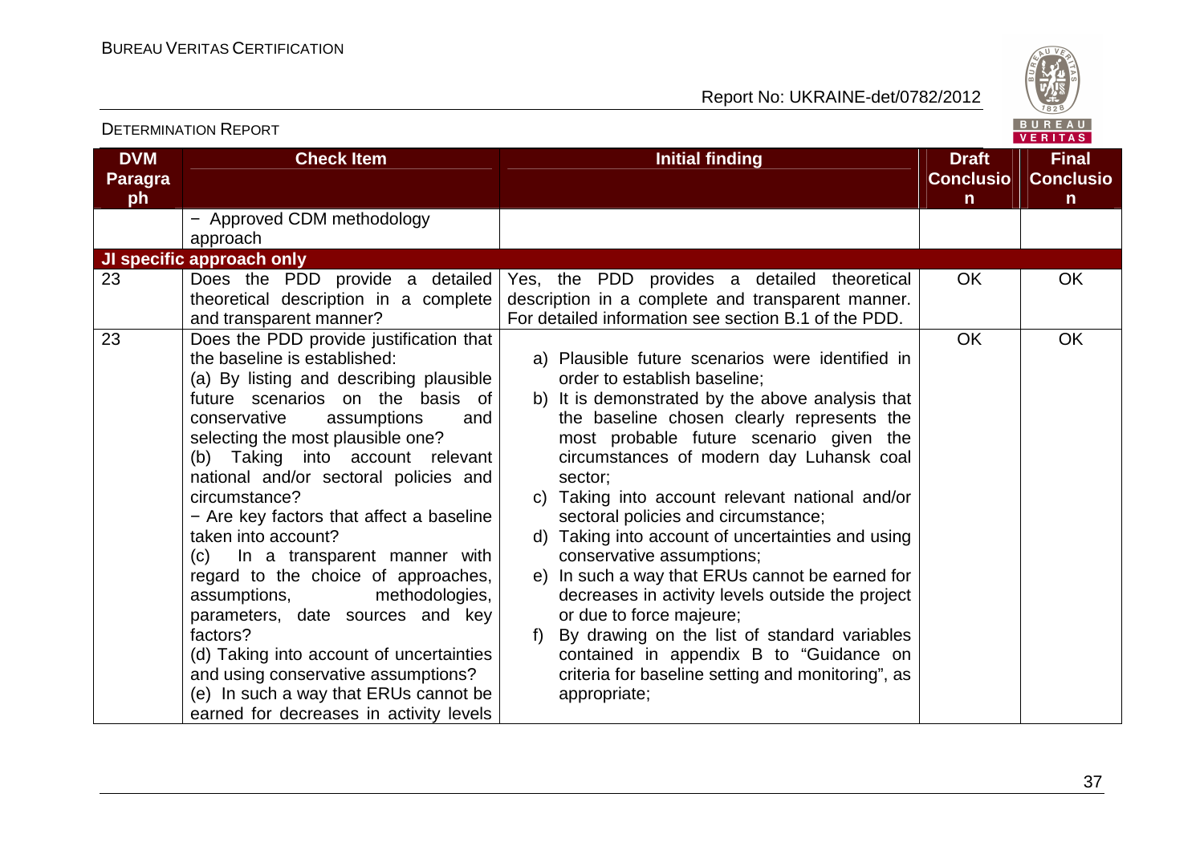| DVM Paragraph | Check Item | Initial finding | Draft Conclusion | Final Conclusion |
|---|---|---|---|---|
| | − Approved CDM methodology approach | | | |
| **JI specific approach only** | | | | |
| 23 | Does the PDD provide a detailed theoretical description in a complete and transparent manner? | Yes, the PDD provides a detailed theoretical description in a complete and transparent manner. For detailed information see section B.1 of the PDD. | OK | OK |
| 23 | Does the PDD provide justification that the baseline is established:<br>(a) By listing and describing plausible future scenarios on the basis of conservative assumptions and selecting the most plausible one?<br>(b) Taking into account relevant national and/or sectoral policies and circumstance?<br>− Are key factors that affect a baseline taken into account?<br>(c) In a transparent manner with regard to the choice of approaches, assumptions, methodologies, parameters, date sources and key factors?<br>(d) Taking into account of uncertainties and using conservative assumptions?<br>(e) In such a way that ERUs cannot be earned for decreases in activity levels | a) Plausible future scenarios were identified in order to establish baseline;<br>b) It is demonstrated by the above analysis that the baseline chosen clearly represents the most probable future scenario given the circumstances of modern day Luhansk coal sector;<br>c) Taking into account relevant national and/or sectoral policies and circumstance;<br>d) Taking into account of uncertainties and using conservative assumptions;<br>e) In such a way that ERUs cannot be earned for decreases in activity levels outside the project or due to force majeure;<br>f) By drawing on the list of standard variables contained in appendix B to "Guidance on criteria for baseline setting and monitoring", as appropriate; | OK | OK |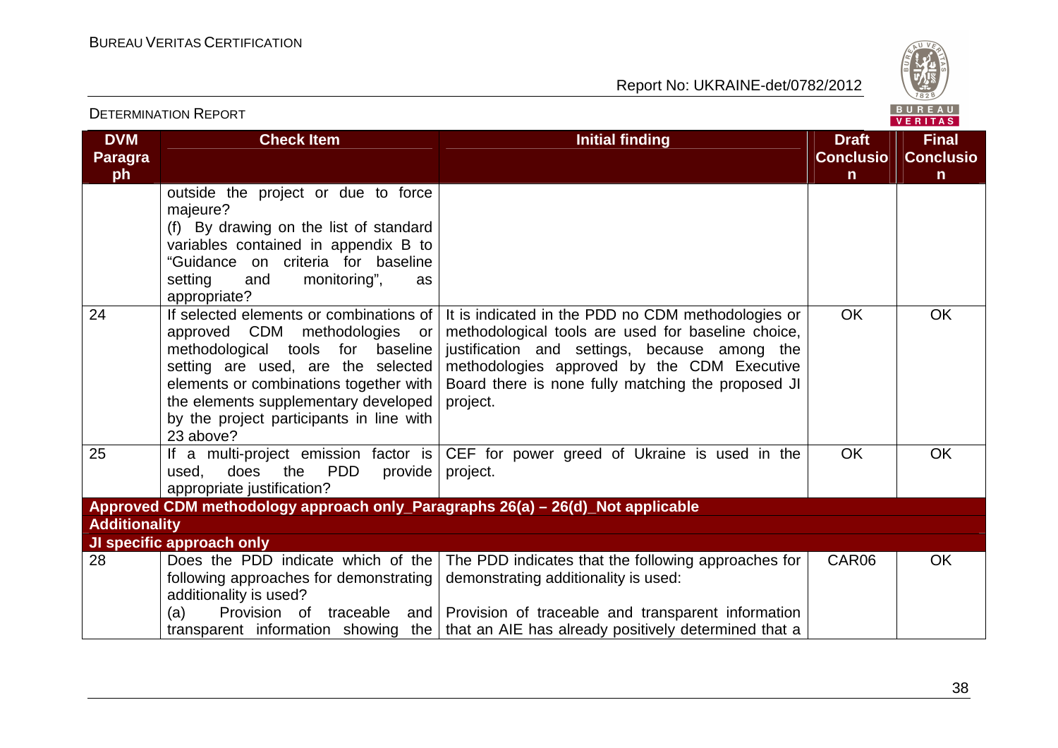| DVM Paragraph | Check Item | Initial finding | Draft Conclusion | Final Conclusion |
|---|---|---|---|---|
| | outside the project or due to force majeure?<br>(f) By drawing on the list of standard variables contained in appendix B to "Guidance on criteria for baseline setting and monitoring", as appropriate? | | | |
| 24 | If selected elements or combinations of approved CDM methodologies or methodological tools for baseline setting are used, are the selected elements or combinations together with the elements supplementary developed by the project participants in line with 23 above? | It is indicated in the PDD no CDM methodologies or methodological tools are used for baseline choice, justification and settings, because among the methodologies approved by the CDM Executive Board there is none fully matching the proposed JI project. | OK | OK |
| 25 | If a multi-project emission factor is used, does the PDD provide appropriate justification? | CEF for power greed of Ukraine is used in the project. | OK | OK |
| **Approved CDM methodology approach only_Paragraphs 26(a) – 26(d)_Not applicable** | | | | |
| **Additionality** | | | | |
| **JI specific approach only** | | | | |
| 28 | Does the PDD indicate which of the following approaches for demonstrating additionality is used?<br>(a) Provision of traceable and transparent information showing the | The PDD indicates that the following approaches for demonstrating additionality is used:<br>Provision of traceable and transparent information that an AIE has already positively determined that a | CAR06 | OK |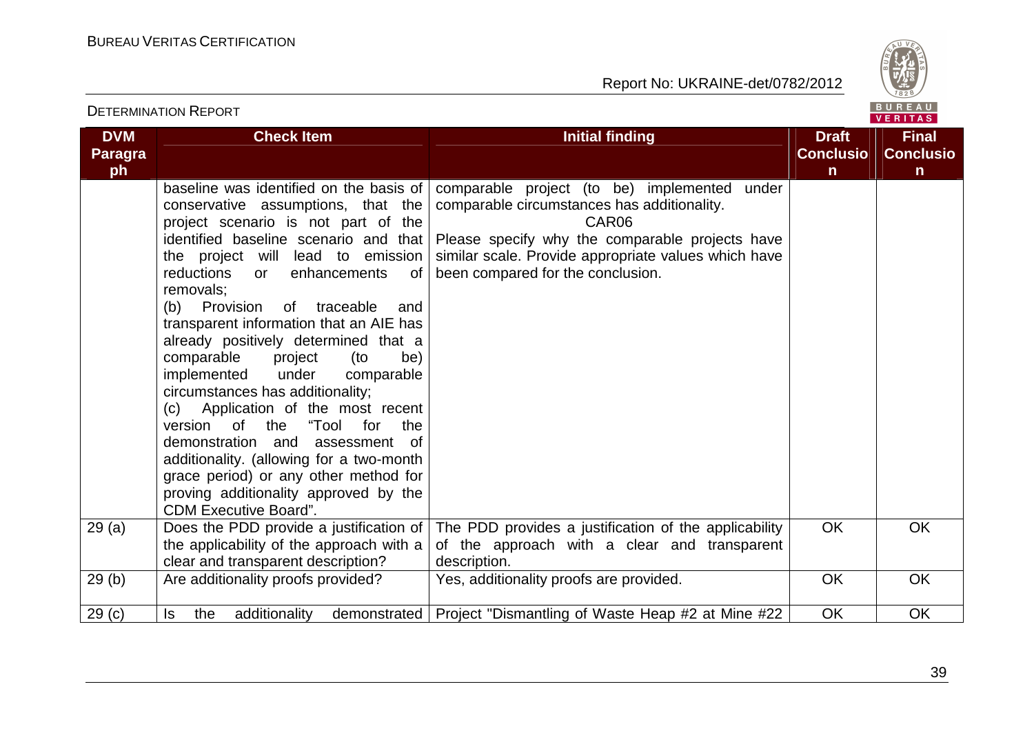| DVM Paragraph | Check Item | Initial finding | Draft Conclusion | Final Conclusion |
|---|---|---|---|---|
| | baseline was identified on the basis of conservative assumptions, that the project scenario is not part of the identified baseline scenario and that the project will lead to emission reductions or enhancements of removals;<br>(b) Provision of traceable and transparent information that an AIE has already positively determined that a comparable project (to be) implemented under comparable circumstances has additionality;<br>(c) Application of the most recent version of the "Tool for the demonstration and assessment of additionality. (allowing for a two-month grace period) or any other method for proving additionality approved by the CDM Executive Board". | comparable project (to be) implemented under comparable circumstances has additionality.<br>CAR06<br>Please specify why the comparable projects have similar scale. Provide appropriate values which have been compared for the conclusion. | | |
| 29 (a) | Does the PDD provide a justification of the applicability of the approach with a clear and transparent description? | The PDD provides a justification of the applicability of the approach with a clear and transparent description. | OK | OK |
| 29 (b) | Are additionality proofs provided? | Yes, additionality proofs are provided. | OK | OK |
| 29 (c) | Is the additionality demonstrated | Project "Dismantling of Waste Heap #2 at Mine #22 | OK | OK |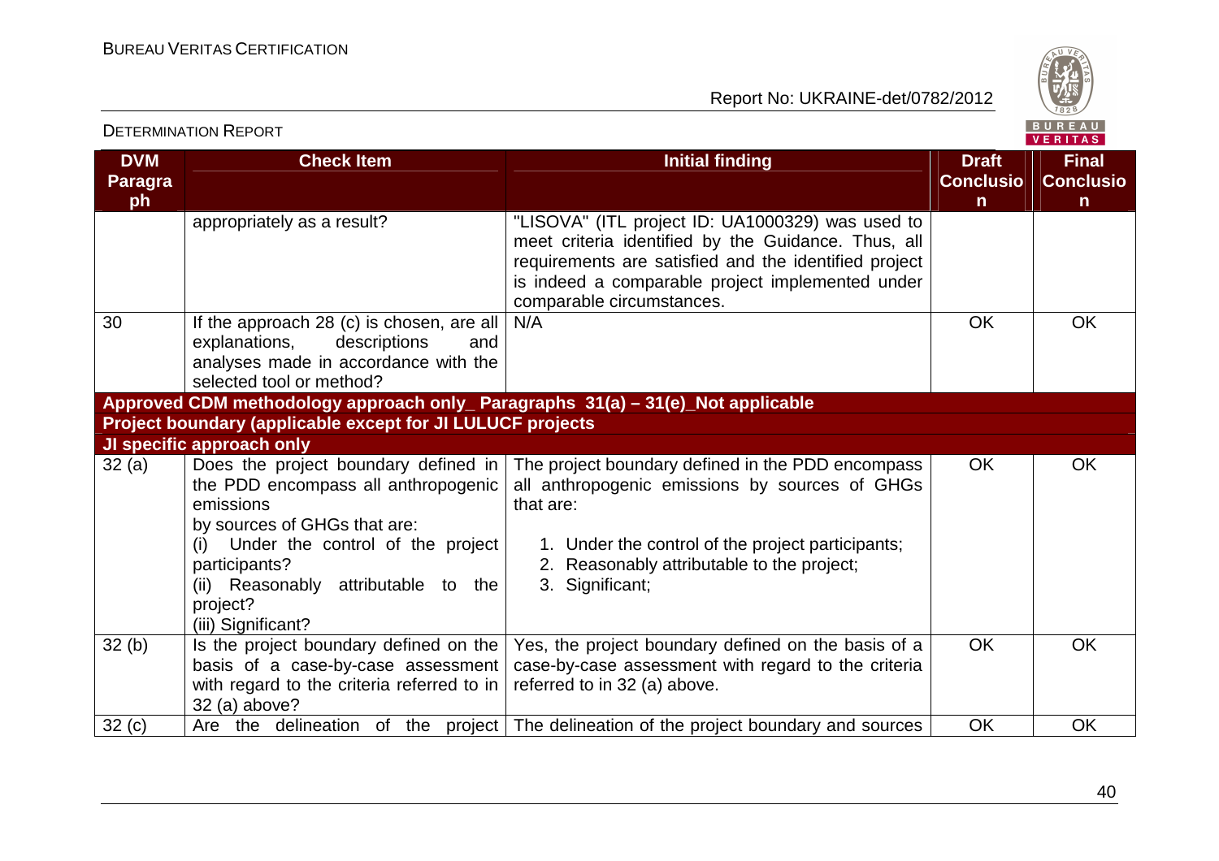| DVM Paragraph | Check Item | Initial finding | Draft Conclusion | Final Conclusion |
|---|---|---|---|---|
| | appropriately as a result? | "LISOVA" (ITL project ID: UA1000329) was used to meet criteria identified by the Guidance. Thus, all requirements are satisfied and the identified project is indeed a comparable project implemented under comparable circumstances. | | |
| 30 | If the approach 28 (c) is chosen, are all explanations, descriptions and analyses made in accordance with the selected tool or method? | N/A | OK | OK |
| **Approved CDM methodology approach only_ Paragraphs 31(a) – 31(e)_Not applicable** | | | | |
| **Project boundary (applicable except for JI LULUCF projects** | | | | |
| **JI specific approach only** | | | | |
| 32 (a) | Does the project boundary defined in the PDD encompass all anthropogenic emissions by sources of GHGs that are: (i) Under the control of the project participants? (ii) Reasonably attributable to the project? (iii) Significant? | The project boundary defined in the PDD encompass all anthropogenic emissions by sources of GHGs that are: 1. Under the control of the project participants; 2. Reasonably attributable to the project; 3. Significant; | OK | OK |
| 32 (b) | Is the project boundary defined on the basis of a case-by-case assessment with regard to the criteria referred to in 32 (a) above? | Yes, the project boundary defined on the basis of a case-by-case assessment with regard to the criteria referred to in 32 (a) above. | OK | OK |
| 32 (c) | Are the delineation of the project | The delineation of the project boundary and sources | OK | OK |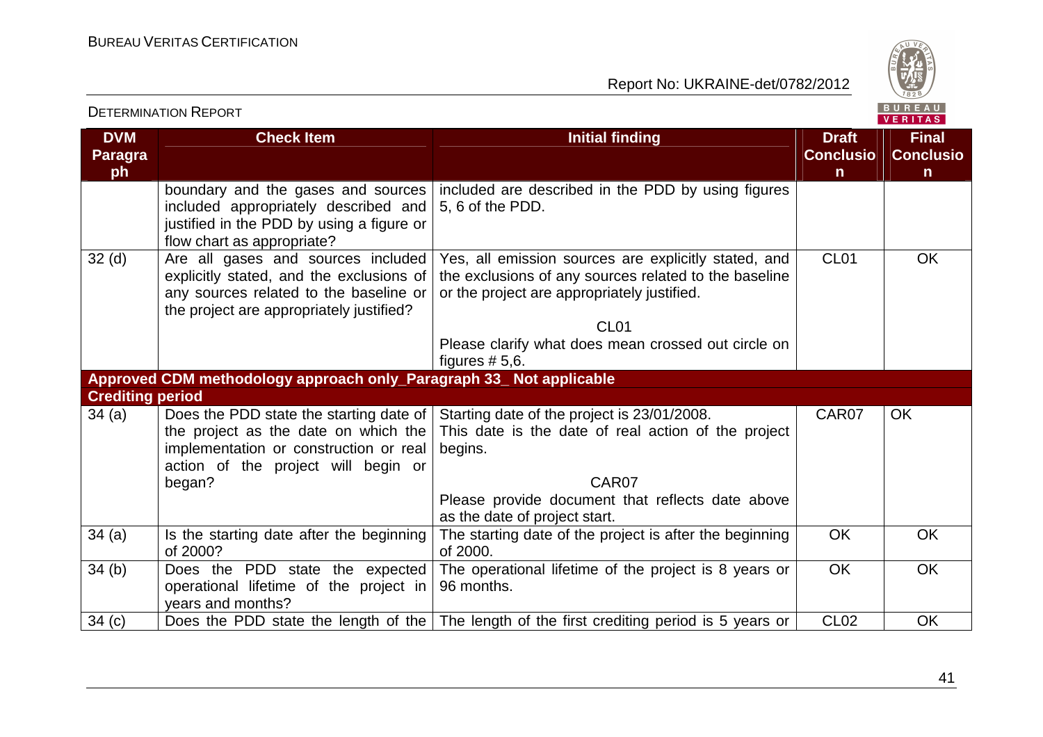| DVM Paragraph | Check Item | Initial finding | Draft Conclusion | Final Conclusion |
|---|---|---|---|---|
| | boundary and the gases and sources included appropriately described and justified in the PDD by using a figure or flow chart as appropriate? | included are described in the PDD by using figures 5, 6 of the PDD. | | |
| 32 (d) | Are all gases and sources included explicitly stated, and the exclusions of any sources related to the baseline or the project are appropriately justified? | Yes, all emission sources are explicitly stated, and the exclusions of any sources related to the baseline or the project are appropriately justified.<br><br>CL01<br>Please clarify what does mean crossed out circle on figures # 5,6. | CL01 | OK |
| **Approved CDM methodology approach only_Paragraph 33_ Not applicable** | | | | |
| **Crediting period** | | | | |
| 34 (a) | Does the PDD state the starting date of the project as the date on which the implementation or construction or real action of the project will begin or began? | Starting date of the project is 23/01/2008. This date is the date of real action of the project begins.<br><br>CAR07<br>Please provide document that reflects date above as the date of project start. | CAR07 | OK |
| 34 (a) | Is the starting date after the beginning of 2000? | The starting date of the project is after the beginning of 2000. | OK | OK |
| 34 (b) | Does the PDD state the expected operational lifetime of the project in years and months? | The operational lifetime of the project is 8 years or 96 months. | OK | OK |
| 34 (c) | Does the PDD state the length of the | The length of the first crediting period is 5 years or | CL02 | OK |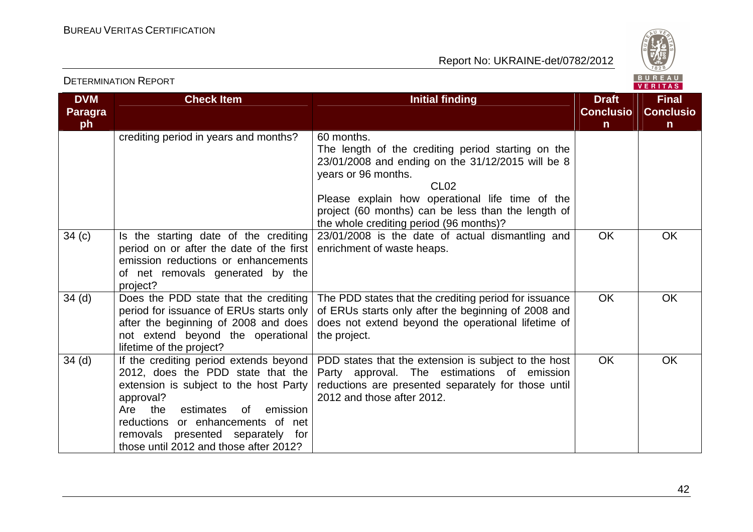| DVM Paragraph | Check Item | Initial finding | Draft Conclusion | Final Conclusion |
|---|---|---|---|---|
| | crediting period in years and months? | 60 months.<br>The length of the crediting period starting on the 23/01/2008 and ending on the 31/12/2015 will be 8 years or 96 months.<br>CL02<br>Please explain how operational life time of the project (60 months) can be less than the length of the whole crediting period (96 months)? | | |
| 34 (c) | Is the starting date of the crediting period on or after the date of the first emission reductions or enhancements of net removals generated by the project? | 23/01/2008 is the date of actual dismantling and enrichment of waste heaps. | OK | OK |
| 34 (d) | Does the PDD state that the crediting period for issuance of ERUs starts only after the beginning of 2008 and does not extend beyond the operational lifetime of the project? | The PDD states that the crediting period for issuance of ERUs starts only after the beginning of 2008 and does not extend beyond the operational lifetime of the project. | OK | OK |
| 34 (d) | If the crediting period extends beyond 2012, does the PDD state that the extension is subject to the host Party approval?<br>Are the estimates of emission reductions or enhancements of net removals presented separately for those until 2012 and those after 2012? | PDD states that the extension is subject to the host Party approval. The estimations of emission reductions are presented separately for those until 2012 and those after 2012. | OK | OK |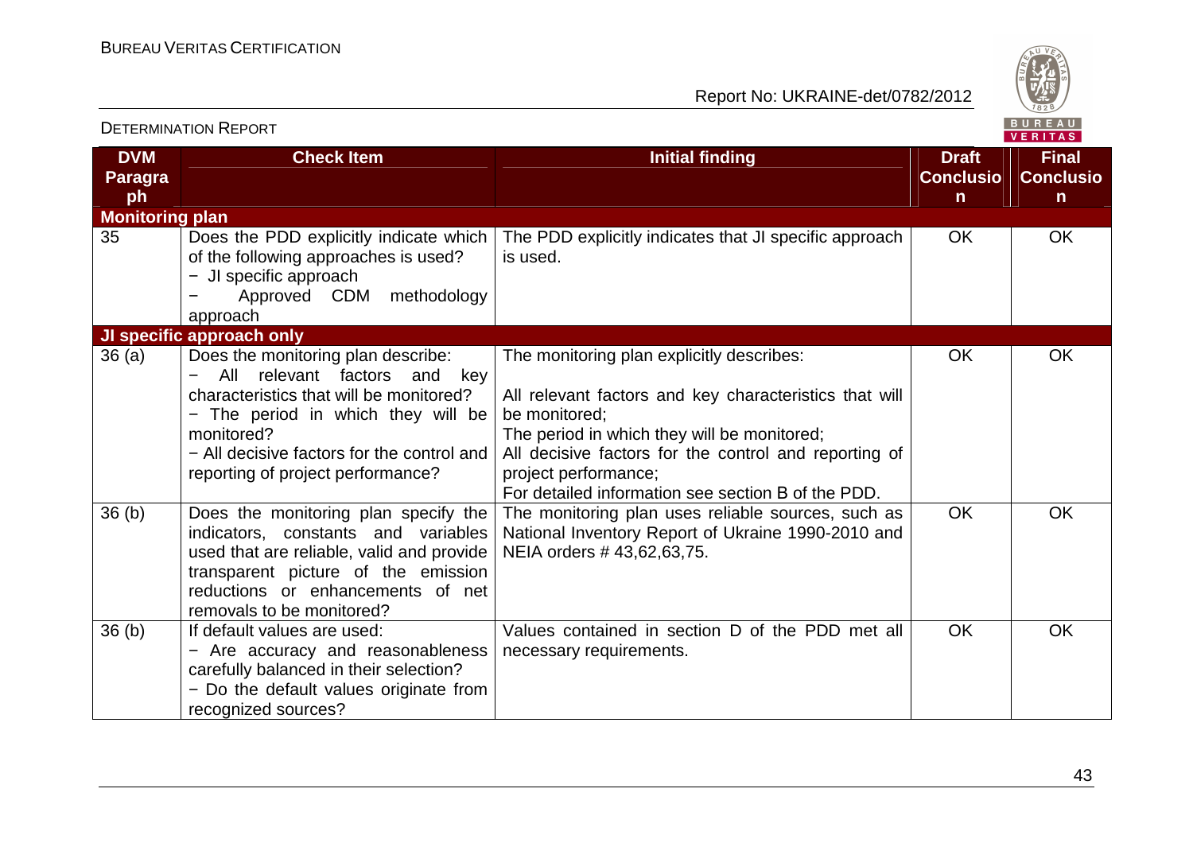| DVM Paragraph | Check Item | Initial finding | Draft Conclusion | Final Conclusion |
|---|---|---|---|---|
| **Monitoring plan** | | | | |
| 35 | Does the PDD explicitly indicate which of the following approaches is used?<br>− JI specific approach<br>− Approved CDM methodology approach | The PDD explicitly indicates that JI specific approach is used. | OK | OK |
| **JI specific approach only** | | | | |
| 36 (a) | Does the monitoring plan describe:<br>− All relevant factors and key characteristics that will be monitored?<br>− The period in which they will be monitored?<br>− All decisive factors for the control and reporting of project performance? | The monitoring plan explicitly describes:<br><br>All relevant factors and key characteristics that will be monitored;<br>The period in which they will be monitored;<br>All decisive factors for the control and reporting of project performance;<br>For detailed information see section B of the PDD. | OK | OK |
| 36 (b) | Does the monitoring plan specify the indicators, constants and variables used that are reliable, valid and provide transparent picture of the emission reductions or enhancements of net removals to be monitored? | The monitoring plan uses reliable sources, such as National Inventory Report of Ukraine 1990-2010 and NEIA orders # 43,62,63,75. | OK | OK |
| 36 (b) | If default values are used:<br>− Are accuracy and reasonableness carefully balanced in their selection?<br>− Do the default values originate from recognized sources? | Values contained in section D of the PDD met all necessary requirements. | OK | OK |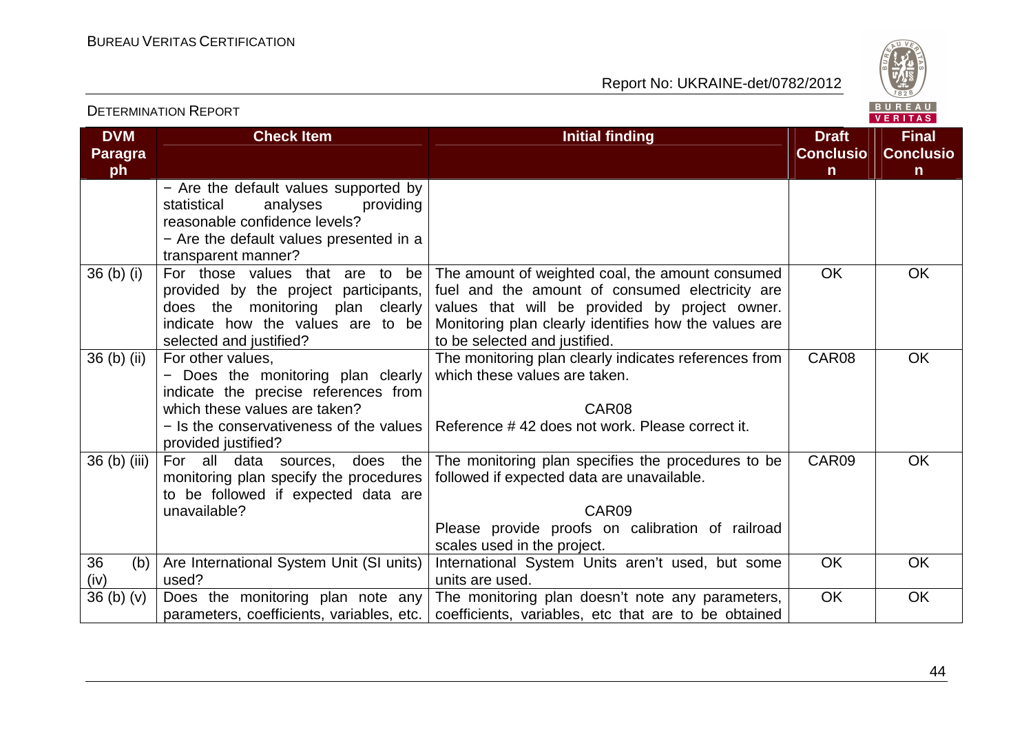| DVM Paragraph | Check Item | Initial finding | Draft Conclusion | Final Conclusion |
|---|---|---|---|---|
| | − Are the default values supported by statistical analyses providing reasonable confidence levels?<br>− Are the default values presented in a transparent manner? | | | |
| 36 (b) (i) | For those values that are to be provided by the project participants, does the monitoring plan clearly indicate how the values are to be selected and justified? | The amount of weighted coal, the amount consumed fuel and the amount of consumed electricity are values that will be provided by project owner. Monitoring plan clearly identifies how the values are to be selected and justified. | OK | OK |
| 36 (b) (ii) | For other values,<br>− Does the monitoring plan clearly indicate the precise references from which these values are taken?<br>− Is the conservativeness of the values provided justified? | The monitoring plan clearly indicates references from which these values are taken.<br><br>CAR08<br>Reference # 42 does not work. Please correct it. | CAR08 | OK |
| 36 (b) (iii) | For all data sources, does the monitoring plan specify the procedures to be followed if expected data are unavailable? | The monitoring plan specifies the procedures to be followed if expected data are unavailable.<br><br>CAR09<br>Please provide proofs on calibration of railroad scales used in the project. | CAR09 | OK |
| 36 (b) (iv) | Are International System Unit (SI units) used? | International System Units aren't used, but some units are used. | OK | OK |
| 36 (b) (v) | Does the monitoring plan note any parameters, coefficients, variables, etc. | The monitoring plan doesn't note any parameters, coefficients, variables, etc that are to be obtained | OK | OK |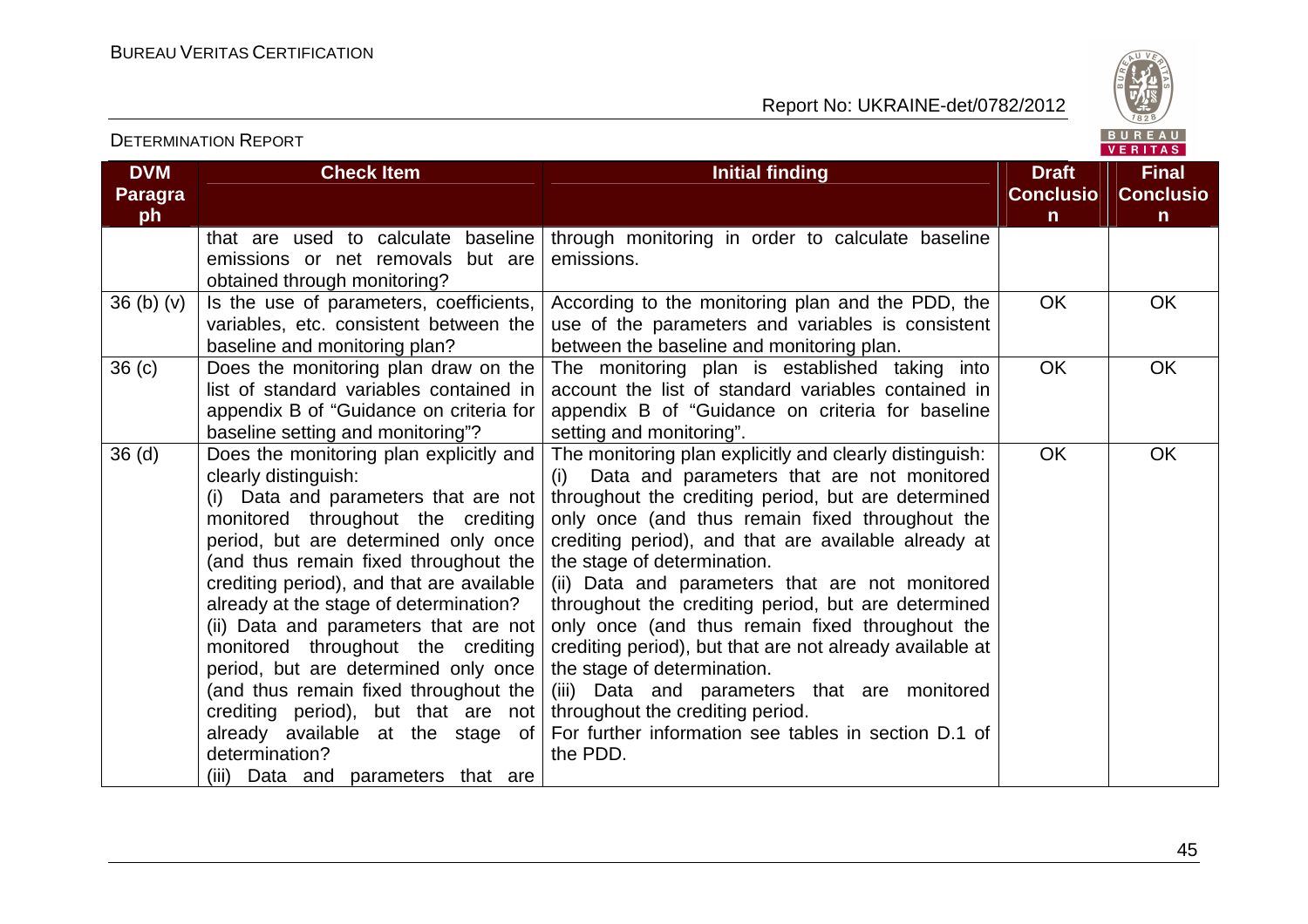| DVM Paragraph | Check Item | Initial finding | Draft Conclusion | Final Conclusion |
|---|---|---|---|---|
| | that are used to calculate baseline emissions or net removals but are obtained through monitoring? | through monitoring in order to calculate baseline emissions. | | |
| 36 (b) (v) | Is the use of parameters, coefficients, variables, etc. consistent between the baseline and monitoring plan? | According to the monitoring plan and the PDD, the use of the parameters and variables is consistent between the baseline and monitoring plan. | OK | OK |
| 36 (c) | Does the monitoring plan draw on the list of standard variables contained in appendix B of "Guidance on criteria for baseline setting and monitoring"? | The monitoring plan is established taking into account the list of standard variables contained in appendix B of "Guidance on criteria for baseline setting and monitoring". | OK | OK |
| 36 (d) | Does the monitoring plan explicitly and clearly distinguish:<br>(i) Data and parameters that are not monitored throughout the crediting period, but are determined only once (and thus remain fixed throughout the crediting period), and that are available already at the stage of determination?<br>(ii) Data and parameters that are not monitored throughout the crediting period, but are determined only once (and thus remain fixed throughout the crediting period), but that are not already available at the stage of determination?<br>(iii) Data and parameters that are | The monitoring plan explicitly and clearly distinguish:<br>(i) Data and parameters that are not monitored throughout the crediting period, but are determined only once (and thus remain fixed throughout the crediting period), and that are available already at the stage of determination.<br>(ii) Data and parameters that are not monitored throughout the crediting period, but are determined only once (and thus remain fixed throughout the crediting period), but that are not already available at the stage of determination.<br>(iii) Data and parameters that are monitored throughout the crediting period.<br>For further information see tables in section D.1 of the PDD. | OK | OK |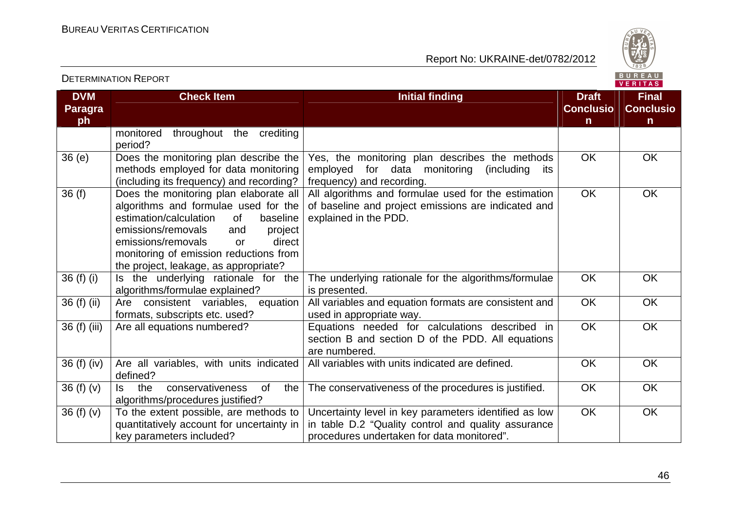| DVM Paragraph | Check Item | Initial finding | Draft Conclusion | Final Conclusion |
|---|---|---|---|---|
| | monitored throughout the crediting period? | | | |
| 36 (e) | Does the monitoring plan describe the methods employed for data monitoring (including its frequency) and recording? | Yes, the monitoring plan describes the methods employed for data monitoring (including its frequency) and recording. | OK | OK |
| 36 (f) | Does the monitoring plan elaborate all algorithms and formulae used for the estimation/calculation of baseline emissions/removals and project emissions/removals or direct monitoring of emission reductions from the project, leakage, as appropriate? | All algorithms and formulae used for the estimation of baseline and project emissions are indicated and explained in the PDD. | OK | OK |
| 36 (f) (i) | Is the underlying rationale for the algorithms/formulae explained? | The underlying rationale for the algorithms/formulae is presented. | OK | OK |
| 36 (f) (ii) | Are consistent variables, equation formats, subscripts etc. used? | All variables and equation formats are consistent and used in appropriate way. | OK | OK |
| 36 (f) (iii) | Are all equations numbered? | Equations needed for calculations described in section B and section D of the PDD. All equations are numbered. | OK | OK |
| 36 (f) (iv) | Are all variables, with units indicated defined? | All variables with units indicated are defined. | OK | OK |
| 36 (f) (v) | Is the conservativeness of the algorithms/procedures justified? | The conservativeness of the procedures is justified. | OK | OK |
| 36 (f) (v) | To the extent possible, are methods to quantitatively account for uncertainty in key parameters included? | Uncertainty level in key parameters identified as low in table D.2 "Quality control and quality assurance procedures undertaken for data monitored". | OK | OK |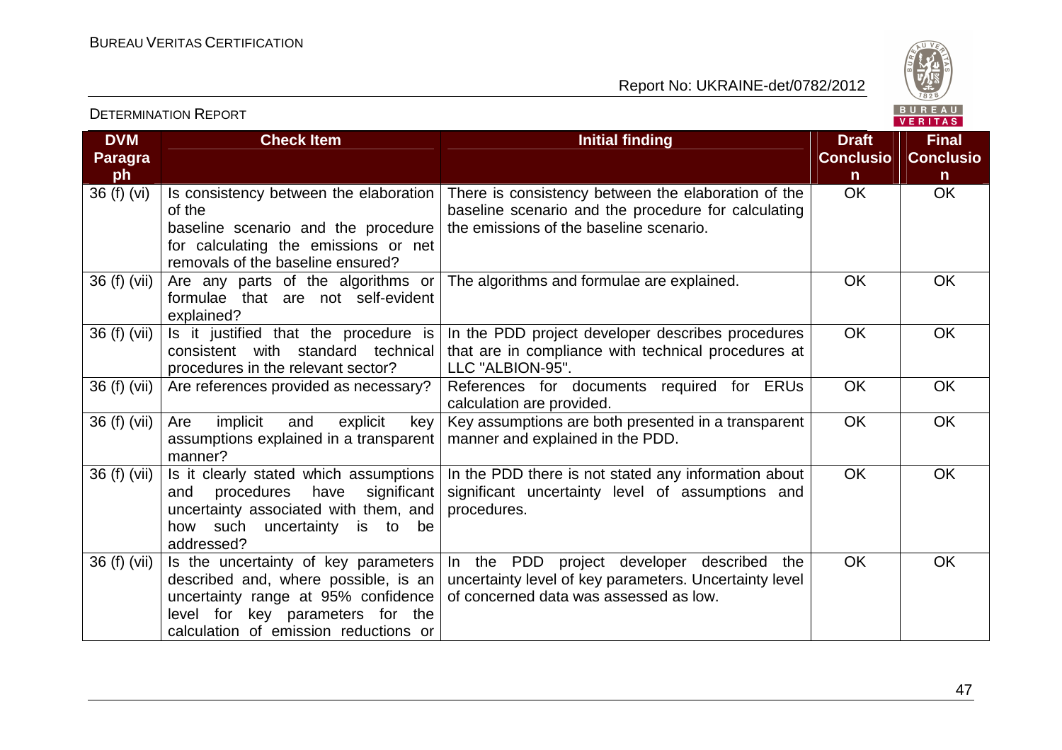| DVM Paragraph | Check Item | Initial finding | Draft Conclusion | Final Conclusion |
|---|---|---|---|---|
| 36 (f) (vi) | Is consistency between the elaboration of the baseline scenario and the procedure for calculating the emissions or net removals of the baseline ensured? | There is consistency between the elaboration of the baseline scenario and the procedure for calculating the emissions of the baseline scenario. | OK | OK |
| 36 (f) (vii) | Are any parts of the algorithms or formulae that are not self-evident explained? | The algorithms and formulae are explained. | OK | OK |
| 36 (f) (vii) | Is it justified that the procedure is consistent with standard technical procedures in the relevant sector? | In the PDD project developer describes procedures that are in compliance with technical procedures at LLC "ALBION-95". | OK | OK |
| 36 (f) (vii) | Are references provided as necessary? | References for documents required for ERUs calculation are provided. | OK | OK |
| 36 (f) (vii) | Are implicit and explicit key assumptions explained in a transparent manner? | Key assumptions are both presented in a transparent manner and explained in the PDD. | OK | OK |
| 36 (f) (vii) | Is it clearly stated which assumptions and procedures have significant uncertainty associated with them, and how such uncertainty is to be addressed? | In the PDD there is not stated any information about significant uncertainty level of assumptions and procedures. | OK | OK |
| 36 (f) (vii) | Is the uncertainty of key parameters described and, where possible, is an uncertainty range at 95% confidence level for key parameters for the calculation of emission reductions or | In the PDD project developer described the uncertainty level of key parameters. Uncertainty level of concerned data was assessed as low. | OK | OK |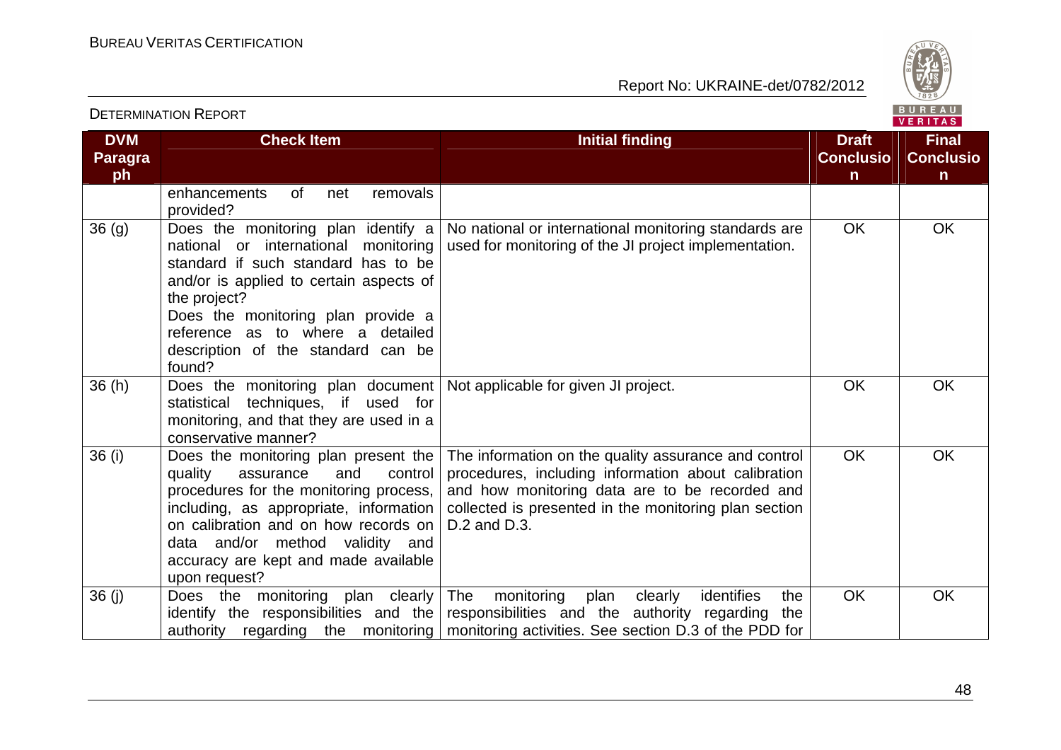| DVM Paragraph | Check Item | Initial finding | Draft Conclusion | Final Conclusion |
|---|---|---|---|---|
| | enhancements of net removals provided? | | | |
| 36 (g) | Does the monitoring plan identify a national or international monitoring standard if such standard has to be and/or is applied to certain aspects of the project?<br>Does the monitoring plan provide a reference as to where a detailed description of the standard can be found? | No national or international monitoring standards are used for monitoring of the JI project implementation. | OK | OK |
| 36 (h) | Does the monitoring plan document statistical techniques, if used for monitoring, and that they are used in a conservative manner? | Not applicable for given JI project. | OK | OK |
| 36 (i) | Does the monitoring plan present the quality assurance and control procedures for the monitoring process, including, as appropriate, information on calibration and on how records on data and/or method validity and accuracy are kept and made available upon request? | The information on the quality assurance and control procedures, including information about calibration and how monitoring data are to be recorded and collected is presented in the monitoring plan section D.2 and D.3. | OK | OK |
| 36 (j) | Does the monitoring plan clearly identify the responsibilities and the authority regarding the monitoring | The monitoring plan clearly identifies the responsibilities and the authority regarding the monitoring activities. See section D.3 of the PDD for | OK | OK |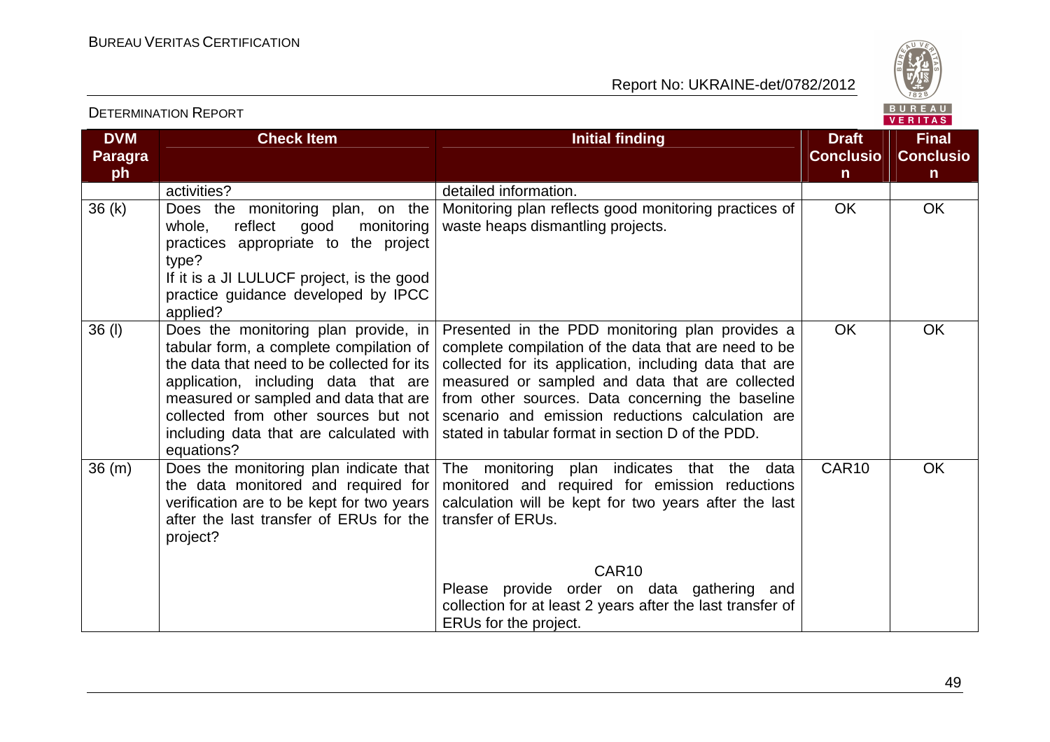| DVM Paragraph | Check Item | Initial finding | Draft Conclusion | Final Conclusion |
|---|---|---|---|---|
| | activities? | detailed information. | | |
| 36 (k) | Does the monitoring plan, on the whole, reflect good monitoring practices appropriate to the project type?<br>If it is a JI LULUCF project, is the good practice guidance developed by IPCC applied? | Monitoring plan reflects good monitoring practices of waste heaps dismantling projects. | OK | OK |
| 36 (l) | Does the monitoring plan provide, in tabular form, a complete compilation of the data that need to be collected for its application, including data that are measured or sampled and data that are collected from other sources but not including data that are calculated with equations? | Presented in the PDD monitoring plan provides a complete compilation of the data that are need to be collected for its application, including data that are measured or sampled and data that are collected from other sources. Data concerning the baseline scenario and emission reductions calculation are stated in tabular format in section D of the PDD. | OK | OK |
| 36 (m) | Does the monitoring plan indicate that the data monitored and required for verification are to be kept for two years after the last transfer of ERUs for the project? | The monitoring plan indicates that the data monitored and required for emission reductions calculation will be kept for two years after the last transfer of ERUs.<br><br>CAR10<br>Please provide order on data gathering and collection for at least 2 years after the last transfer of ERUs for the project. | CAR10 | OK |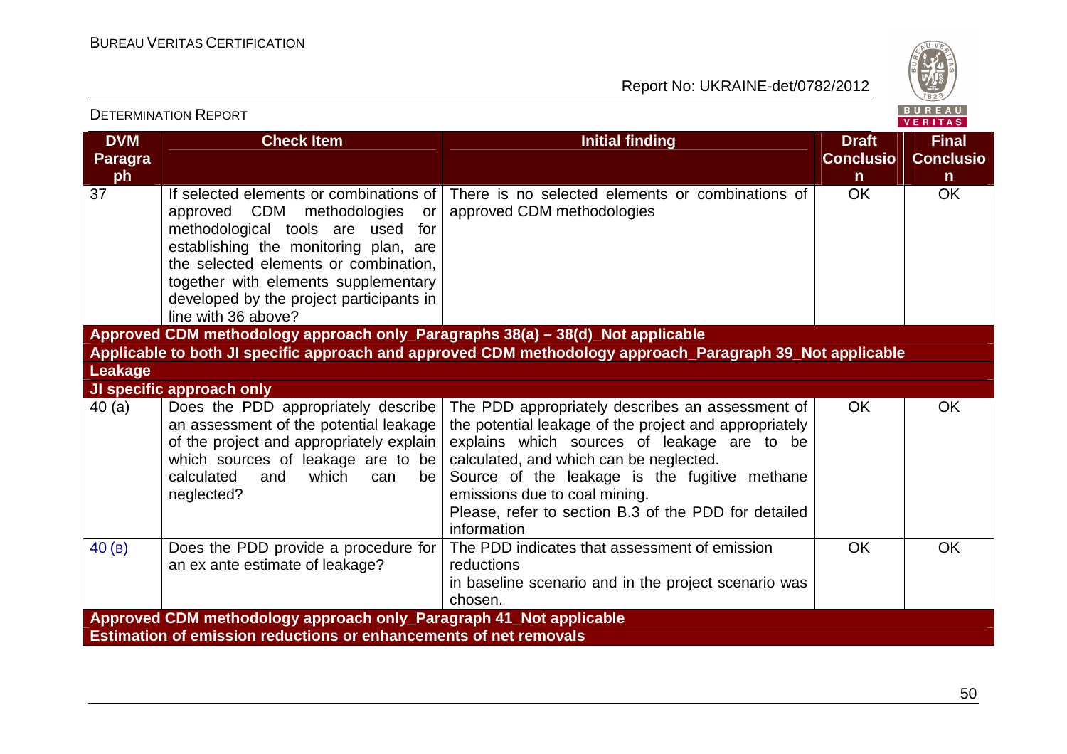| DVM Paragraph | Check Item | Initial finding | Draft Conclusion | Final Conclusion |
|---|---|---|---|---|
| 37 | If selected elements or combinations of approved CDM methodologies or methodological tools are used for establishing the monitoring plan, are the selected elements or combination, together with elements supplementary developed by the project participants in line with 36 above? | There is no selected elements or combinations of approved CDM methodologies | OK | OK |
| **Approved CDM methodology approach only_Paragraphs 38(a) – 38(d)_Not applicable** | | | | |
| **Applicable to both JI specific approach and approved CDM methodology approach_Paragraph 39_Not applicable** | | | | |
| **Leakage** | | | | |
| **JI specific approach only** | | | | |
| 40 (a) | Does the PDD appropriately describe an assessment of the potential leakage of the project and appropriately explain which sources of leakage are to be calculated and which can be neglected? | The PDD appropriately describes an assessment of the potential leakage of the project and appropriately explains which sources of leakage are to be calculated, and which can be neglected.<br>Source of the leakage is the fugitive methane emissions due to coal mining.<br>Please, refer to section B.3 of the PDD for detailed information | OK | OK |
| 40 (B) | Does the PDD provide a procedure for an ex ante estimate of leakage? | The PDD indicates that assessment of emission reductions in baseline scenario and in the project scenario was chosen. | OK | OK |
| **Approved CDM methodology approach only_Paragraph 41_Not applicable** | | | | |
| **Estimation of emission reductions or enhancements of net removals** | | | | |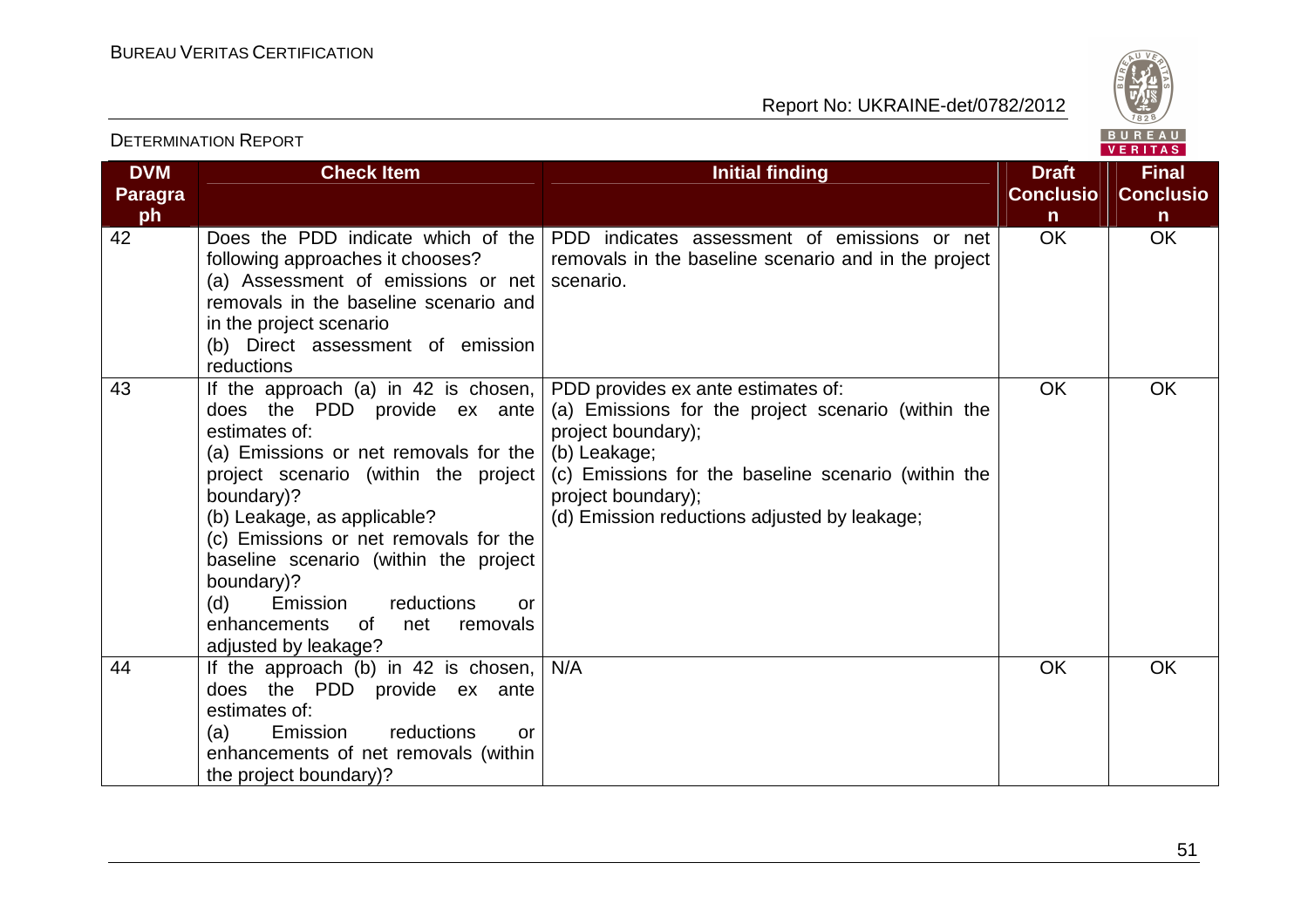| DVM Paragraph | Check Item | Initial finding | Draft Conclusion | Final Conclusion |
|---|---|---|---|---|
| 42 | Does the PDD indicate which of the following approaches it chooses?<br>(a) Assessment of emissions or net removals in the baseline scenario and in the project scenario<br>(b) Direct assessment of emission reductions | PDD indicates assessment of emissions or net removals in the baseline scenario and in the project scenario. | OK | OK |
| 43 | If the approach (a) in 42 is chosen, does the PDD provide ex ante estimates of:<br>(a) Emissions or net removals for the project scenario (within the project boundary)?<br>(b) Leakage, as applicable?<br>(c) Emissions or net removals for the baseline scenario (within the project boundary)?<br>(d) Emission reductions or enhancements of net removals adjusted by leakage? | PDD provides ex ante estimates of:<br>(a) Emissions for the project scenario (within the project boundary);<br>(b) Leakage;<br>(c) Emissions for the baseline scenario (within the project boundary);<br>(d) Emission reductions adjusted by leakage; | OK | OK |
| 44 | If the approach (b) in 42 is chosen, does the PDD provide ex ante estimates of:<br>(a) Emission reductions or enhancements of net removals (within the project boundary)? | N/A | OK | OK |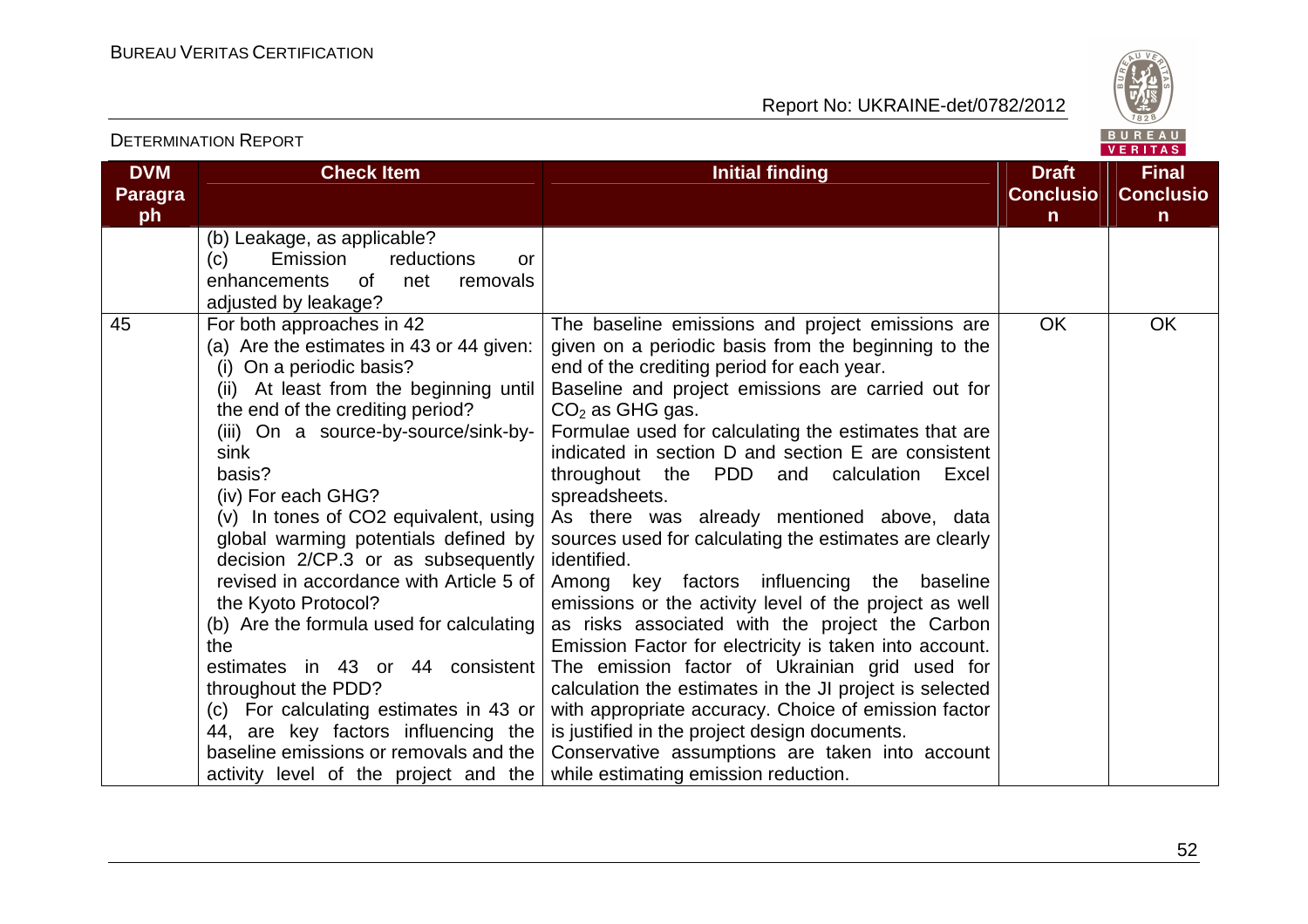| DVM Paragraph | Check Item | Initial finding | Draft Conclusion | Final Conclusion |
|---|---|---|---|---|
| | (b) Leakage, as applicable?<br>(c) Emission reductions or enhancements of net removals adjusted by leakage? | | | |
| 45 | For both approaches in 42<br>(a) Are the estimates in 43 or 44 given:<br>(i) On a periodic basis?<br>(ii) At least from the beginning until the end of the crediting period?<br>(iii) On a source-by-source/sink-by-sink basis?<br>(iv) For each GHG?<br>(v) In tones of CO2 equivalent, using global warming potentials defined by decision 2/CP.3 or as subsequently revised in accordance with Article 5 of the Kyoto Protocol?<br>(b) Are the formula used for calculating the estimates in 43 or 44 consistent throughout the PDD?<br>(c) For calculating estimates in 43 or 44, are key factors influencing the baseline emissions or removals and the activity level of the project and the | The baseline emissions and project emissions are given on a periodic basis from the beginning to the end of the crediting period for each year.<br>Baseline and project emissions are carried out for $CO_2$ as GHG gas.<br>Formulae used for calculating the estimates that are indicated in section D and section E are consistent throughout the PDD and calculation Excel spreadsheets.<br>As there was already mentioned above, data sources used for calculating the estimates are clearly identified.<br>Among key factors influencing the baseline emissions or the activity level of the project as well as risks associated with the project the Carbon Emission Factor for electricity is taken into account. The emission factor of Ukrainian grid used for calculation the estimates in the JI project is selected with appropriate accuracy. Choice of emission factor is justified in the project design documents.<br>Conservative assumptions are taken into account while estimating emission reduction. | OK | OK |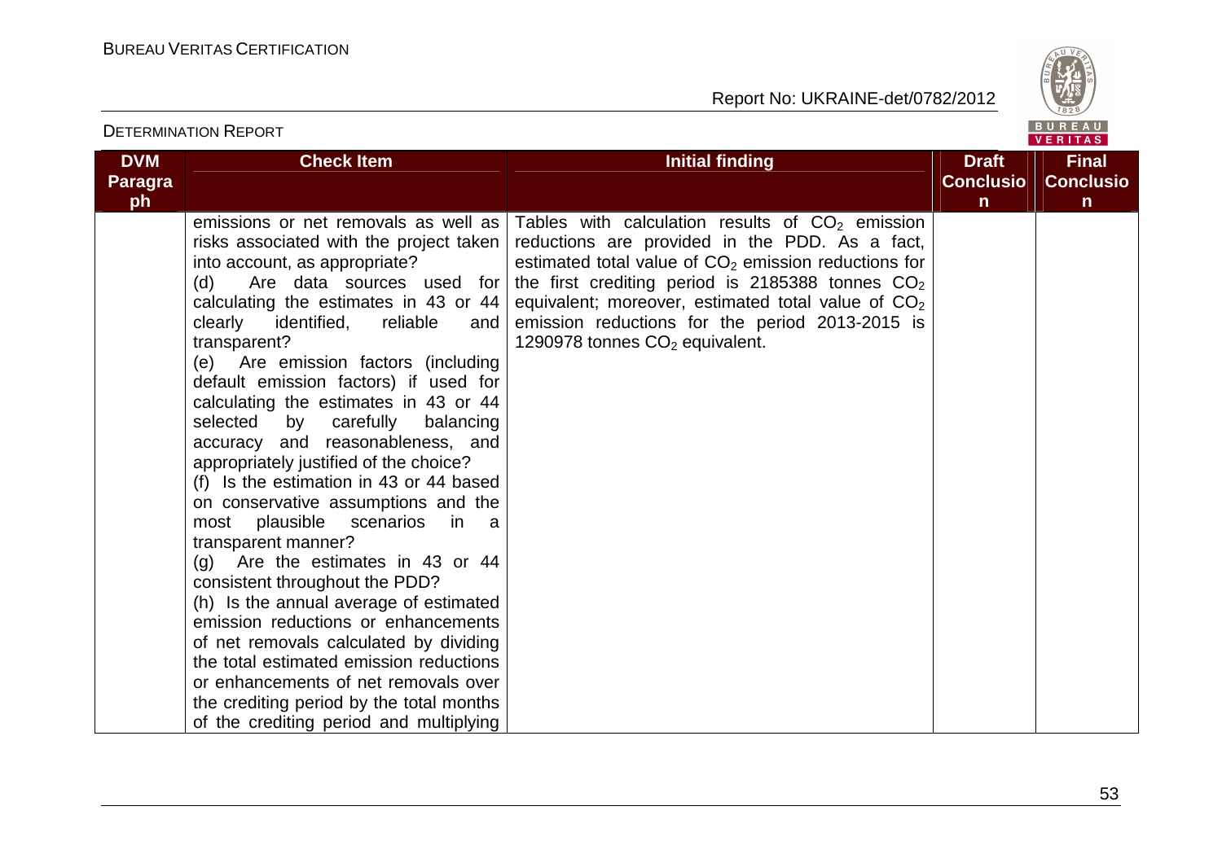| DVM Paragraph | Check Item | Initial finding | Draft Conclusion | Final Conclusion |
|---|---|---|---|---|
| | emissions or net removals as well as risks associated with the project taken into account, as appropriate?<br>(d) Are data sources used for calculating the estimates in 43 or 44 clearly identified, reliable and transparent?<br>(e) Are emission factors (including default emission factors) if used for calculating the estimates in 43 or 44 selected by carefully balancing accuracy and reasonableness, and appropriately justified of the choice?<br>(f) Is the estimation in 43 or 44 based on conservative assumptions and the most plausible scenarios in a transparent manner?<br>(g) Are the estimates in 43 or 44 consistent throughout the PDD?<br>(h) Is the annual average of estimated emission reductions or enhancements of net removals calculated by dividing the total estimated emission reductions or enhancements of net removals over the crediting period by the total months of the crediting period and multiplying | Tables with calculation results of $CO_2$ emission reductions are provided in the PDD. As a fact, estimated total value of $CO_2$ emission reductions for the first crediting period is 2185388 tonnes $CO_2$ equivalent; moreover, estimated total value of $CO_2$ emission reductions for the period 2013-2015 is 1290978 tonnes $CO_2$ equivalent. | | |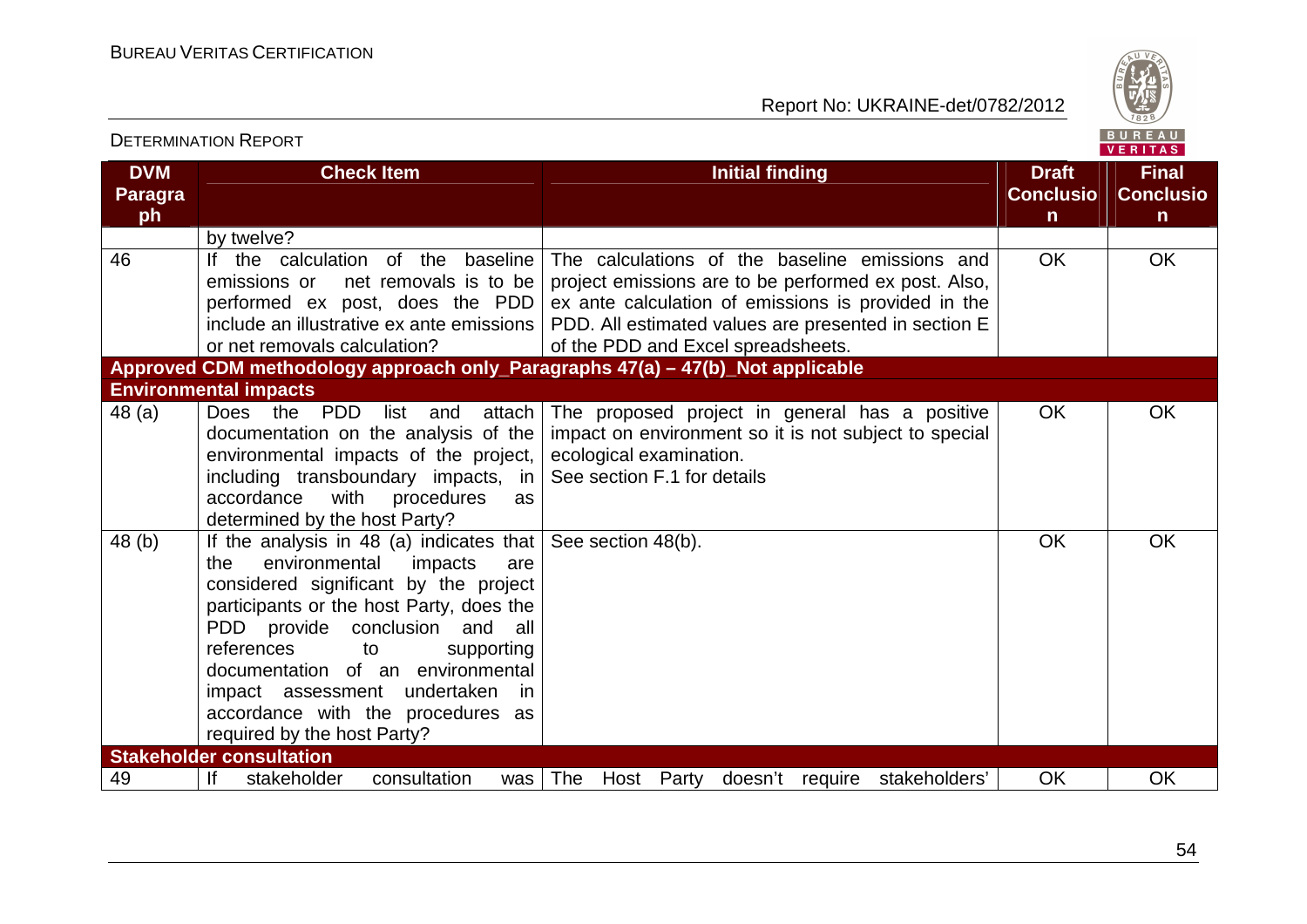| DVM Paragraph | Check Item | Initial finding | Draft Conclusion | Final Conclusion |
|---|---|---|---|---|
| | by twelve? | | | |
| 46 | If the calculation of the baseline emissions or net removals is to be performed ex post, does the PDD include an illustrative ex ante emissions or net removals calculation? | The calculations of the baseline emissions and project emissions are to be performed ex post. Also, ex ante calculation of emissions is provided in the PDD. All estimated values are presented in section E of the PDD and Excel spreadsheets. | OK | OK |
| **Approved CDM methodology approach only_Paragraphs 47(a) – 47(b)_Not applicable** | | | | |
| **Environmental impacts** | | | | |
| 48 (a) | Does the PDD list and attach documentation on the analysis of the environmental impacts of the project, including transboundary impacts, in accordance with procedures as determined by the host Party? | The proposed project in general has a positive impact on environment so it is not subject to special ecological examination. See section F.1 for details | OK | OK |
| 48 (b) | If the analysis in 48 (a) indicates that the environmental impacts are considered significant by the project participants or the host Party, does the PDD provide conclusion and all references to supporting documentation of an environmental impact assessment undertaken in accordance with the procedures as required by the host Party? | See section 48(b). | OK | OK |
| **Stakeholder consultation** | | | | |
| 49 | If stakeholder consultation was | The Host Party doesn't require stakeholders' | OK | OK |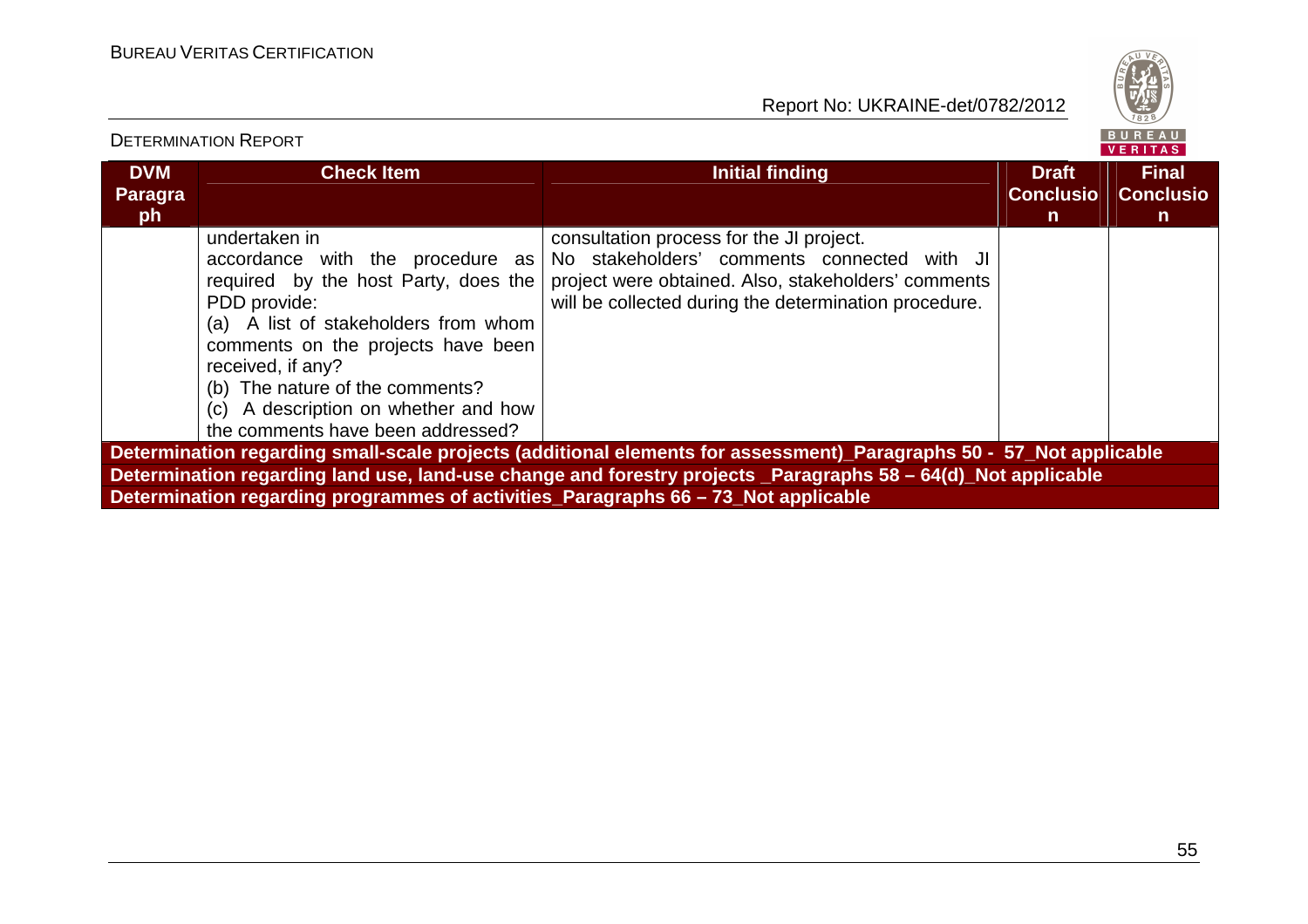| DVM Paragraph | Check Item | Initial finding | Draft Conclusion | Final Conclusion |
|---|---|---|---|---|
| | undertaken in accordance with the procedure as required by the host Party, does the PDD provide:<br>(a) A list of stakeholders from whom comments on the projects have been received, if any?<br>(b) The nature of the comments?<br>(c) A description on whether and how the comments have been addressed? | consultation process for the JI project.<br>No stakeholders' comments connected with JI project were obtained. Also, stakeholders' comments will be collected during the determination procedure. | | |
| **Determination regarding small-scale projects (additional elements for assessment)_Paragraphs 50 - 57_Not applicable** | | | | |
| **Determination regarding land use, land-use change and forestry projects _Paragraphs 58 – 64(d)_Not applicable** | | | | |
| **Determination regarding programmes of activities_Paragraphs 66 – 73_Not applicable** | | | | |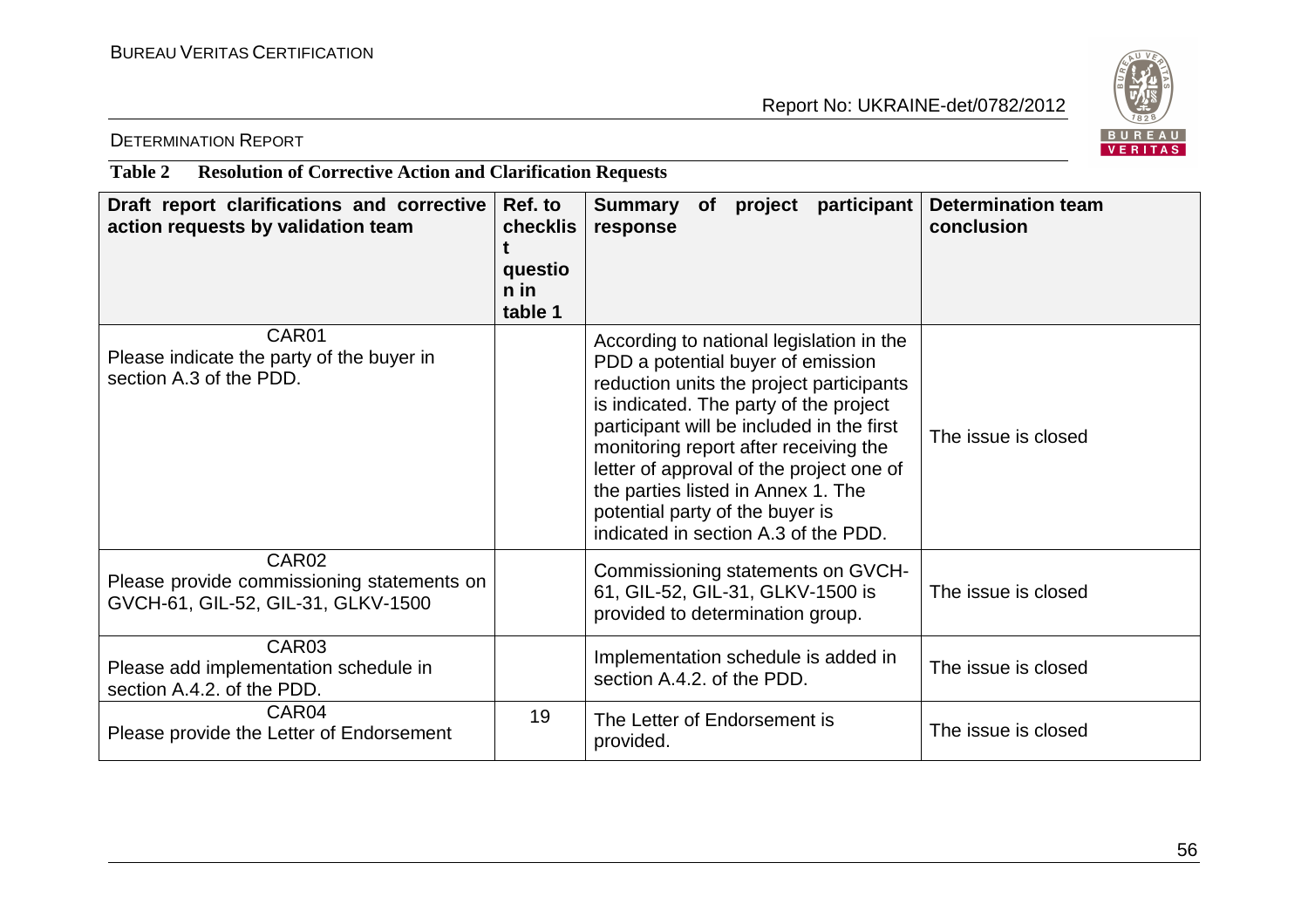**Table 2 Resolution of Corrective Action and Clarification Requests**

| Draft report clarifications and corrective action requests by validation team | Ref. to checklist question in table 1 | Summary of project participant response | Determination team conclusion |
|---|---|---|---|
| CAR01<br>Please indicate the party of the buyer in section A.3 of the PDD. | | According to national legislation in the PDD a potential buyer of emission reduction units the project participants is indicated. The party of the project participant will be included in the first monitoring report after receiving the letter of approval of the project one of the parties listed in Annex 1. The potential party of the buyer is indicated in section A.3 of the PDD. | The issue is closed |
| CAR02<br>Please provide commissioning statements on GVCH-61, GIL-52, GIL-31, GLKV-1500 | | Commissioning statements on GVCH-61, GIL-52, GIL-31, GLKV-1500 is provided to determination group. | The issue is closed |
| CAR03<br>Please add implementation schedule in section A.4.2. of the PDD. | | Implementation schedule is added in section A.4.2. of the PDD. | The issue is closed |
| CAR04<br>Please provide the Letter of Endorsement | 19 | The Letter of Endorsement is provided. | The issue is closed |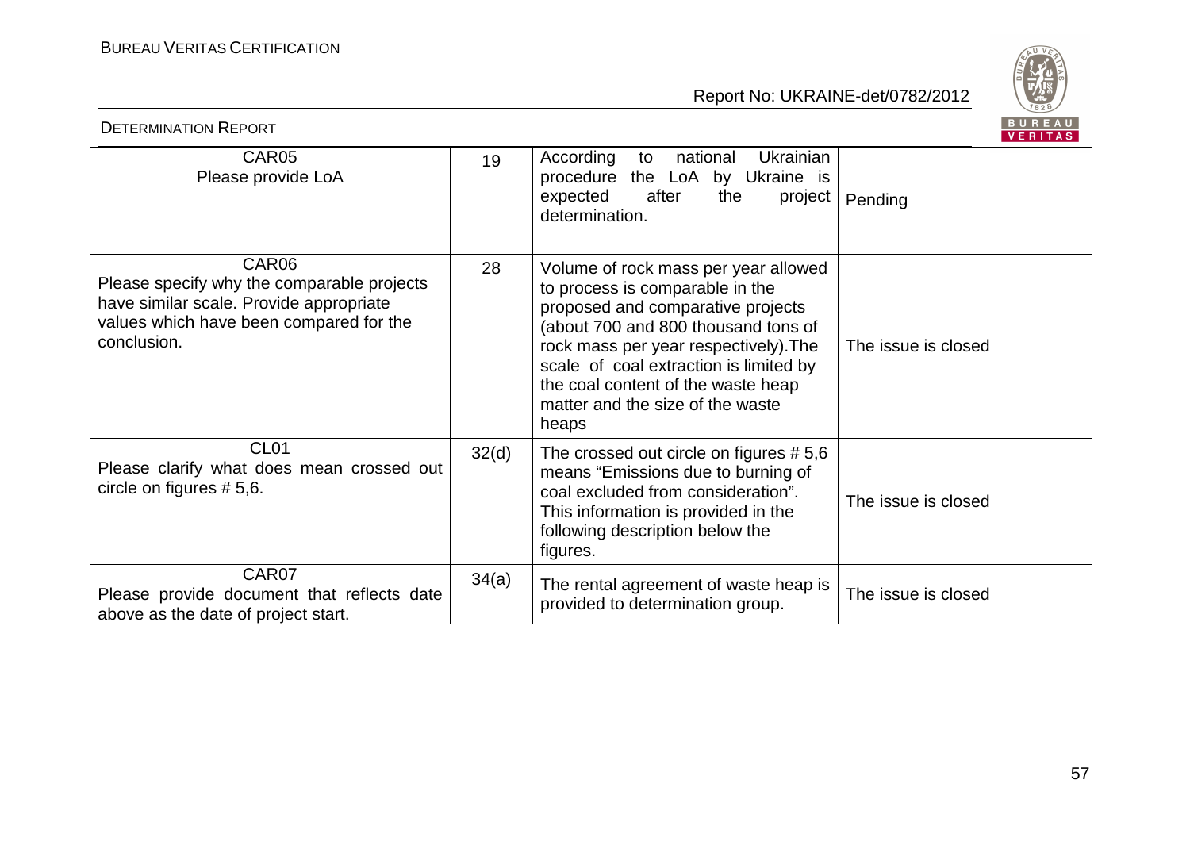| CAR05<br>Please provide LoA | 19 | According to national Ukrainian procedure the LoA by Ukraine is expected after the project determination. | Pending |
|---|---|---|---|
| CAR06<br>Please specify why the comparable projects have similar scale. Provide appropriate values which have been compared for the conclusion. | 28 | Volume of rock mass per year allowed to process is comparable in the proposed and comparative projects (about 700 and 800 thousand tons of rock mass per year respectively).The scale of coal extraction is limited by the coal content of the waste heap matter and the size of the waste heaps | The issue is closed |
| CL01<br>Please clarify what does mean crossed out circle on figures # 5,6. | 32(d) | The crossed out circle on figures # 5,6 means “Emissions due to burning of coal excluded from consideration”. This information is provided in the following description below the figures. | The issue is closed |
| CAR07<br>Please provide document that reflects date above as the date of project start. | 34(a) | The rental agreement of waste heap is provided to determination group. | The issue is closed |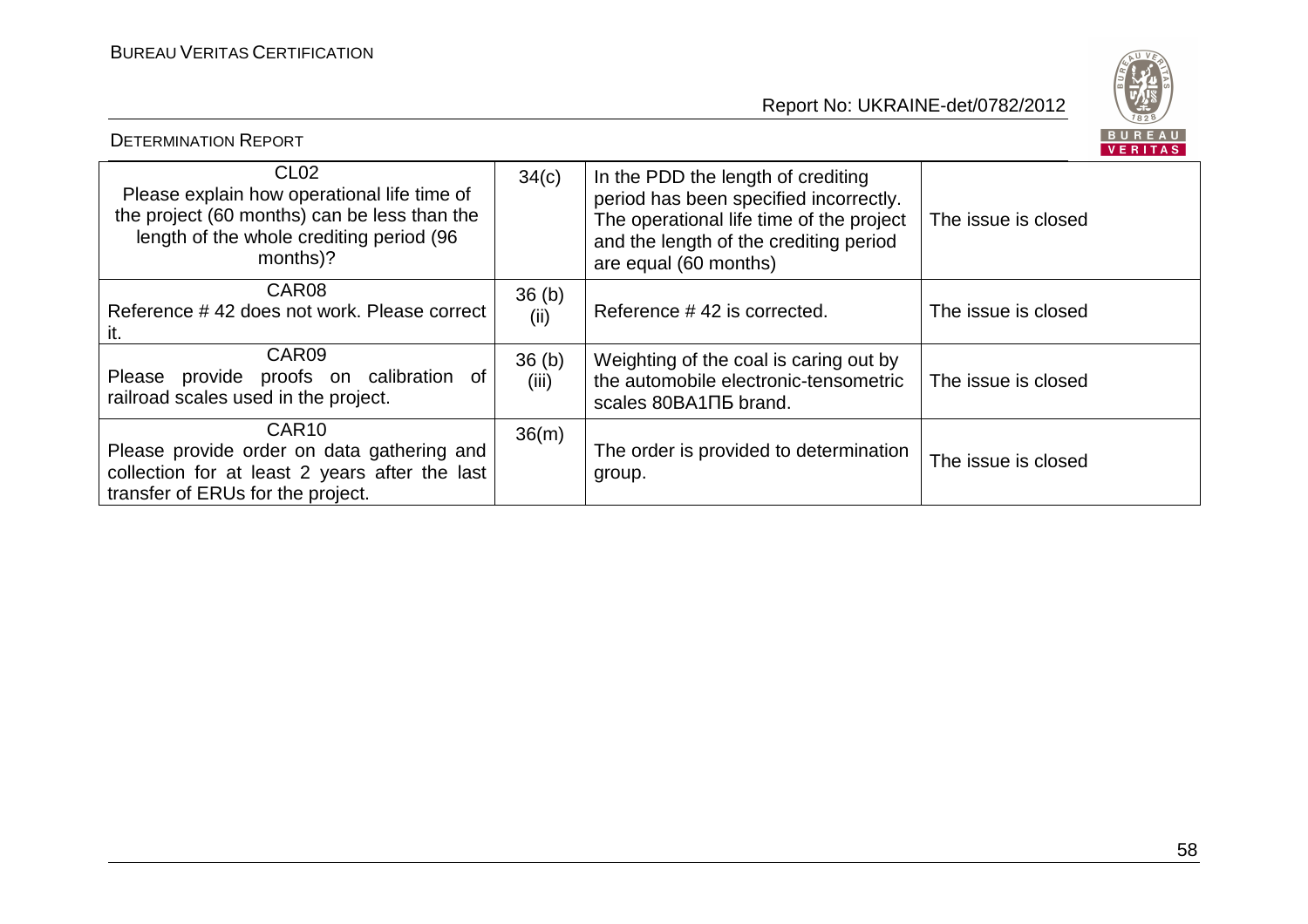| | | | |
|---|---|---|---|
| CL02<br>Please explain how operational life time of the project (60 months) can be less than the length of the whole crediting period (96 months)? | 34(c) | In the PDD the length of crediting period has been specified incorrectly. The operational life time of the project and the length of the crediting period are equal (60 months) | The issue is closed |
| CAR08<br>Reference # 42 does not work. Please correct it. | 36 (b) (ii) | Reference # 42 is corrected. | The issue is closed |
| CAR09<br>Please provide proofs on calibration of railroad scales used in the project. | 36 (b) (iii) | Weighting of the coal is caring out by the automobile electronic-tensometric scales 80ВА1ПБ brand. | The issue is closed |
| CAR10<br>Please provide order on data gathering and collection for at least 2 years after the last transfer of ERUs for the project. | 36(m) | The order is provided to determination group. | The issue is closed |